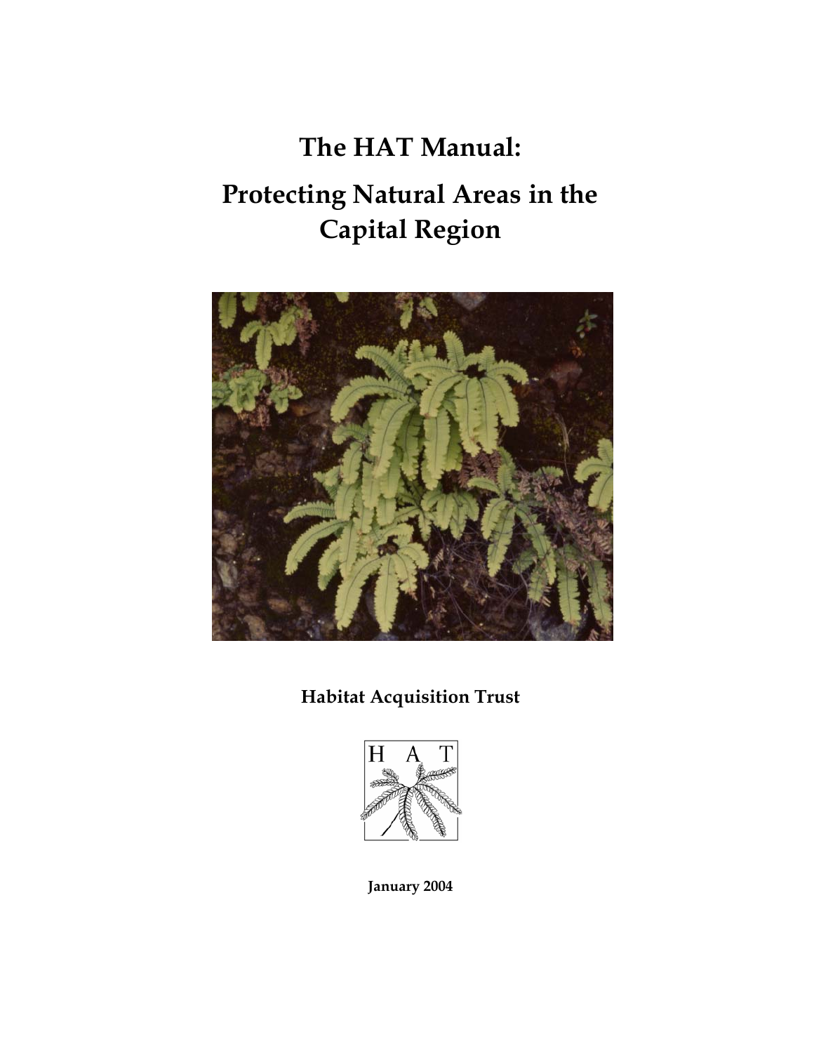# The HAT Manual:

# Protecting Natural Areas in the Capital Region

**Habitat Acquisition Trust**

**January 2004**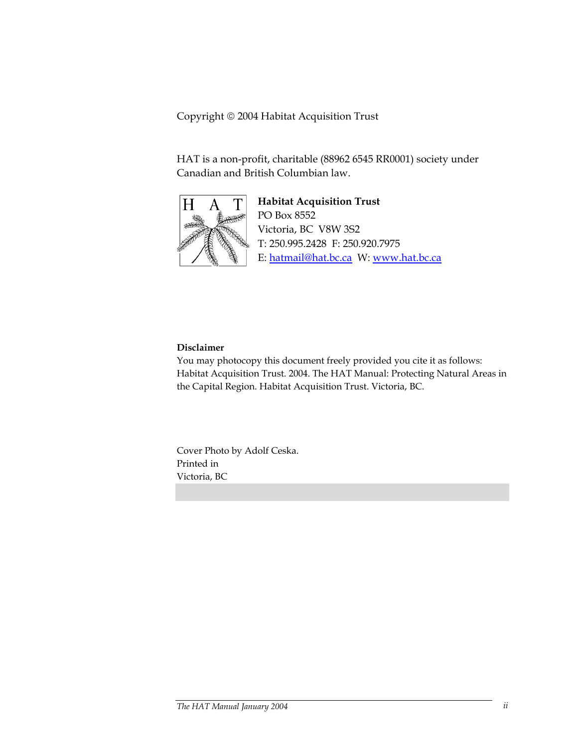Copyright © 2004 Habitat Acquisition Trust

HAT is a non-profit, charitable (88962 6545 RR0001) society under Canadian and British Columbian law.

**Habitat Acquisition Trust**
PO Box 8552
Victoria, BC V8W 3S2
T: 250.995.2428 F: 250.920.7975
E: hatmail@hat.bc.ca W: www.hat.bc.ca

**Disclaimer**
You may photocopy this document freely provided you cite it as follows: Habitat Acquisition Trust. 2004. The HAT Manual: Protecting Natural Areas in the Capital Region. Habitat Acquisition Trust. Victoria, BC.

Cover Photo by Adolf Ceska.
Printed in
Victoria, BC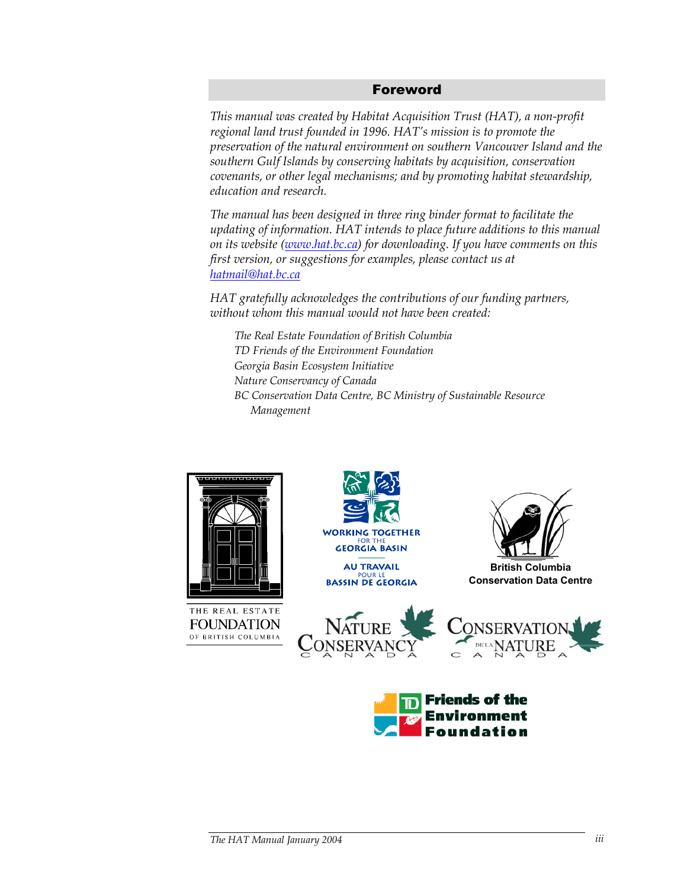## Foreword

*This manual was created by Habitat Acquisition Trust (HAT), a non-profit regional land trust founded in 1996. HAT's mission is to promote the preservation of the natural environment on southern Vancouver Island and the southern Gulf Islands by conserving habitats by acquisition, conservation covenants, or other legal mechanisms; and by promoting habitat stewardship, education and research.*

*The manual has been designed in three ring binder format to facilitate the updating of information. HAT intends to place future additions to this manual on its website ([www.hat.bc.ca](http://www.hat.bc.ca)) for downloading. If you have comments on this first version, or suggestions for examples, please contact us at [hatmail@hat.bc.ca](mailto:hatmail@hat.bc.ca)*

*HAT gratefully acknowledges the contributions of our funding partners, without whom this manual would not have been created:*

*The Real Estate Foundation of British Columbia*
*TD Friends of the Environment Foundation*
*Georgia Basin Ecosystem Initiative*
*Nature Conservancy of Canada*
*BC Conservation Data Centre, BC Ministry of Sustainable Resource Management*

THE REAL ESTATE FOUNDATION OF BRITISH COLUMBIA

WORKING TOGETHER FOR THE GEORGIA BASIN
AU TRAVAIL POUR LE BASSIN DE GEORGIA

British Columbia Conservation Data Centre

NATURE CONSERVANCY CANADA

CONSERVATION DE LA NATURE CANADA

TD Friends of the Environment Foundation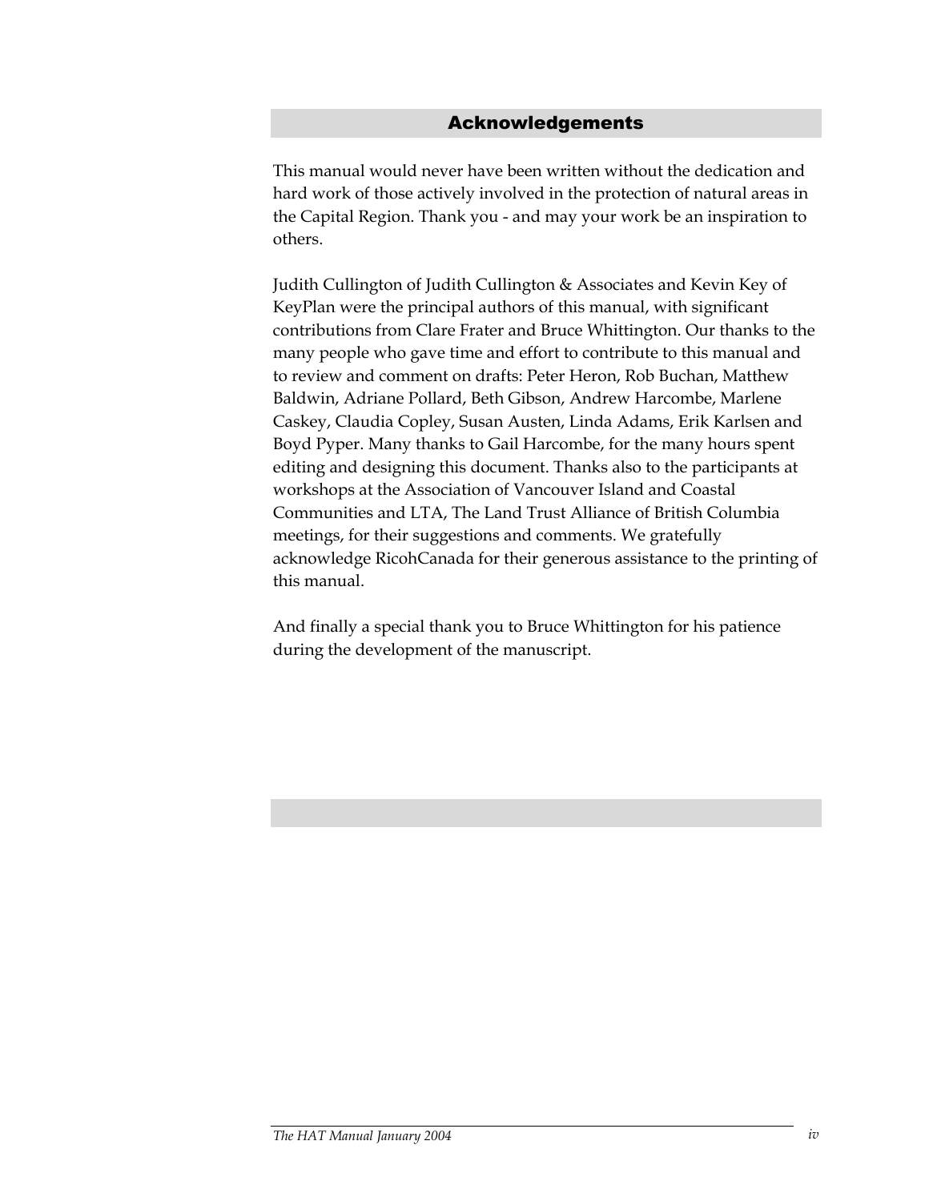## Acknowledgements

This manual would never have been written without the dedication and hard work of those actively involved in the protection of natural areas in the Capital Region. Thank you - and may your work be an inspiration to others.

Judith Cullington of Judith Cullington & Associates and Kevin Key of KeyPlan were the principal authors of this manual, with significant contributions from Clare Frater and Bruce Whittington. Our thanks to the many people who gave time and effort to contribute to this manual and to review and comment on drafts: Peter Heron, Rob Buchan, Matthew Baldwin, Adriane Pollard, Beth Gibson, Andrew Harcombe, Marlene Caskey, Claudia Copley, Susan Austen, Linda Adams, Erik Karlsen and Boyd Pyper. Many thanks to Gail Harcombe, for the many hours spent editing and designing this document. Thanks also to the participants at workshops at the Association of Vancouver Island and Coastal Communities and LTA, The Land Trust Alliance of British Columbia meetings, for their suggestions and comments. We gratefully acknowledge RicohCanada for their generous assistance to the printing of this manual.

And finally a special thank you to Bruce Whittington for his patience during the development of the manuscript.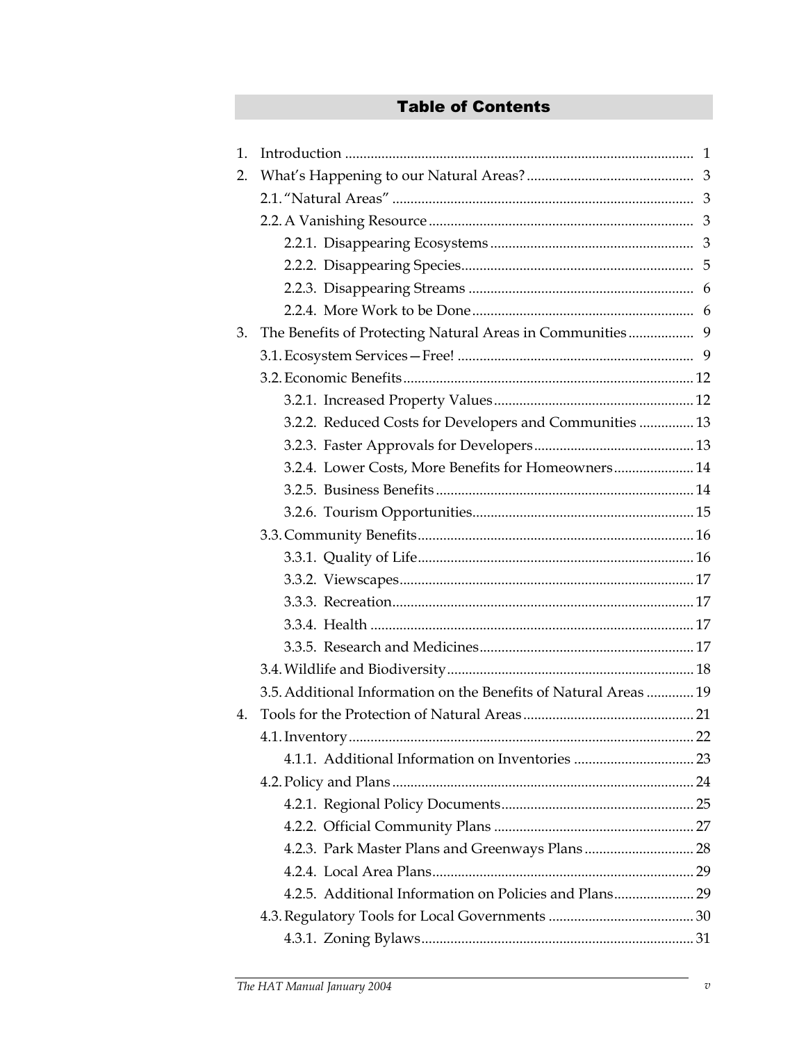## Table of Contents

1. Introduction ............................................................................................... 1
2. What's Happening to our Natural Areas? ............................................. 3
   - 2.1. "Natural Areas" .................................................................................. 3
   - 2.2. A Vanishing Resource ......................................................................... 3
     - 2.2.1. Disappearing Ecosystems ........................................................ 3
     - 2.2.2. Disappearing Species................................................................ 5
     - 2.2.3. Disappearing Streams .............................................................. 6
     - 2.2.4. More Work to be Done ............................................................. 6
3. The Benefits of Protecting Natural Areas in Communities .................. 9
   - 3.1. Ecosystem Services—Free! ................................................................ 9
   - 3.2. Economic Benefits ............................................................................... 12
     - 3.2.1. Increased Property Values ....................................................... 12
     - 3.2.2. Reduced Costs for Developers and Communities ............... 13
     - 3.2.3. Faster Approvals for Developers ............................................ 13
     - 3.2.4. Lower Costs, More Benefits for Homeowners ...................... 14
     - 3.2.5. Business Benefits ....................................................................... 14
     - 3.2.6. Tourism Opportunities............................................................. 15
   - 3.3. Community Benefits ............................................................................ 16
     - 3.3.1. Quality of Life ............................................................................ 16
     - 3.3.2. Viewscapes................................................................................. 17
     - 3.3.3. Recreation................................................................................... 17
     - 3.3.4. Health ......................................................................................... 17
     - 3.3.5. Research and Medicines........................................................... 17
   - 3.4. Wildlife and Biodiversity .................................................................... 18
   - 3.5. Additional Information on the Benefits of Natural Areas ............. 19
4. Tools for the Protection of Natural Areas ............................................... 21
   - 4.1. Inventory ............................................................................................... 22
     - 4.1.1. Additional Information on Inventories ................................. 23
   - 4.2. Policy and Plans ................................................................................... 24
     - 4.2.1. Regional Policy Documents ..................................................... 25
     - 4.2.2. Official Community Plans ....................................................... 27
     - 4.2.3. Park Master Plans and Greenways Plans .............................. 28
     - 4.2.4. Local Area Plans ........................................................................ 29
     - 4.2.5. Additional Information on Policies and Plans ...................... 29
   - 4.3. Regulatory Tools for Local Governments ........................................ 30
     - 4.3.1. Zoning Bylaws ........................................................................... 31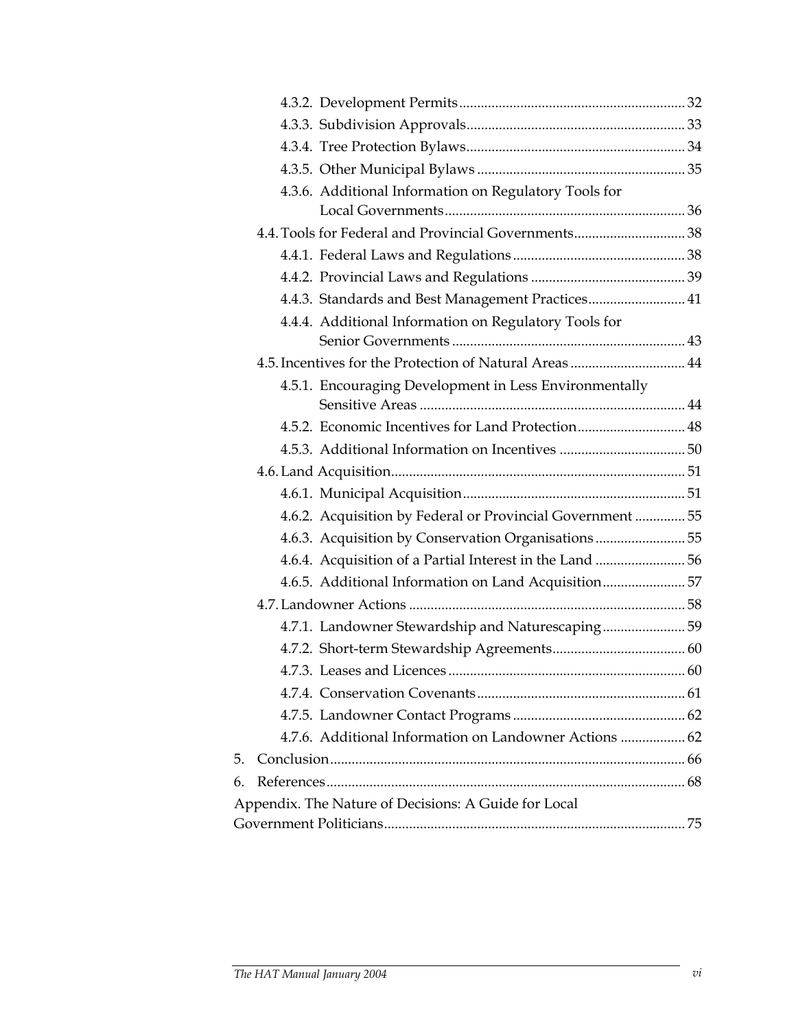- 4.3.2. Development Permits ............................................................. 32
- 4.3.3. Subdivision Approvals ........................................................... 33
- 4.3.4. Tree Protection Bylaws ........................................................... 34
- 4.3.5. Other Municipal Bylaws ......................................................... 35
- 4.3.6. Additional Information on Regulatory Tools for Local Governments ................................................................. 36

4.4. Tools for Federal and Provincial Governments ............................... 38

- 4.4.1. Federal Laws and Regulations ............................................... 38
- 4.4.2. Provincial Laws and Regulations .......................................... 39
- 4.4.3. Standards and Best Management Practices .......................... 41
- 4.4.4. Additional Information on Regulatory Tools for Senior Governments ............................................................... 43

4.5. Incentives for the Protection of Natural Areas ................................ 44

- 4.5.1. Encouraging Development in Less Environmentally Sensitive Areas .......................................................................... 44
- 4.5.2. Economic Incentives for Land Protection ............................. 48
- 4.5.3. Additional Information on Incentives .................................. 50

4.6. Land Acquisition ................................................................................ 51

- 4.6.1. Municipal Acquisition ............................................................ 51
- 4.6.2. Acquisition by Federal or Provincial Government ............. 55
- 4.6.3. Acquisition by Conservation Organisations ........................ 55
- 4.6.4. Acquisition of a Partial Interest in the Land ........................ 56
- 4.6.5. Additional Information on Land Acquisition ...................... 57

4.7. Landowner Actions ............................................................................ 58

- 4.7.1. Landowner Stewardship and Naturescaping ...................... 59
- 4.7.2. Short-term Stewardship Agreements .................................... 60
- 4.7.3. Leases and Licences ................................................................ 60
- 4.7.4. Conservation Covenants ......................................................... 61
- 4.7.5. Landowner Contact Programs ............................................... 62
- 4.7.6. Additional Information on Landowner Actions ................. 62

5. Conclusion ................................................................................................ 66
6. References ................................................................................................. 68

Appendix. The Nature of Decisions: A Guide for Local Government Politicians .................................................................................. 75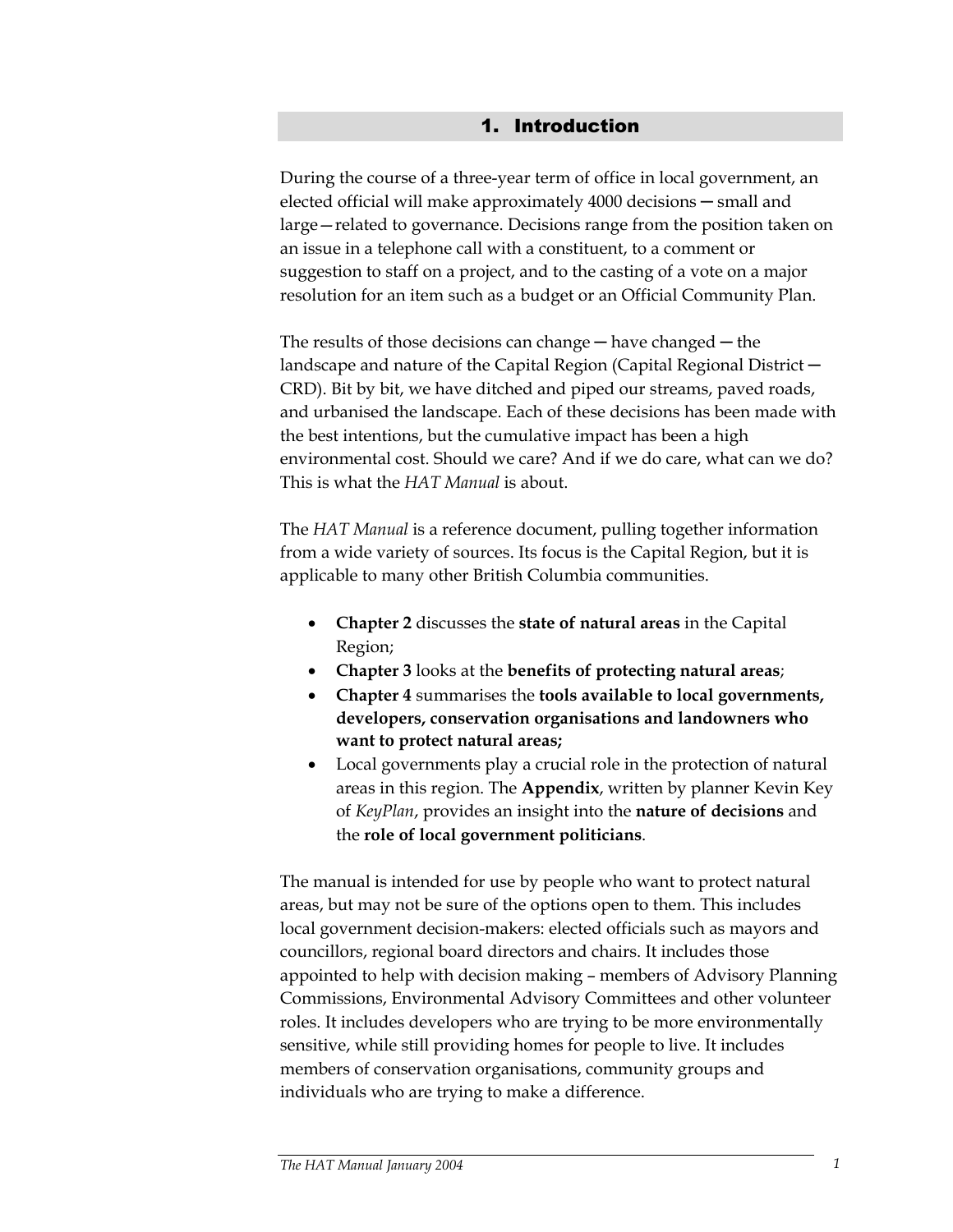# 1. Introduction

During the course of a three-year term of office in local government, an elected official will make approximately 4000 decisions ─ small and large—related to governance. Decisions range from the position taken on an issue in a telephone call with a constituent, to a comment or suggestion to staff on a project, and to the casting of a vote on a major resolution for an item such as a budget or an Official Community Plan.

The results of those decisions can change ─ have changed ─ the landscape and nature of the Capital Region (Capital Regional District ─ CRD). Bit by bit, we have ditched and piped our streams, paved roads, and urbanised the landscape. Each of these decisions has been made with the best intentions, but the cumulative impact has been a high environmental cost. Should we care? And if we do care, what can we do? This is what the *HAT Manual* is about.

The *HAT Manual* is a reference document, pulling together information from a wide variety of sources. Its focus is the Capital Region, but it is applicable to many other British Columbia communities.

- **Chapter 2** discusses the **state of natural areas** in the Capital Region;
- **Chapter 3** looks at the **benefits of protecting natural areas**;
- **Chapter 4** summarises the **tools available to local governments, developers, conservation organisations and landowners who want to protect natural areas;**
- Local governments play a crucial role in the protection of natural areas in this region. The **Appendix**, written by planner Kevin Key of *KeyPlan*, provides an insight into the **nature of decisions** and the **role of local government politicians**.

The manual is intended for use by people who want to protect natural areas, but may not be sure of the options open to them. This includes local government decision-makers: elected officials such as mayors and councillors, regional board directors and chairs. It includes those appointed to help with decision making – members of Advisory Planning Commissions, Environmental Advisory Committees and other volunteer roles. It includes developers who are trying to be more environmentally sensitive, while still providing homes for people to live. It includes members of conservation organisations, community groups and individuals who are trying to make a difference.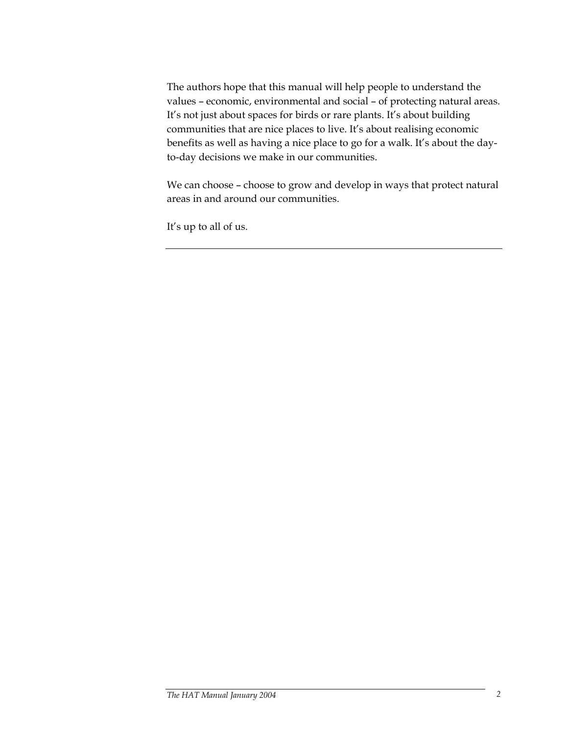The authors hope that this manual will help people to understand the values – economic, environmental and social – of protecting natural areas. It's not just about spaces for birds or rare plants. It's about building communities that are nice places to live. It's about realising economic benefits as well as having a nice place to go for a walk. It's about the day-to-day decisions we make in our communities.

We can choose – choose to grow and develop in ways that protect natural areas in and around our communities.

It's up to all of us.

---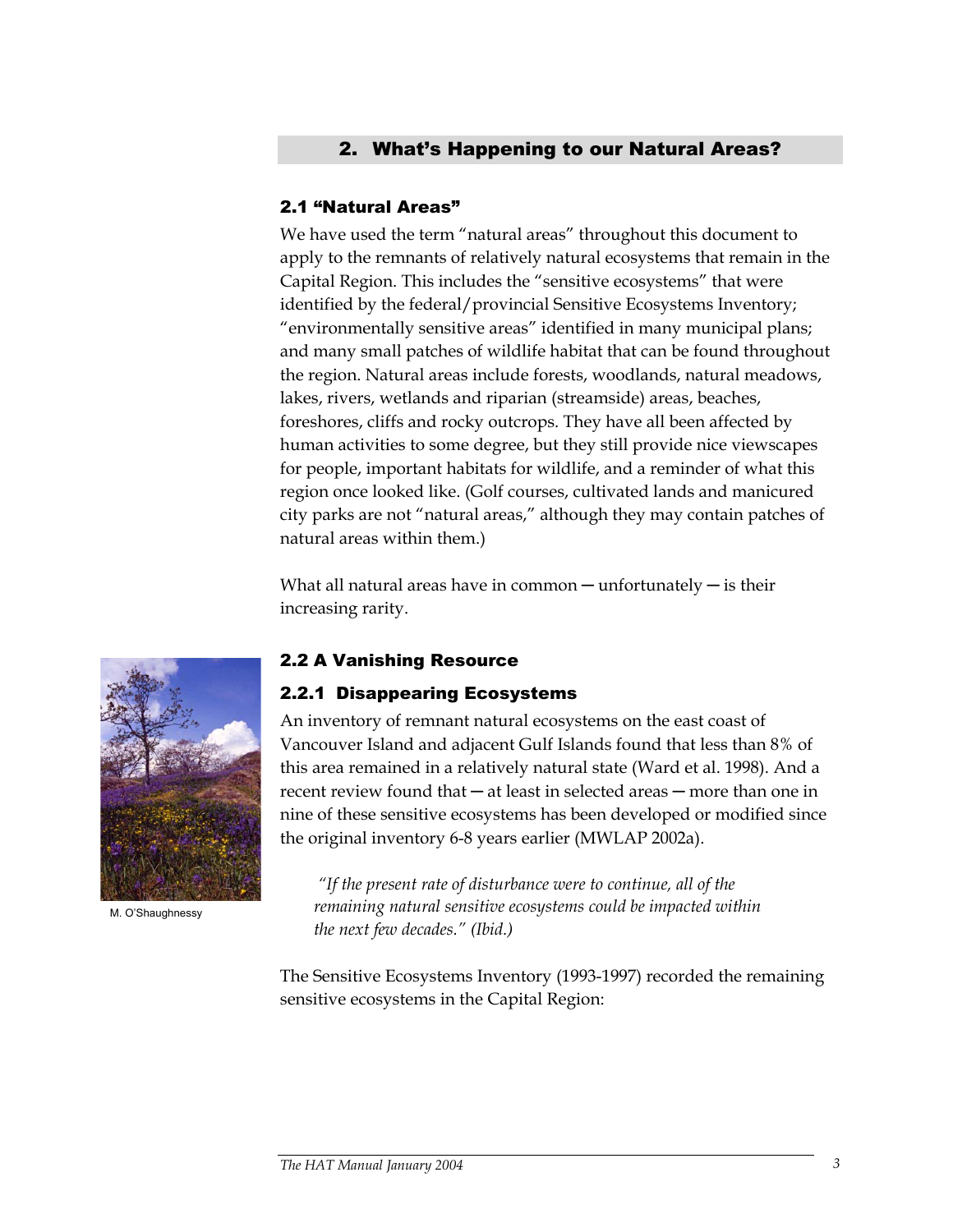## 2. What's Happening to our Natural Areas?

### 2.1 "Natural Areas"

We have used the term "natural areas" throughout this document to apply to the remnants of relatively natural ecosystems that remain in the Capital Region. This includes the "sensitive ecosystems" that were identified by the federal/provincial Sensitive Ecosystems Inventory; "environmentally sensitive areas" identified in many municipal plans; and many small patches of wildlife habitat that can be found throughout the region. Natural areas include forests, woodlands, natural meadows, lakes, rivers, wetlands and riparian (streamside) areas, beaches, foreshores, cliffs and rocky outcrops. They have all been affected by human activities to some degree, but they still provide nice viewscapes for people, important habitats for wildlife, and a reminder of what this region once looked like. (Golf courses, cultivated lands and manicured city parks are not "natural areas," although they may contain patches of natural areas within them.)

What all natural areas have in common — unfortunately — is their increasing rarity.

### 2.2 A Vanishing Resource

#### 2.2.1 Disappearing Ecosystems

M. O'Shaughnessy

An inventory of remnant natural ecosystems on the east coast of Vancouver Island and adjacent Gulf Islands found that less than 8% of this area remained in a relatively natural state (Ward et al. 1998). And a recent review found that — at least in selected areas — more than one in nine of these sensitive ecosystems has been developed or modified since the original inventory 6-8 years earlier (MWLAP 2002a).

> *"If the present rate of disturbance were to continue, all of the remaining natural sensitive ecosystems could be impacted within the next few decades." (Ibid.)*

The Sensitive Ecosystems Inventory (1993-1997) recorded the remaining sensitive ecosystems in the Capital Region: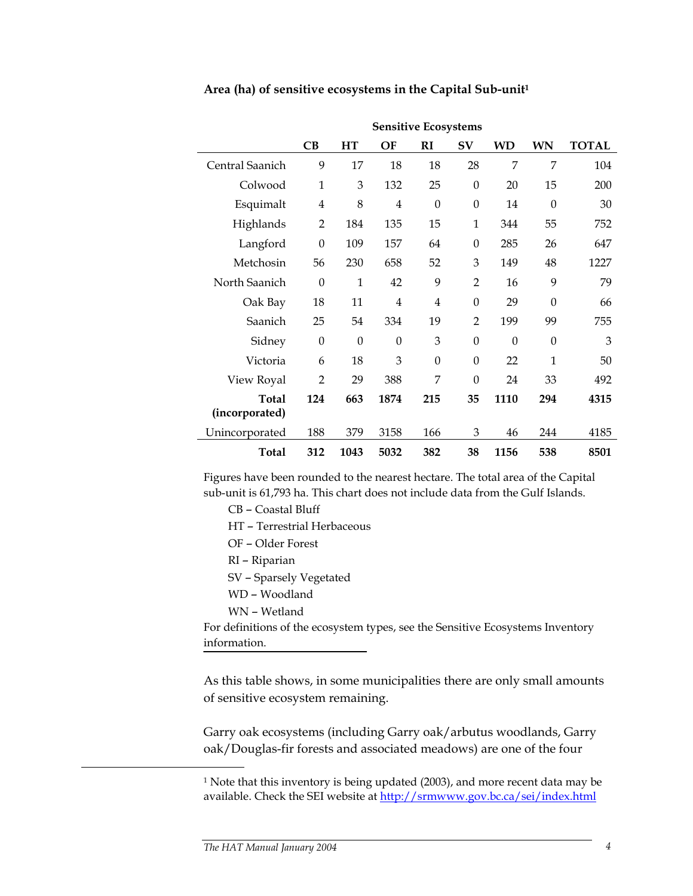**Area (ha) of sensitive ecosystems in the Capital Sub-unit**[1]

| | Sensitive Ecosystems | | | | | | | |
|---|---|---|---|---|---|---|---|---|
| | **CB** | **HT** | **OF** | **RI** | **SV** | **WD** | **WN** | **TOTAL** |
| Central Saanich | 9 | 17 | 18 | 18 | 28 | 7 | 7 | 104 |
| Colwood | 1 | 3 | 132 | 25 | 0 | 20 | 15 | 200 |
| Esquimalt | 4 | 8 | 4 | 0 | 0 | 14 | 0 | 30 |
| Highlands | 2 | 184 | 135 | 15 | 1 | 344 | 55 | 752 |
| Langford | 0 | 109 | 157 | 64 | 0 | 285 | 26 | 647 |
| Metchosin | 56 | 230 | 658 | 52 | 3 | 149 | 48 | 1227 |
| North Saanich | 0 | 1 | 42 | 9 | 2 | 16 | 9 | 79 |
| Oak Bay | 18 | 11 | 4 | 4 | 0 | 29 | 0 | 66 |
| Saanich | 25 | 54 | 334 | 19 | 2 | 199 | 99 | 755 |
| Sidney | 0 | 0 | 0 | 3 | 0 | 0 | 0 | 3 |
| Victoria | 6 | 18 | 3 | 0 | 0 | 22 | 1 | 50 |
| View Royal | 2 | 29 | 388 | 7 | 0 | 24 | 33 | 492 |
| **Total (incorporated)** | **124** | **663** | **1874** | **215** | **35** | **1110** | **294** | **4315** |
| Unincorporated | 188 | 379 | 3158 | 166 | 3 | 46 | 244 | 4185 |
| **Total** | **312** | **1043** | **5032** | **382** | **38** | **1156** | **538** | **8501** |

Figures have been rounded to the nearest hectare. The total area of the Capital sub-unit is 61,793 ha. This chart does not include data from the Gulf Islands.

- CB – Coastal Bluff
- HT – Terrestrial Herbaceous
- OF – Older Forest
- RI – Riparian
- SV – Sparsely Vegetated
- WD – Woodland
- WN – Wetland

For definitions of the ecosystem types, see the Sensitive Ecosystems Inventory information.

As this table shows, in some municipalities there are only small amounts of sensitive ecosystem remaining.

Garry oak ecosystems (including Garry oak/arbutus woodlands, Garry oak/Douglas-fir forests and associated meadows) are one of the four

[1] Note that this inventory is being updated (2003), and more recent data may be available. Check the SEI website at http://srmwww.gov.bc.ca/sei/index.html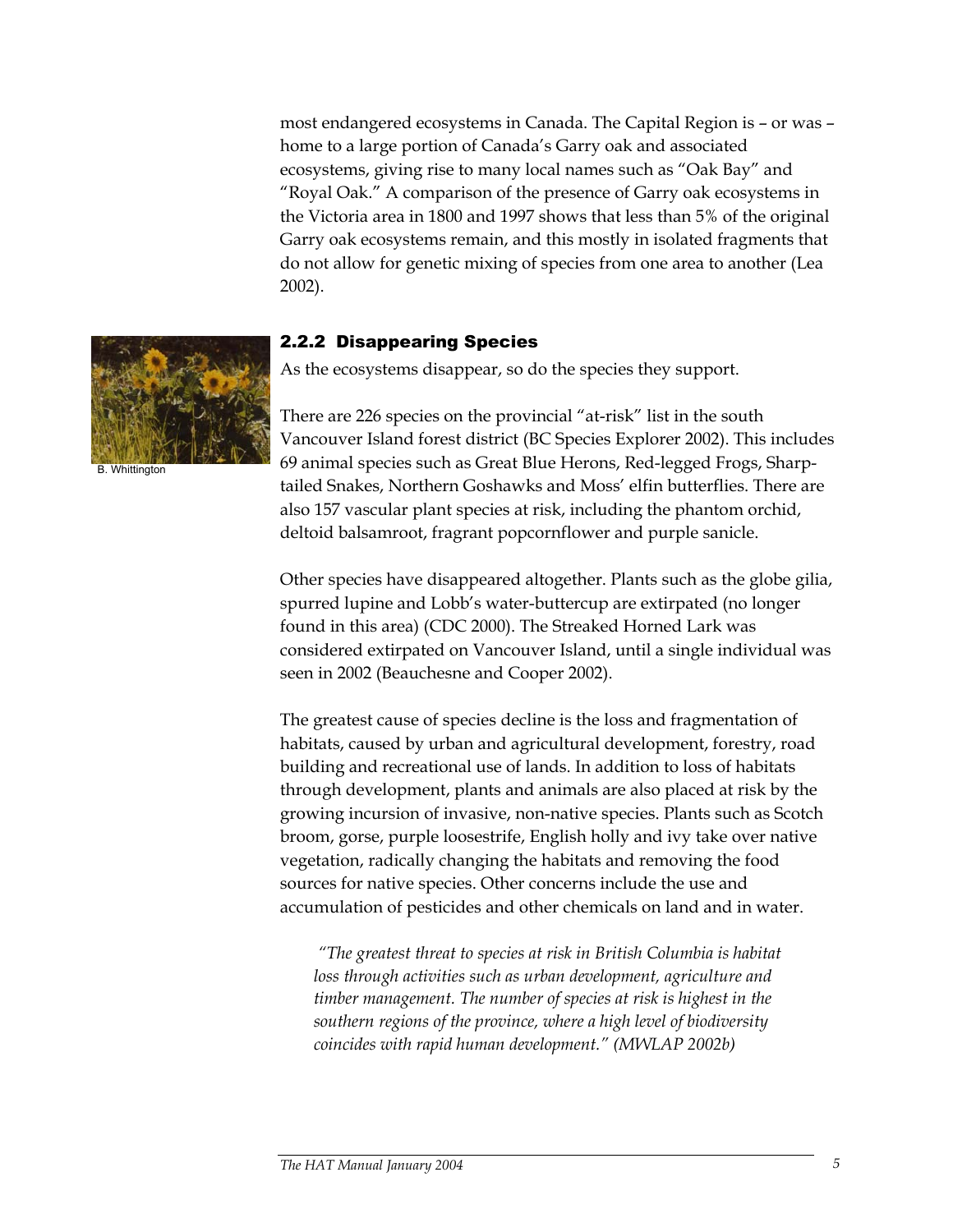most endangered ecosystems in Canada. The Capital Region is – or was – home to a large portion of Canada's Garry oak and associated ecosystems, giving rise to many local names such as "Oak Bay" and "Royal Oak." A comparison of the presence of Garry oak ecosystems in the Victoria area in 1800 and 1997 shows that less than 5% of the original Garry oak ecosystems remain, and this mostly in isolated fragments that do not allow for genetic mixing of species from one area to another (Lea 2002).

B. Whittington

### 2.2.2 Disappearing Species

As the ecosystems disappear, so do the species they support.

There are 226 species on the provincial "at-risk" list in the south Vancouver Island forest district (BC Species Explorer 2002). This includes 69 animal species such as Great Blue Herons, Red-legged Frogs, Sharp-tailed Snakes, Northern Goshawks and Moss' elfin butterflies. There are also 157 vascular plant species at risk, including the phantom orchid, deltoid balsamroot, fragrant popcornflower and purple sanicle.

Other species have disappeared altogether. Plants such as the globe gilia, spurred lupine and Lobb's water-buttercup are extirpated (no longer found in this area) (CDC 2000). The Streaked Horned Lark was considered extirpated on Vancouver Island, until a single individual was seen in 2002 (Beauchesne and Cooper 2002).

The greatest cause of species decline is the loss and fragmentation of habitats, caused by urban and agricultural development, forestry, road building and recreational use of lands. In addition to loss of habitats through development, plants and animals are also placed at risk by the growing incursion of invasive, non-native species. Plants such as Scotch broom, gorse, purple loosestrife, English holly and ivy take over native vegetation, radically changing the habitats and removing the food sources for native species. Other concerns include the use and accumulation of pesticides and other chemicals on land and in water.

> *"The greatest threat to species at risk in British Columbia is habitat loss through activities such as urban development, agriculture and timber management. The number of species at risk is highest in the southern regions of the province, where a high level of biodiversity coincides with rapid human development." (MWLAP 2002b)*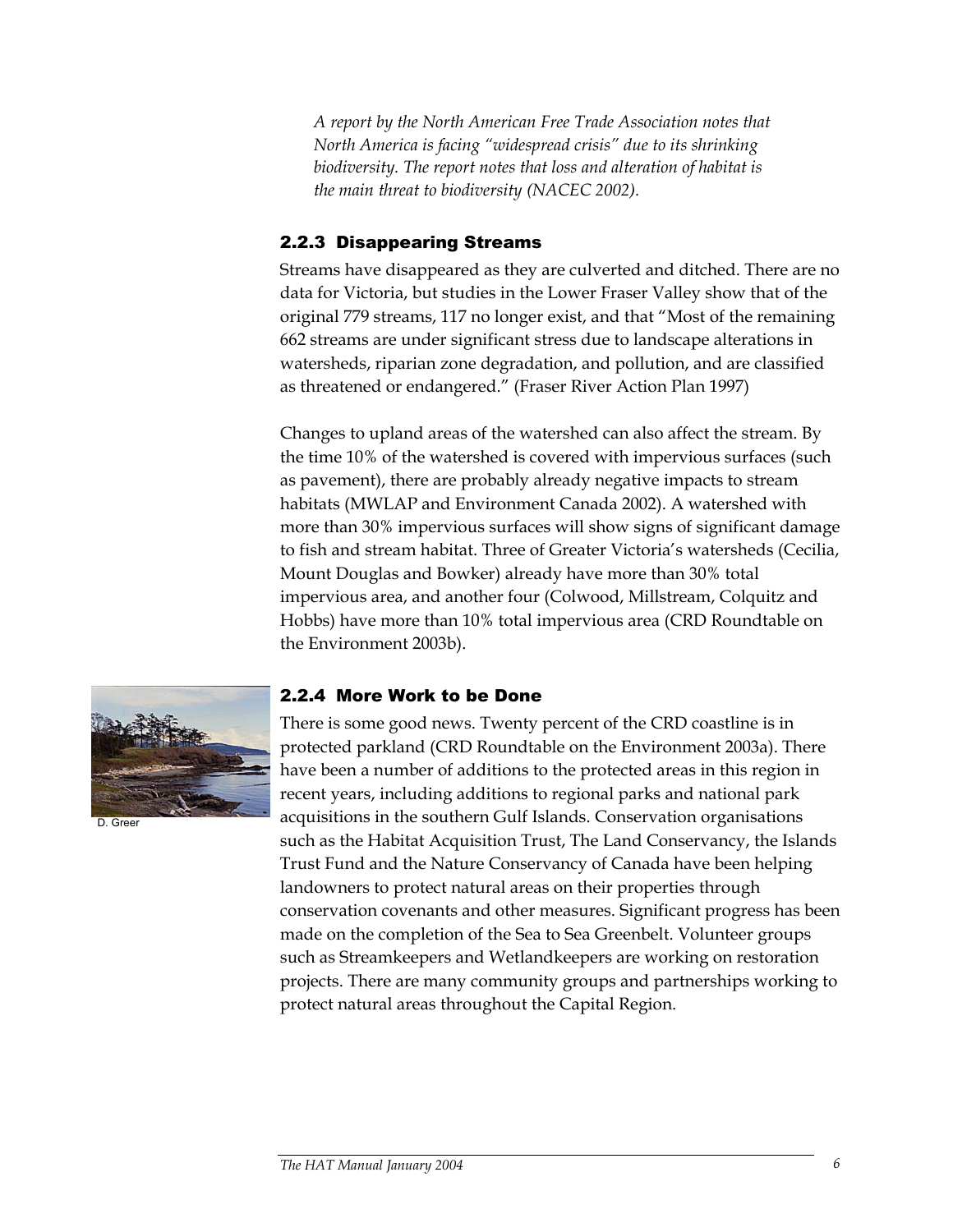*A report by the North American Free Trade Association notes that North America is facing "widespread crisis" due to its shrinking biodiversity. The report notes that loss and alteration of habitat is the main threat to biodiversity (NACEC 2002).*

### 2.2.3 Disappearing Streams

Streams have disappeared as they are culverted and ditched. There are no data for Victoria, but studies in the Lower Fraser Valley show that of the original 779 streams, 117 no longer exist, and that "Most of the remaining 662 streams are under significant stress due to landscape alterations in watersheds, riparian zone degradation, and pollution, and are classified as threatened or endangered." (Fraser River Action Plan 1997)

Changes to upland areas of the watershed can also affect the stream. By the time 10% of the watershed is covered with impervious surfaces (such as pavement), there are probably already negative impacts to stream habitats (MWLAP and Environment Canada 2002). A watershed with more than 30% impervious surfaces will show signs of significant damage to fish and stream habitat. Three of Greater Victoria's watersheds (Cecilia, Mount Douglas and Bowker) already have more than 30% total impervious area, and another four (Colwood, Millstream, Colquitz and Hobbs) have more than 10% total impervious area (CRD Roundtable on the Environment 2003b).

D. Greer

### 2.2.4 More Work to be Done

There is some good news. Twenty percent of the CRD coastline is in protected parkland (CRD Roundtable on the Environment 2003a). There have been a number of additions to the protected areas in this region in recent years, including additions to regional parks and national park acquisitions in the southern Gulf Islands. Conservation organisations such as the Habitat Acquisition Trust, The Land Conservancy, the Islands Trust Fund and the Nature Conservancy of Canada have been helping landowners to protect natural areas on their properties through conservation covenants and other measures. Significant progress has been made on the completion of the Sea to Sea Greenbelt. Volunteer groups such as Streamkeepers and Wetlandkeepers are working on restoration projects. There are many community groups and partnerships working to protect natural areas throughout the Capital Region.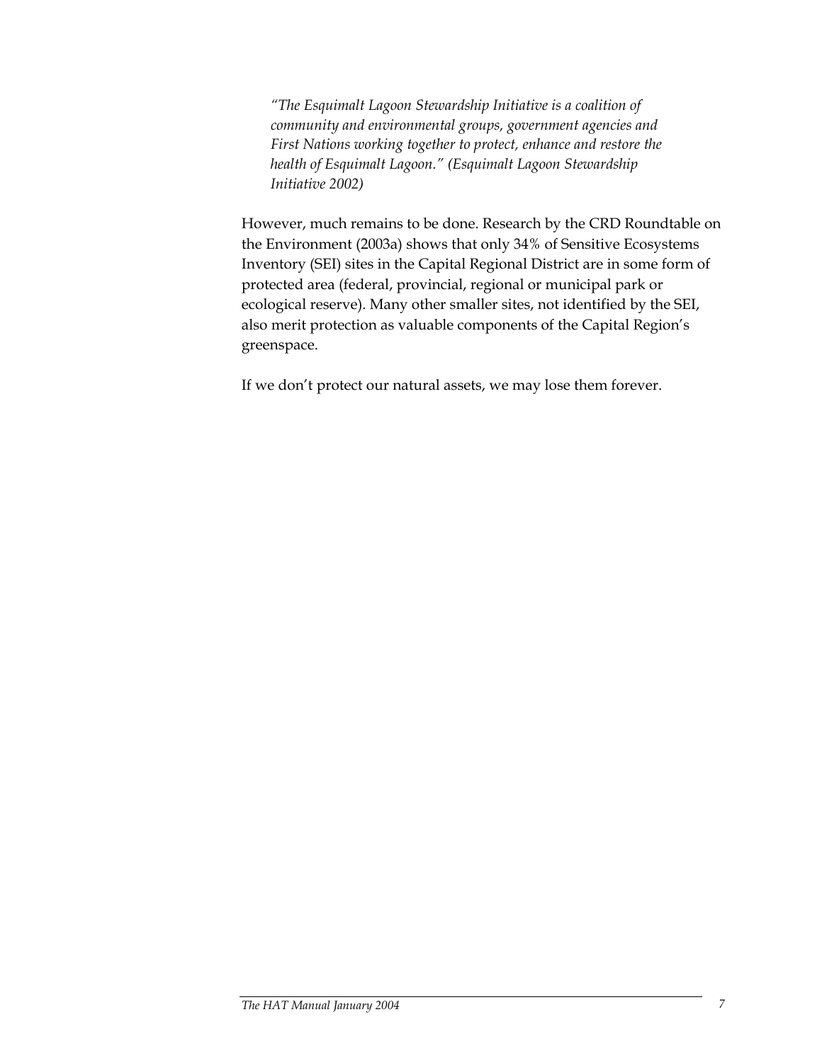*"The Esquimalt Lagoon Stewardship Initiative is a coalition of community and environmental groups, government agencies and First Nations working together to protect, enhance and restore the health of Esquimalt Lagoon." (Esquimalt Lagoon Stewardship Initiative 2002)*

However, much remains to be done. Research by the CRD Roundtable on the Environment (2003a) shows that only 34% of Sensitive Ecosystems Inventory (SEI) sites in the Capital Regional District are in some form of protected area (federal, provincial, regional or municipal park or ecological reserve). Many other smaller sites, not identified by the SEI, also merit protection as valuable components of the Capital Region's greenspace.

If we don't protect our natural assets, we may lose them forever.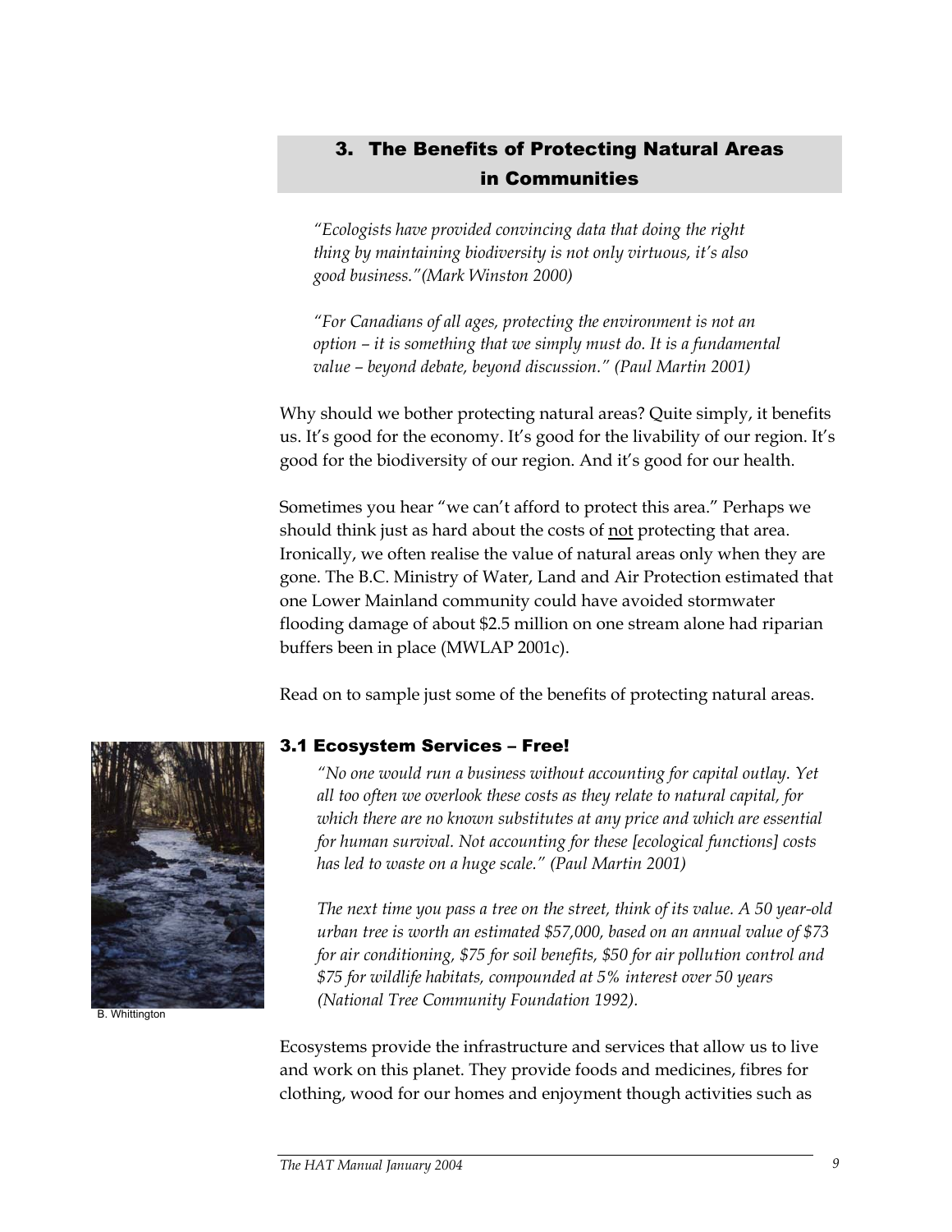## 3. The Benefits of Protecting Natural Areas in Communities

*"Ecologists have provided convincing data that doing the right thing by maintaining biodiversity is not only virtuous, it's also good business."(Mark Winston 2000)*

*"For Canadians of all ages, protecting the environment is not an option – it is something that we simply must do. It is a fundamental value – beyond debate, beyond discussion." (Paul Martin 2001)*

Why should we bother protecting natural areas? Quite simply, it benefits us. It's good for the economy. It's good for the livability of our region. It's good for the biodiversity of our region. And it's good for our health.

Sometimes you hear "we can't afford to protect this area." Perhaps we should think just as hard about the costs of <u>not</u> protecting that area. Ironically, we often realise the value of natural areas only when they are gone. The B.C. Ministry of Water, Land and Air Protection estimated that one Lower Mainland community could have avoided stormwater flooding damage of about $2.5 million on one stream alone had riparian buffers been in place (MWLAP 2001c).

Read on to sample just some of the benefits of protecting natural areas.

B. Whittington

### 3.1 Ecosystem Services – Free!

*"No one would run a business without accounting for capital outlay. Yet all too often we overlook these costs as they relate to natural capital, for which there are no known substitutes at any price and which are essential for human survival. Not accounting for these [ecological functions] costs has led to waste on a huge scale." (Paul Martin 2001)*

*The next time you pass a tree on the street, think of its value. A 50 year-old urban tree is worth an estimated $57,000, based on an annual value of $73 for air conditioning, $75 for soil benefits, $50 for air pollution control and $75 for wildlife habitats, compounded at 5% interest over 50 years (National Tree Community Foundation 1992).*

Ecosystems provide the infrastructure and services that allow us to live and work on this planet. They provide foods and medicines, fibres for clothing, wood for our homes and enjoyment though activities such as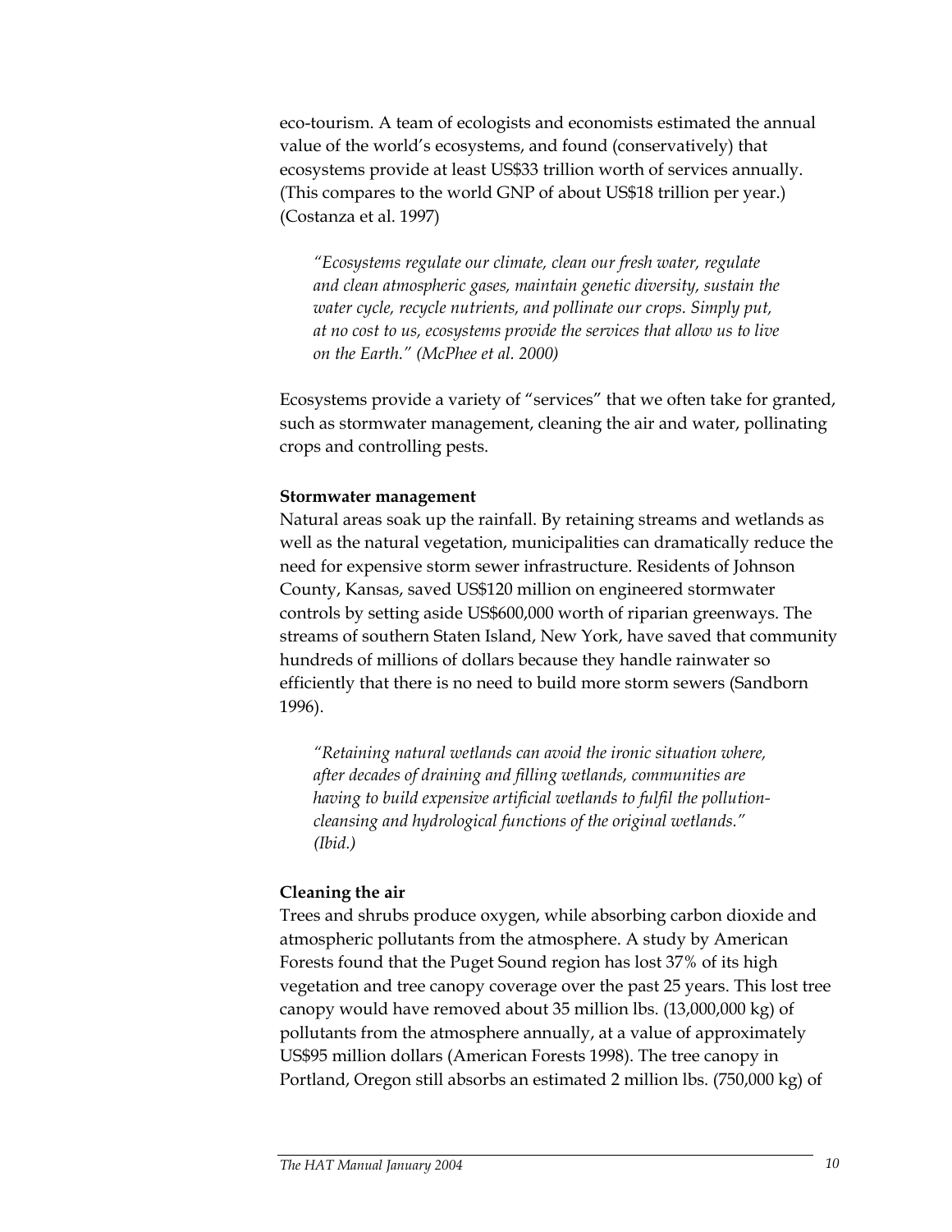eco-tourism. A team of ecologists and economists estimated the annual value of the world's ecosystems, and found (conservatively) that ecosystems provide at least US$33 trillion worth of services annually. (This compares to the world GNP of about US$18 trillion per year.) (Costanza et al. 1997)

> *"Ecosystems regulate our climate, clean our fresh water, regulate and clean atmospheric gases, maintain genetic diversity, sustain the water cycle, recycle nutrients, and pollinate our crops. Simply put, at no cost to us, ecosystems provide the services that allow us to live on the Earth." (McPhee et al. 2000)*

Ecosystems provide a variety of "services" that we often take for granted, such as stormwater management, cleaning the air and water, pollinating crops and controlling pests.

**Stormwater management**

Natural areas soak up the rainfall. By retaining streams and wetlands as well as the natural vegetation, municipalities can dramatically reduce the need for expensive storm sewer infrastructure. Residents of Johnson County, Kansas, saved US$120 million on engineered stormwater controls by setting aside US$600,000 worth of riparian greenways. The streams of southern Staten Island, New York, have saved that community hundreds of millions of dollars because they handle rainwater so efficiently that there is no need to build more storm sewers (Sandborn 1996).

> *"Retaining natural wetlands can avoid the ironic situation where, after decades of draining and filling wetlands, communities are having to build expensive artificial wetlands to fulfil the pollution-cleansing and hydrological functions of the original wetlands." (Ibid.)*

**Cleaning the air**

Trees and shrubs produce oxygen, while absorbing carbon dioxide and atmospheric pollutants from the atmosphere. A study by American Forests found that the Puget Sound region has lost 37% of its high vegetation and tree canopy coverage over the past 25 years. This lost tree canopy would have removed about 35 million lbs. (13,000,000 kg) of pollutants from the atmosphere annually, at a value of approximately US$95 million dollars (American Forests 1998). The tree canopy in Portland, Oregon still absorbs an estimated 2 million lbs. (750,000 kg) of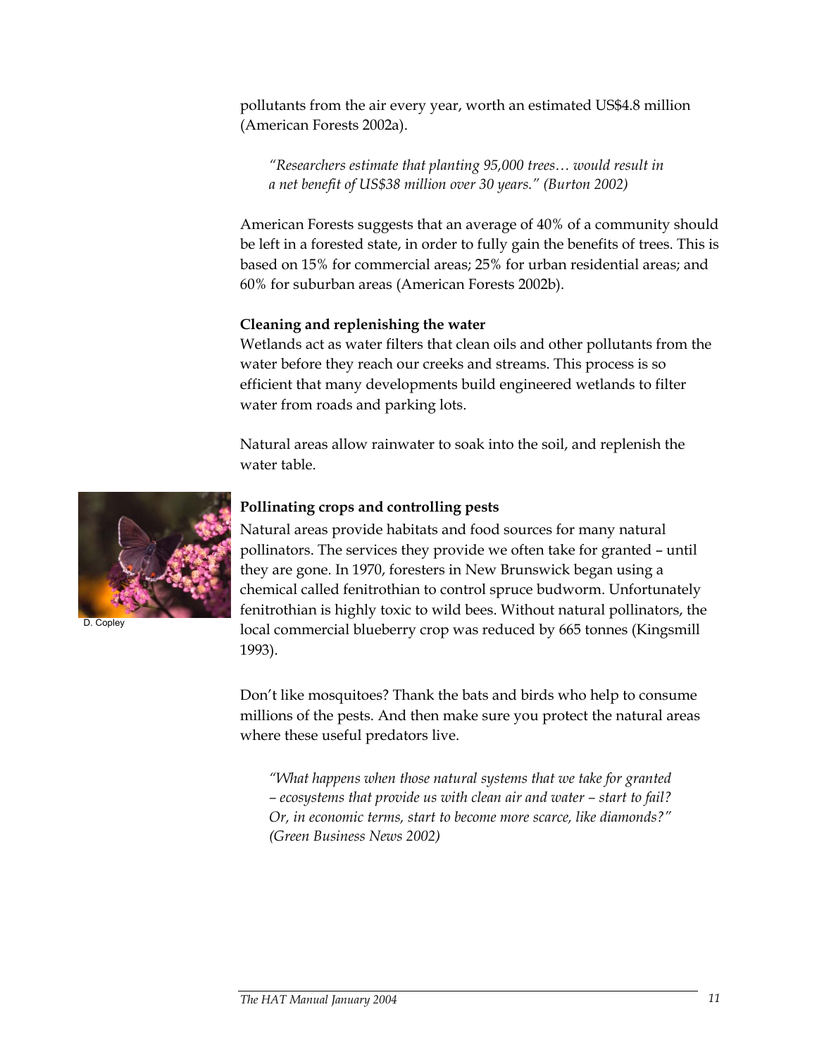pollutants from the air every year, worth an estimated US$4.8 million (American Forests 2002a).

> *"Researchers estimate that planting 95,000 trees… would result in a net benefit of US$38 million over 30 years." (Burton 2002)*

American Forests suggests that an average of 40% of a community should be left in a forested state, in order to fully gain the benefits of trees. This is based on 15% for commercial areas; 25% for urban residential areas; and 60% for suburban areas (American Forests 2002b).

**Cleaning and replenishing the water**

Wetlands act as water filters that clean oils and other pollutants from the water before they reach our creeks and streams. This process is so efficient that many developments build engineered wetlands to filter water from roads and parking lots.

Natural areas allow rainwater to soak into the soil, and replenish the water table.

D. Copley

**Pollinating crops and controlling pests**

Natural areas provide habitats and food sources for many natural pollinators. The services they provide we often take for granted – until they are gone. In 1970, foresters in New Brunswick began using a chemical called fenitrothian to control spruce budworm. Unfortunately fenitrothian is highly toxic to wild bees. Without natural pollinators, the local commercial blueberry crop was reduced by 665 tonnes (Kingsmill 1993).

Don't like mosquitoes? Thank the bats and birds who help to consume millions of the pests. And then make sure you protect the natural areas where these useful predators live.

> *"What happens when those natural systems that we take for granted – ecosystems that provide us with clean air and water – start to fail? Or, in economic terms, start to become more scarce, like diamonds?" (Green Business News 2002)*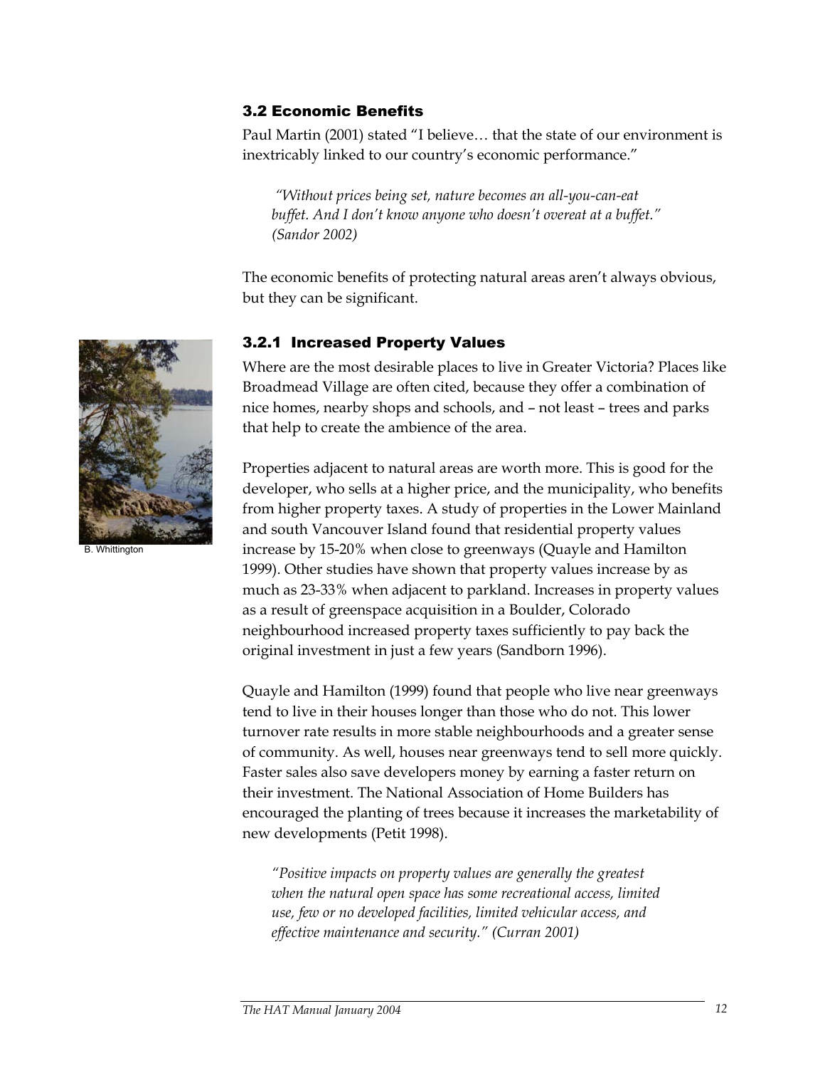### 3.2 Economic Benefits

Paul Martin (2001) stated "I believe… that the state of our environment is inextricably linked to our country's economic performance."

> *"Without prices being set, nature becomes an all-you-can-eat buffet. And I don't know anyone who doesn't overeat at a buffet." (Sandor 2002)*

The economic benefits of protecting natural areas aren't always obvious, but they can be significant.

#### 3.2.1 Increased Property Values

B. Whittington

Where are the most desirable places to live in Greater Victoria? Places like Broadmead Village are often cited, because they offer a combination of nice homes, nearby shops and schools, and – not least – trees and parks that help to create the ambience of the area.

Properties adjacent to natural areas are worth more. This is good for the developer, who sells at a higher price, and the municipality, who benefits from higher property taxes. A study of properties in the Lower Mainland and south Vancouver Island found that residential property values increase by 15-20% when close to greenways (Quayle and Hamilton 1999). Other studies have shown that property values increase by as much as 23-33% when adjacent to parkland. Increases in property values as a result of greenspace acquisition in a Boulder, Colorado neighbourhood increased property taxes sufficiently to pay back the original investment in just a few years (Sandborn 1996).

Quayle and Hamilton (1999) found that people who live near greenways tend to live in their houses longer than those who do not. This lower turnover rate results in more stable neighbourhoods and a greater sense of community. As well, houses near greenways tend to sell more quickly. Faster sales also save developers money by earning a faster return on their investment. The National Association of Home Builders has encouraged the planting of trees because it increases the marketability of new developments (Petit 1998).

> *"Positive impacts on property values are generally the greatest when the natural open space has some recreational access, limited use, few or no developed facilities, limited vehicular access, and effective maintenance and security." (Curran 2001)*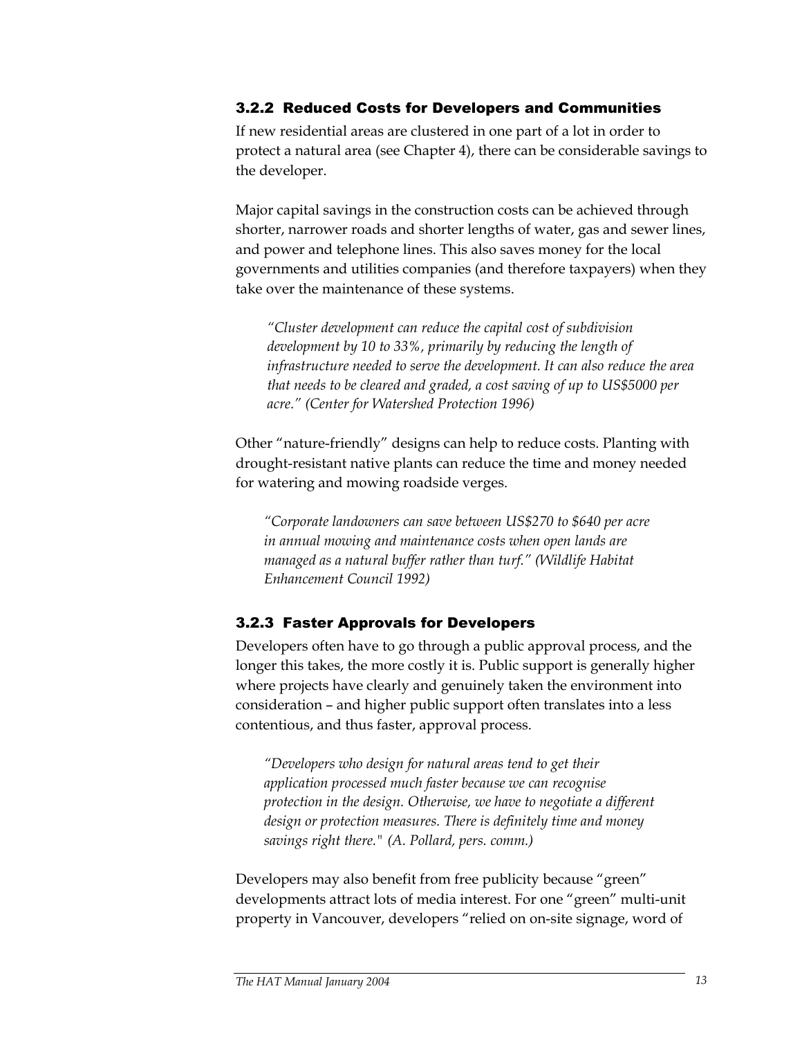### 3.2.2 Reduced Costs for Developers and Communities

If new residential areas are clustered in one part of a lot in order to protect a natural area (see Chapter 4), there can be considerable savings to the developer.

Major capital savings in the construction costs can be achieved through shorter, narrower roads and shorter lengths of water, gas and sewer lines, and power and telephone lines. This also saves money for the local governments and utilities companies (and therefore taxpayers) when they take over the maintenance of these systems.

> *"Cluster development can reduce the capital cost of subdivision development by 10 to 33%, primarily by reducing the length of infrastructure needed to serve the development. It can also reduce the area that needs to be cleared and graded, a cost saving of up to US$5000 per acre." (Center for Watershed Protection 1996)*

Other "nature-friendly" designs can help to reduce costs. Planting with drought-resistant native plants can reduce the time and money needed for watering and mowing roadside verges.

> *"Corporate landowners can save between US$270 to $640 per acre in annual mowing and maintenance costs when open lands are managed as a natural buffer rather than turf." (Wildlife Habitat Enhancement Council 1992)*

### 3.2.3 Faster Approvals for Developers

Developers often have to go through a public approval process, and the longer this takes, the more costly it is. Public support is generally higher where projects have clearly and genuinely taken the environment into consideration – and higher public support often translates into a less contentious, and thus faster, approval process.

> *"Developers who design for natural areas tend to get their application processed much faster because we can recognise protection in the design. Otherwise, we have to negotiate a different design or protection measures. There is definitely time and money savings right there." (A. Pollard, pers. comm.)*

Developers may also benefit from free publicity because "green" developments attract lots of media interest. For one "green" multi-unit property in Vancouver, developers "relied on on-site signage, word of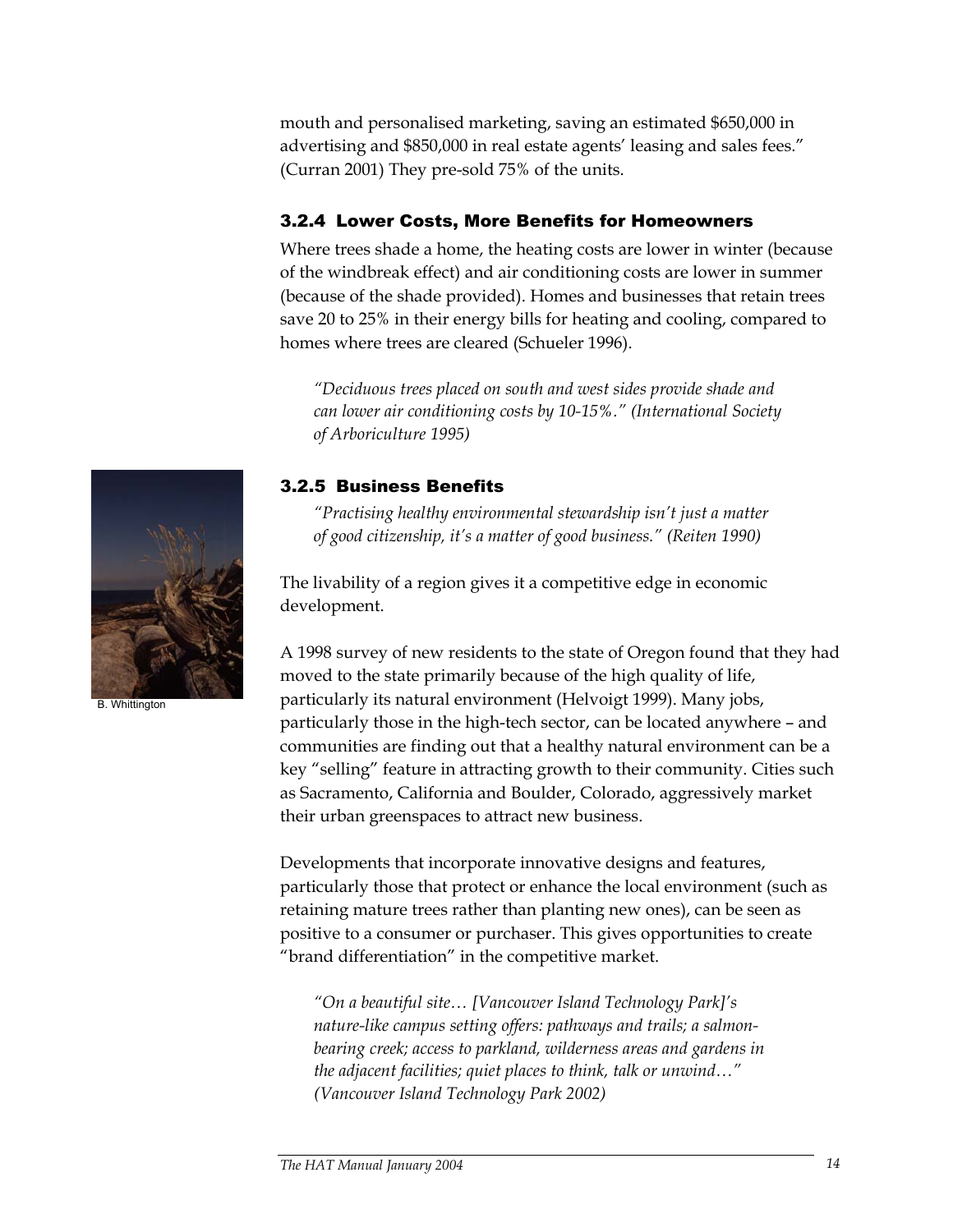mouth and personalised marketing, saving an estimated $650,000 in advertising and $850,000 in real estate agents' leasing and sales fees." (Curran 2001) They pre-sold 75% of the units.

### 3.2.4 Lower Costs, More Benefits for Homeowners

Where trees shade a home, the heating costs are lower in winter (because of the windbreak effect) and air conditioning costs are lower in summer (because of the shade provided). Homes and businesses that retain trees save 20 to 25% in their energy bills for heating and cooling, compared to homes where trees are cleared (Schueler 1996).

> *"Deciduous trees placed on south and west sides provide shade and can lower air conditioning costs by 10-15%." (International Society of Arboriculture 1995)*

B. Whittington

### 3.2.5 Business Benefits

> *"Practising healthy environmental stewardship isn't just a matter of good citizenship, it's a matter of good business." (Reiten 1990)*

The livability of a region gives it a competitive edge in economic development.

A 1998 survey of new residents to the state of Oregon found that they had moved to the state primarily because of the high quality of life, particularly its natural environment (Helvoigt 1999). Many jobs, particularly those in the high-tech sector, can be located anywhere – and communities are finding out that a healthy natural environment can be a key "selling" feature in attracting growth to their community. Cities such as Sacramento, California and Boulder, Colorado, aggressively market their urban greenspaces to attract new business.

Developments that incorporate innovative designs and features, particularly those that protect or enhance the local environment (such as retaining mature trees rather than planting new ones), can be seen as positive to a consumer or purchaser. This gives opportunities to create "brand differentiation" in the competitive market.

> *"On a beautiful site… [Vancouver Island Technology Park]'s nature-like campus setting offers: pathways and trails; a salmon-bearing creek; access to parkland, wilderness areas and gardens in the adjacent facilities; quiet places to think, talk or unwind…" (Vancouver Island Technology Park 2002)*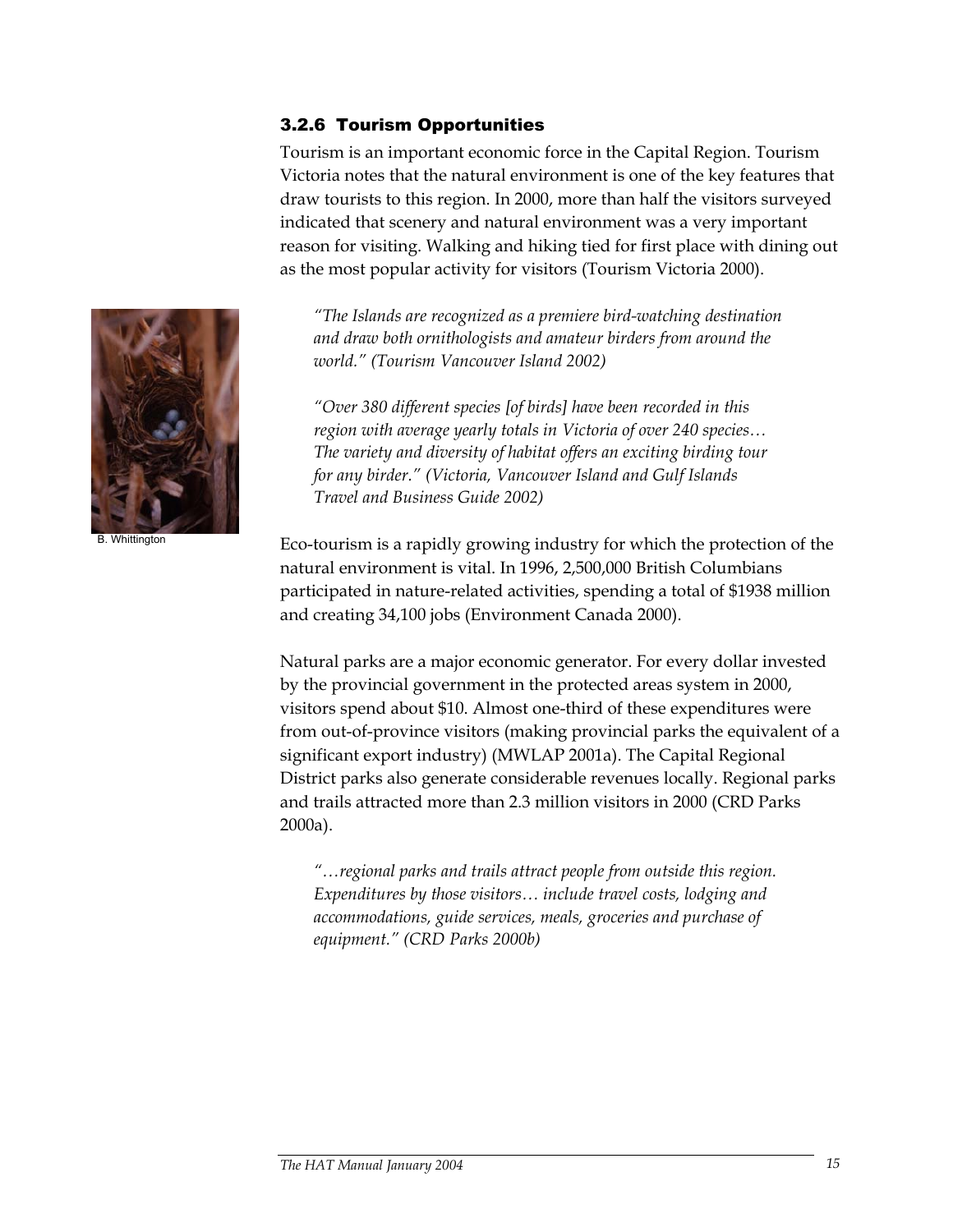### 3.2.6 Tourism Opportunities

Tourism is an important economic force in the Capital Region. Tourism Victoria notes that the natural environment is one of the key features that draw tourists to this region. In 2000, more than half the visitors surveyed indicated that scenery and natural environment was a very important reason for visiting. Walking and hiking tied for first place with dining out as the most popular activity for visitors (Tourism Victoria 2000).

> *"The Islands are recognized as a premiere bird-watching destination and draw both ornithologists and amateur birders from around the world." (Tourism Vancouver Island 2002)*

> *"Over 380 different species [of birds] have been recorded in this region with average yearly totals in Victoria of over 240 species… The variety and diversity of habitat offers an exciting birding tour for any birder." (Victoria, Vancouver Island and Gulf Islands Travel and Business Guide 2002)*

B. Whittington

Eco-tourism is a rapidly growing industry for which the protection of the natural environment is vital. In 1996, 2,500,000 British Columbians participated in nature-related activities, spending a total of $1938 million and creating 34,100 jobs (Environment Canada 2000).

Natural parks are a major economic generator. For every dollar invested by the provincial government in the protected areas system in 2000, visitors spend about $10. Almost one-third of these expenditures were from out-of-province visitors (making provincial parks the equivalent of a significant export industry) (MWLAP 2001a). The Capital Regional District parks also generate considerable revenues locally. Regional parks and trails attracted more than 2.3 million visitors in 2000 (CRD Parks 2000a).

> *"…regional parks and trails attract people from outside this region. Expenditures by those visitors… include travel costs, lodging and accommodations, guide services, meals, groceries and purchase of equipment." (CRD Parks 2000b)*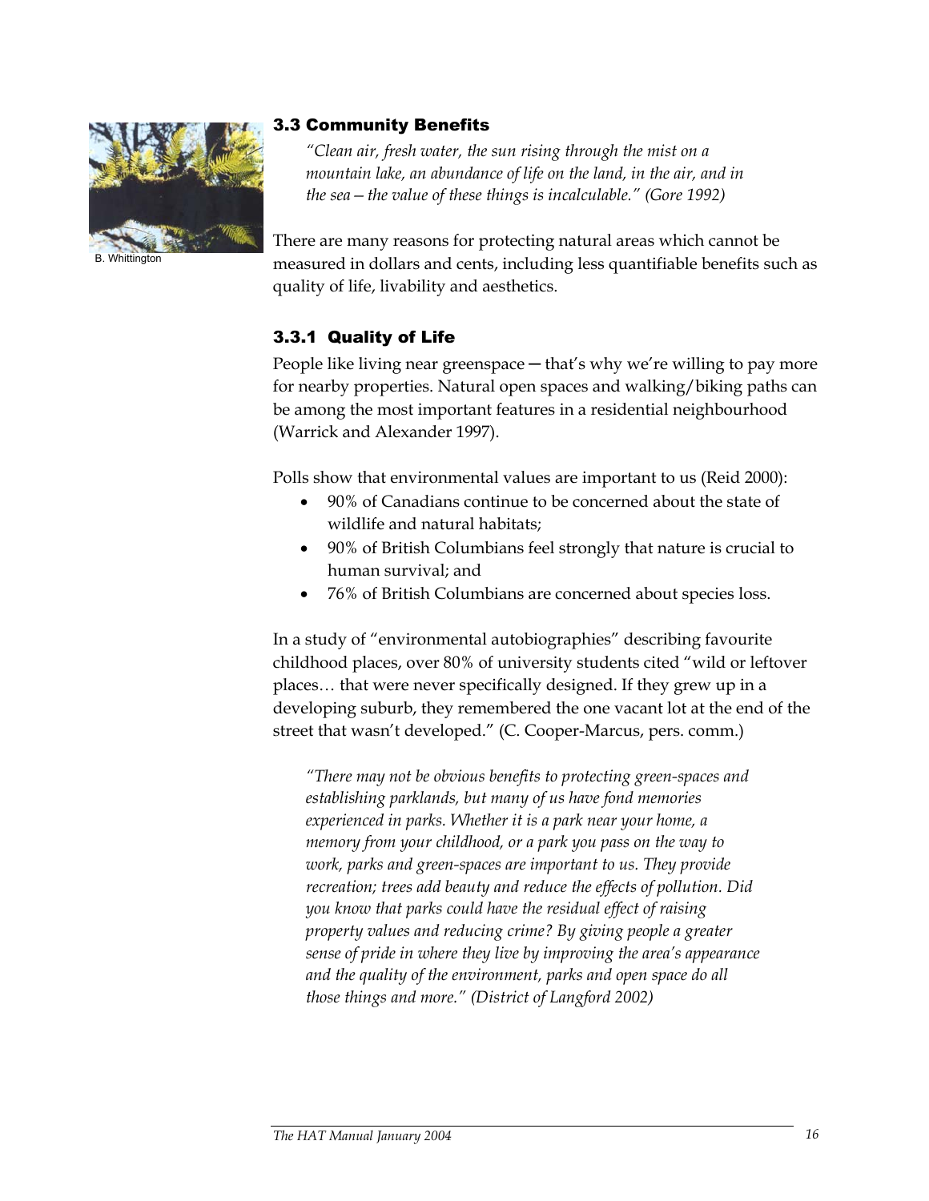B. Whittington

### 3.3 Community Benefits

*"Clean air, fresh water, the sun rising through the mist on a mountain lake, an abundance of life on the land, in the air, and in the sea – the value of these things is incalculable." (Gore 1992)*

There are many reasons for protecting natural areas which cannot be measured in dollars and cents, including less quantifiable benefits such as quality of life, livability and aesthetics.

#### 3.3.1 Quality of Life

People like living near greenspace — that's why we're willing to pay more for nearby properties. Natural open spaces and walking/biking paths can be among the most important features in a residential neighbourhood (Warrick and Alexander 1997).

Polls show that environmental values are important to us (Reid 2000):

- 90% of Canadians continue to be concerned about the state of wildlife and natural habitats;
- 90% of British Columbians feel strongly that nature is crucial to human survival; and
- 76% of British Columbians are concerned about species loss.

In a study of "environmental autobiographies" describing favourite childhood places, over 80% of university students cited "wild or leftover places… that were never specifically designed. If they grew up in a developing suburb, they remembered the one vacant lot at the end of the street that wasn't developed." (C. Cooper-Marcus, pers. comm.)

*"There may not be obvious benefits to protecting green-spaces and establishing parklands, but many of us have fond memories experienced in parks. Whether it is a park near your home, a memory from your childhood, or a park you pass on the way to work, parks and green-spaces are important to us. They provide recreation; trees add beauty and reduce the effects of pollution. Did you know that parks could have the residual effect of raising property values and reducing crime? By giving people a greater sense of pride in where they live by improving the area's appearance and the quality of the environment, parks and open space do all those things and more." (District of Langford 2002)*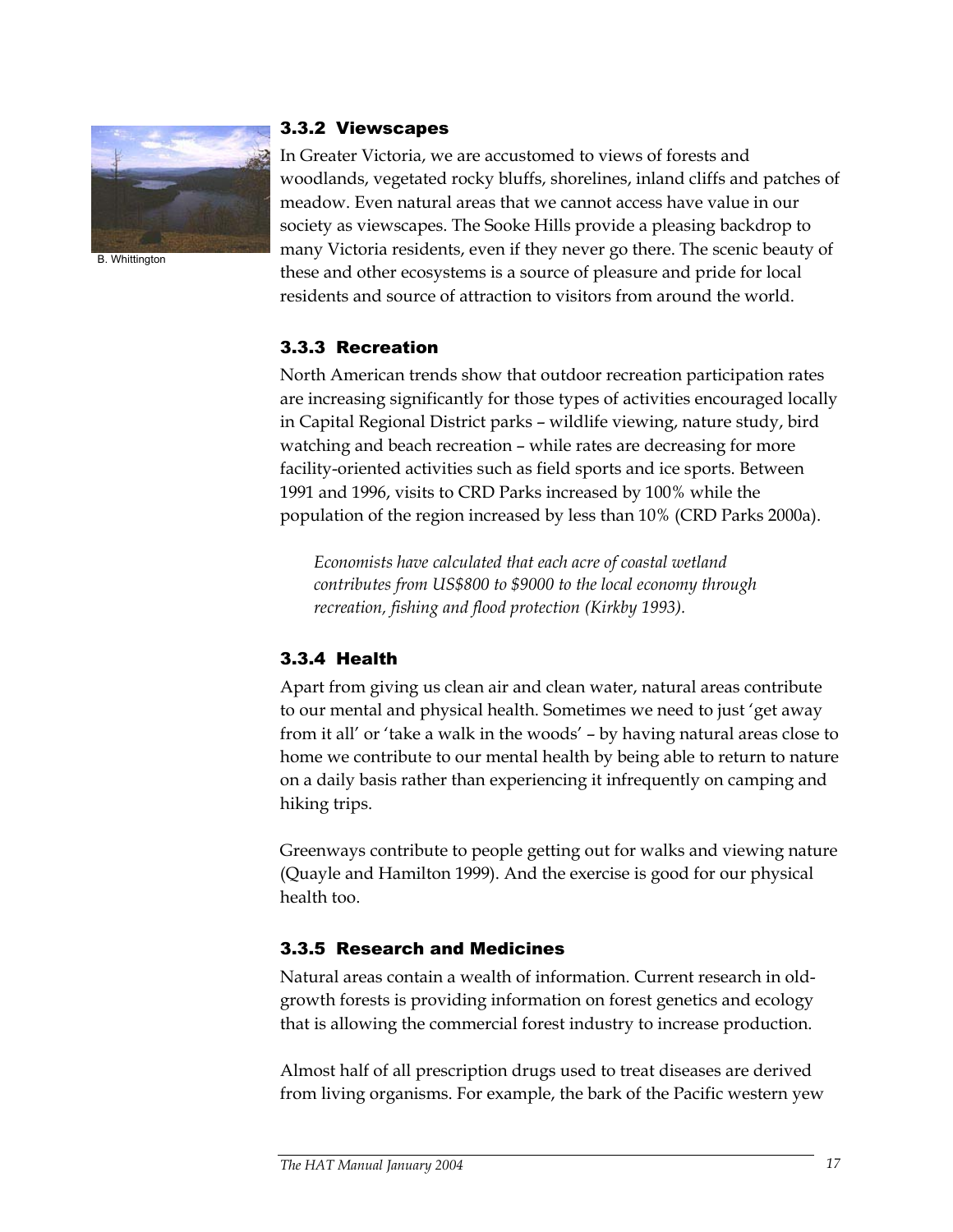B. Whittington

### 3.3.2 Viewscapes

In Greater Victoria, we are accustomed to views of forests and woodlands, vegetated rocky bluffs, shorelines, inland cliffs and patches of meadow. Even natural areas that we cannot access have value in our society as viewscapes. The Sooke Hills provide a pleasing backdrop to many Victoria residents, even if they never go there. The scenic beauty of these and other ecosystems is a source of pleasure and pride for local residents and source of attraction to visitors from around the world.

### 3.3.3 Recreation

North American trends show that outdoor recreation participation rates are increasing significantly for those types of activities encouraged locally in Capital Regional District parks – wildlife viewing, nature study, bird watching and beach recreation – while rates are decreasing for more facility-oriented activities such as field sports and ice sports. Between 1991 and 1996, visits to CRD Parks increased by 100% while the population of the region increased by less than 10% (CRD Parks 2000a).

> *Economists have calculated that each acre of coastal wetland contributes from US$800 to $9000 to the local economy through recreation, fishing and flood protection (Kirkby 1993).*

### 3.3.4 Health

Apart from giving us clean air and clean water, natural areas contribute to our mental and physical health. Sometimes we need to just 'get away from it all' or 'take a walk in the woods' – by having natural areas close to home we contribute to our mental health by being able to return to nature on a daily basis rather than experiencing it infrequently on camping and hiking trips.

Greenways contribute to people getting out for walks and viewing nature (Quayle and Hamilton 1999). And the exercise is good for our physical health too.

### 3.3.5 Research and Medicines

Natural areas contain a wealth of information. Current research in old-growth forests is providing information on forest genetics and ecology that is allowing the commercial forest industry to increase production.

Almost half of all prescription drugs used to treat diseases are derived from living organisms. For example, the bark of the Pacific western yew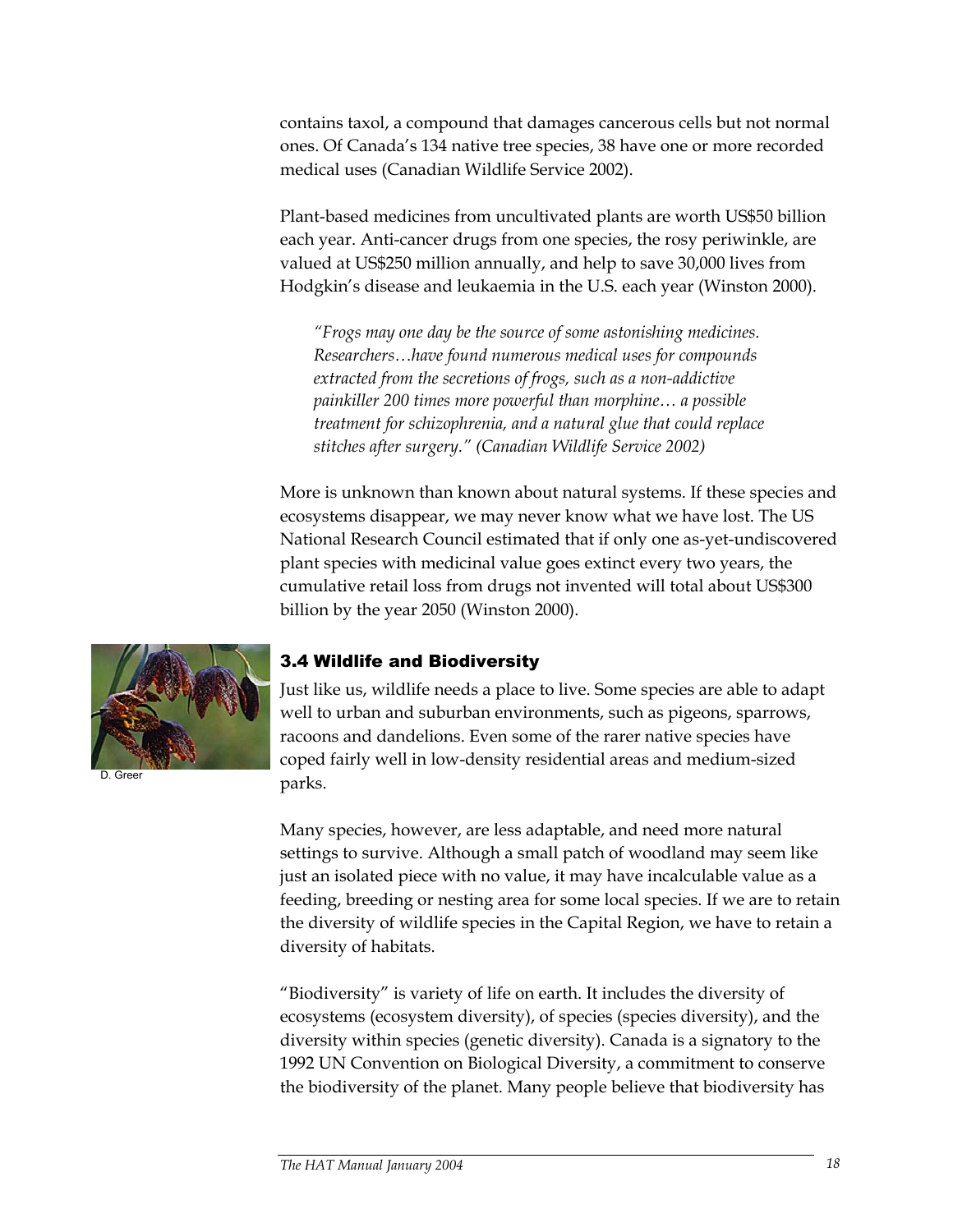contains taxol, a compound that damages cancerous cells but not normal ones. Of Canada's 134 native tree species, 38 have one or more recorded medical uses (Canadian Wildlife Service 2002).

Plant-based medicines from uncultivated plants are worth US$50 billion each year. Anti-cancer drugs from one species, the rosy periwinkle, are valued at US$250 million annually, and help to save 30,000 lives from Hodgkin's disease and leukaemia in the U.S. each year (Winston 2000).

> *"Frogs may one day be the source of some astonishing medicines. Researchers…have found numerous medical uses for compounds extracted from the secretions of frogs, such as a non-addictive painkiller 200 times more powerful than morphine… a possible treatment for schizophrenia, and a natural glue that could replace stitches after surgery." (Canadian Wildlife Service 2002)*

More is unknown than known about natural systems. If these species and ecosystems disappear, we may never know what we have lost. The US National Research Council estimated that if only one as-yet-undiscovered plant species with medicinal value goes extinct every two years, the cumulative retail loss from drugs not invented will total about US$300 billion by the year 2050 (Winston 2000).

D. Greer

### 3.4 Wildlife and Biodiversity

Just like us, wildlife needs a place to live. Some species are able to adapt well to urban and suburban environments, such as pigeons, sparrows, racoons and dandelions. Even some of the rarer native species have coped fairly well in low-density residential areas and medium-sized parks.

Many species, however, are less adaptable, and need more natural settings to survive. Although a small patch of woodland may seem like just an isolated piece with no value, it may have incalculable value as a feeding, breeding or nesting area for some local species. If we are to retain the diversity of wildlife species in the Capital Region, we have to retain a diversity of habitats.

"Biodiversity" is variety of life on earth. It includes the diversity of ecosystems (ecosystem diversity), of species (species diversity), and the diversity within species (genetic diversity). Canada is a signatory to the 1992 UN Convention on Biological Diversity, a commitment to conserve the biodiversity of the planet. Many people believe that biodiversity has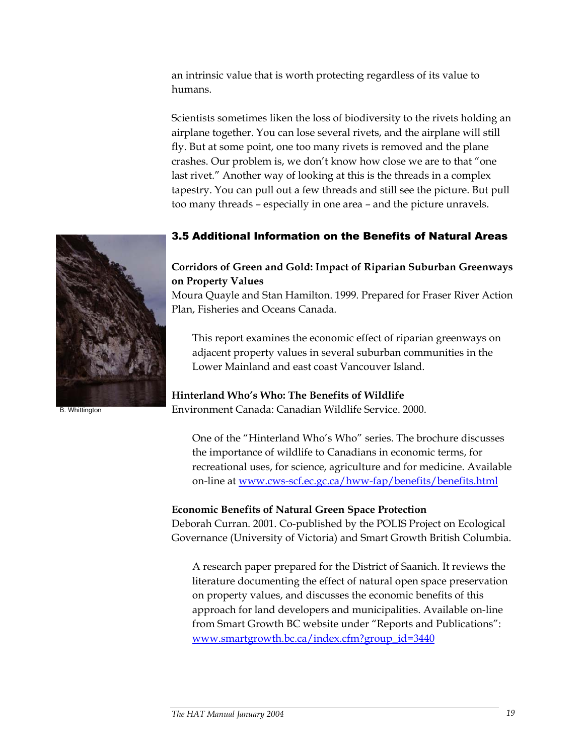an intrinsic value that is worth protecting regardless of its value to humans.

Scientists sometimes liken the loss of biodiversity to the rivets holding an airplane together. You can lose several rivets, and the airplane will still fly. But at some point, one too many rivets is removed and the plane crashes. Our problem is, we don't know how close we are to that "one last rivet." Another way of looking at this is the threads in a complex tapestry. You can pull out a few threads and still see the picture. But pull too many threads – especially in one area – and the picture unravels.

B. Whittington

### 3.5 Additional Information on the Benefits of Natural Areas

**Corridors of Green and Gold: Impact of Riparian Suburban Greenways on Property Values**
Moura Quayle and Stan Hamilton. 1999. Prepared for Fraser River Action Plan, Fisheries and Oceans Canada.

> This report examines the economic effect of riparian greenways on adjacent property values in several suburban communities in the Lower Mainland and east coast Vancouver Island.

**Hinterland Who's Who: The Benefits of Wildlife**
Environment Canada: Canadian Wildlife Service. 2000.

> One of the "Hinterland Who's Who" series. The brochure discusses the importance of wildlife to Canadians in economic terms, for recreational uses, for science, agriculture and for medicine. Available on-line at www.cws-scf.ec.gc.ca/hww-fap/benefits/benefits.html

**Economic Benefits of Natural Green Space Protection**
Deborah Curran. 2001. Co-published by the POLIS Project on Ecological Governance (University of Victoria) and Smart Growth British Columbia.

> A research paper prepared for the District of Saanich. It reviews the literature documenting the effect of natural open space preservation on property values, and discusses the economic benefits of this approach for land developers and municipalities. Available on-line from Smart Growth BC website under "Reports and Publications": www.smartgrowth.bc.ca/index.cfm?group_id=3440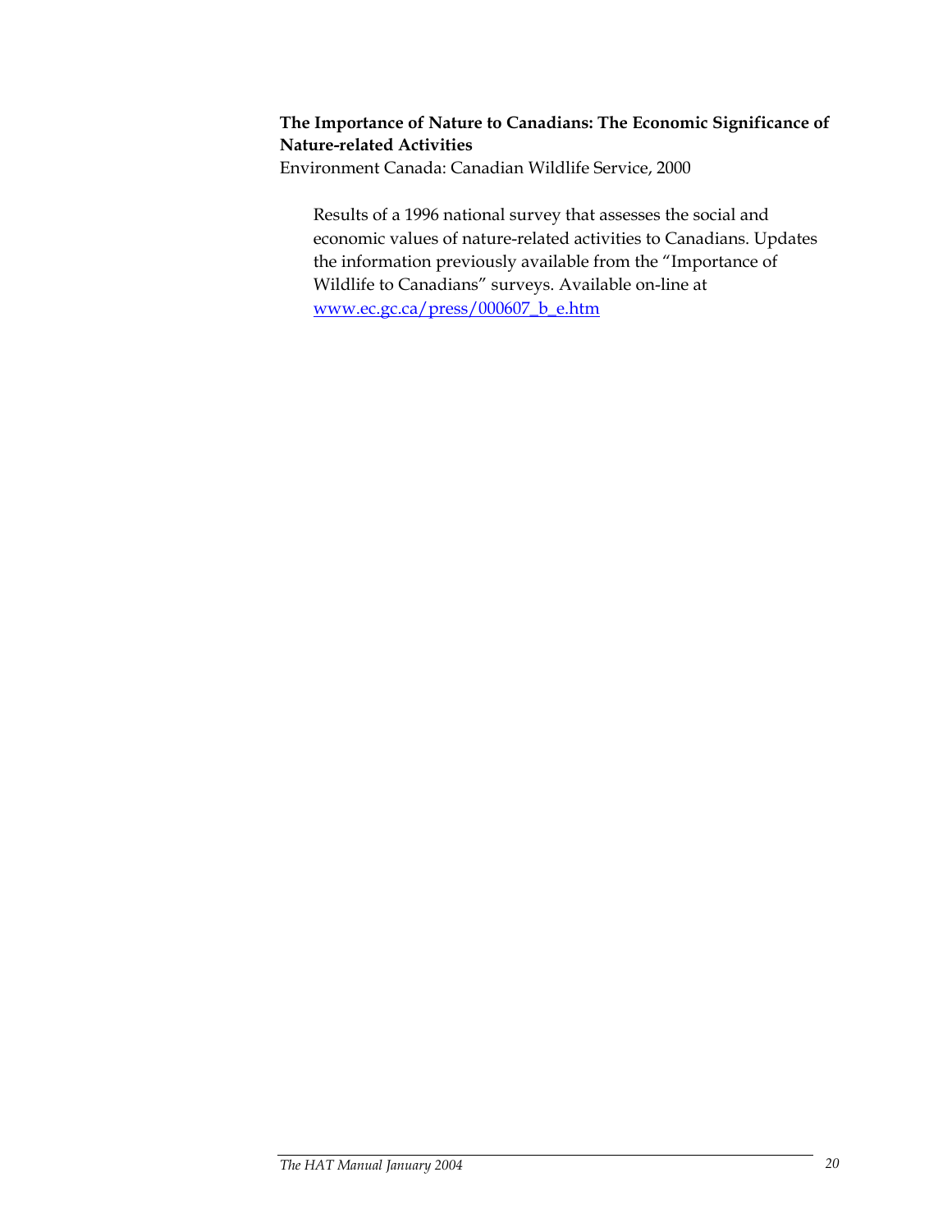**The Importance of Nature to Canadians: The Economic Significance of Nature-related Activities**
Environment Canada: Canadian Wildlife Service, 2000

> Results of a 1996 national survey that assesses the social and economic values of nature-related activities to Canadians. Updates the information previously available from the "Importance of Wildlife to Canadians" surveys. Available on-line at www.ec.gc.ca/press/000607_b_e.htm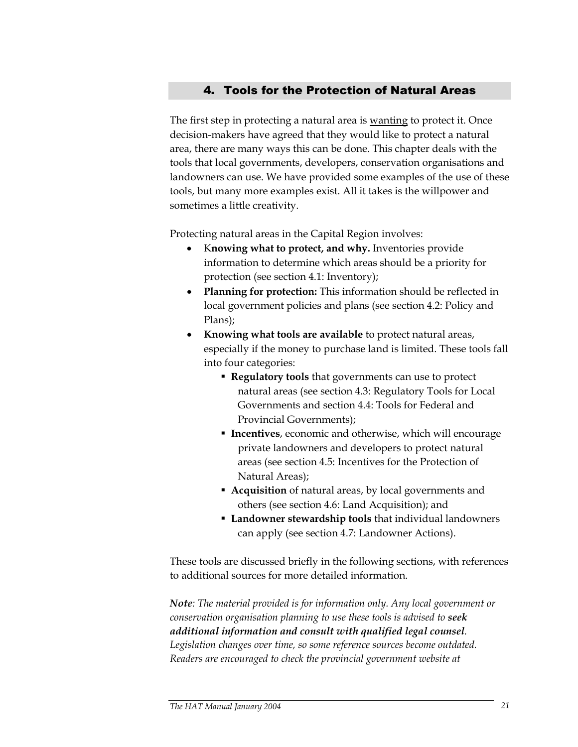# 4. Tools for the Protection of Natural Areas

The first step in protecting a natural area is <u>wanting</u> to protect it. Once decision-makers have agreed that they would like to protect a natural area, there are many ways this can be done. This chapter deals with the tools that local governments, developers, conservation organisations and landowners can use. We have provided some examples of the use of these tools, but many more examples exist. All it takes is the willpower and sometimes a little creativity.

Protecting natural areas in the Capital Region involves:

- K**nowing what to protect, and why.** Inventories provide information to determine which areas should be a priority for protection (see section 4.1: Inventory);
- **Planning for protection:** This information should be reflected in local government policies and plans (see section 4.2: Policy and Plans);
- **Knowing what tools are available** to protect natural areas, especially if the money to purchase land is limited. These tools fall into four categories:
  - **Regulatory tools** that governments can use to protect natural areas (see section 4.3: Regulatory Tools for Local Governments and section 4.4: Tools for Federal and Provincial Governments);
  - **Incentives**, economic and otherwise, which will encourage private landowners and developers to protect natural areas (see section 4.5: Incentives for the Protection of Natural Areas);
  - **Acquisition** of natural areas, by local governments and others (see section 4.6: Land Acquisition); and
  - **Landowner stewardship tools** that individual landowners can apply (see section 4.7: Landowner Actions).

These tools are discussed briefly in the following sections, with references to additional sources for more detailed information.

***Note****: The material provided is for information only. Any local government or conservation organisation planning to use these tools is advised to* ***seek additional information and consult with qualified legal counsel****. Legislation changes over time, so some reference sources become outdated. Readers are encouraged to check the provincial government website at*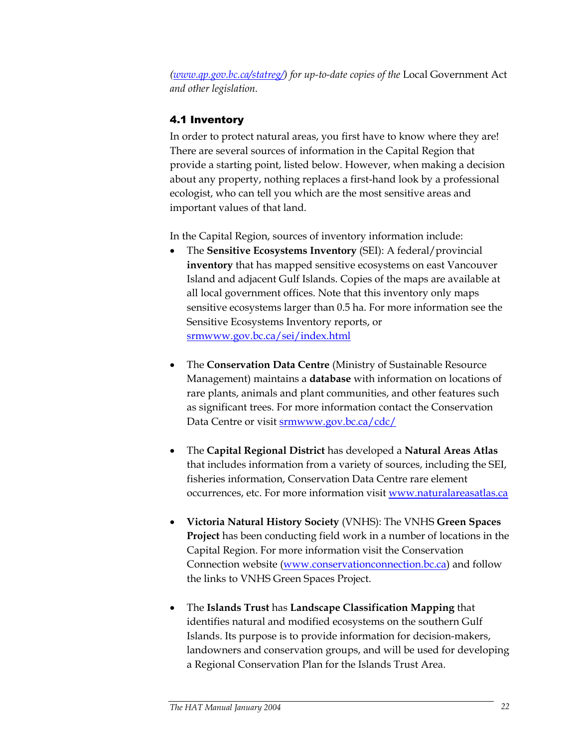*([www.qp.gov.bc.ca/statreg/](www.qp.gov.bc.ca/statreg/)) for up-to-date copies of the* Local Government Act *and other legislation.*

### 4.1 Inventory

In order to protect natural areas, you first have to know where they are! There are several sources of information in the Capital Region that provide a starting point, listed below. However, when making a decision about any property, nothing replaces a first-hand look by a professional ecologist, who can tell you which are the most sensitive areas and important values of that land.

In the Capital Region, sources of inventory information include:

- The **Sensitive Ecosystems Inventory** (SEI): A federal/provincial **inventory** that has mapped sensitive ecosystems on east Vancouver Island and adjacent Gulf Islands. Copies of the maps are available at all local government offices. Note that this inventory only maps sensitive ecosystems larger than 0.5 ha. For more information see the Sensitive Ecosystems Inventory reports, or [srmwww.gov.bc.ca/sei/index.html](srmwww.gov.bc.ca/sei/index.html)

- The **Conservation Data Centre** (Ministry of Sustainable Resource Management) maintains a **database** with information on locations of rare plants, animals and plant communities, and other features such as significant trees. For more information contact the Conservation Data Centre or visit [srmwww.gov.bc.ca/cdc/](srmwww.gov.bc.ca/cdc/)

- The **Capital Regional District** has developed a **Natural Areas Atlas** that includes information from a variety of sources, including the SEI, fisheries information, Conservation Data Centre rare element occurrences, etc. For more information visit [www.naturalareasatlas.ca](www.naturalareasatlas.ca)

- **Victoria Natural History Society** (VNHS): The VNHS **Green Spaces Project** has been conducting field work in a number of locations in the Capital Region. For more information visit the Conservation Connection website ([www.conservationconnection.bc.ca](www.conservationconnection.bc.ca)) and follow the links to VNHS Green Spaces Project.

- The **Islands Trust** has **Landscape Classification Mapping** that identifies natural and modified ecosystems on the southern Gulf Islands. Its purpose is to provide information for decision-makers, landowners and conservation groups, and will be used for developing a Regional Conservation Plan for the Islands Trust Area.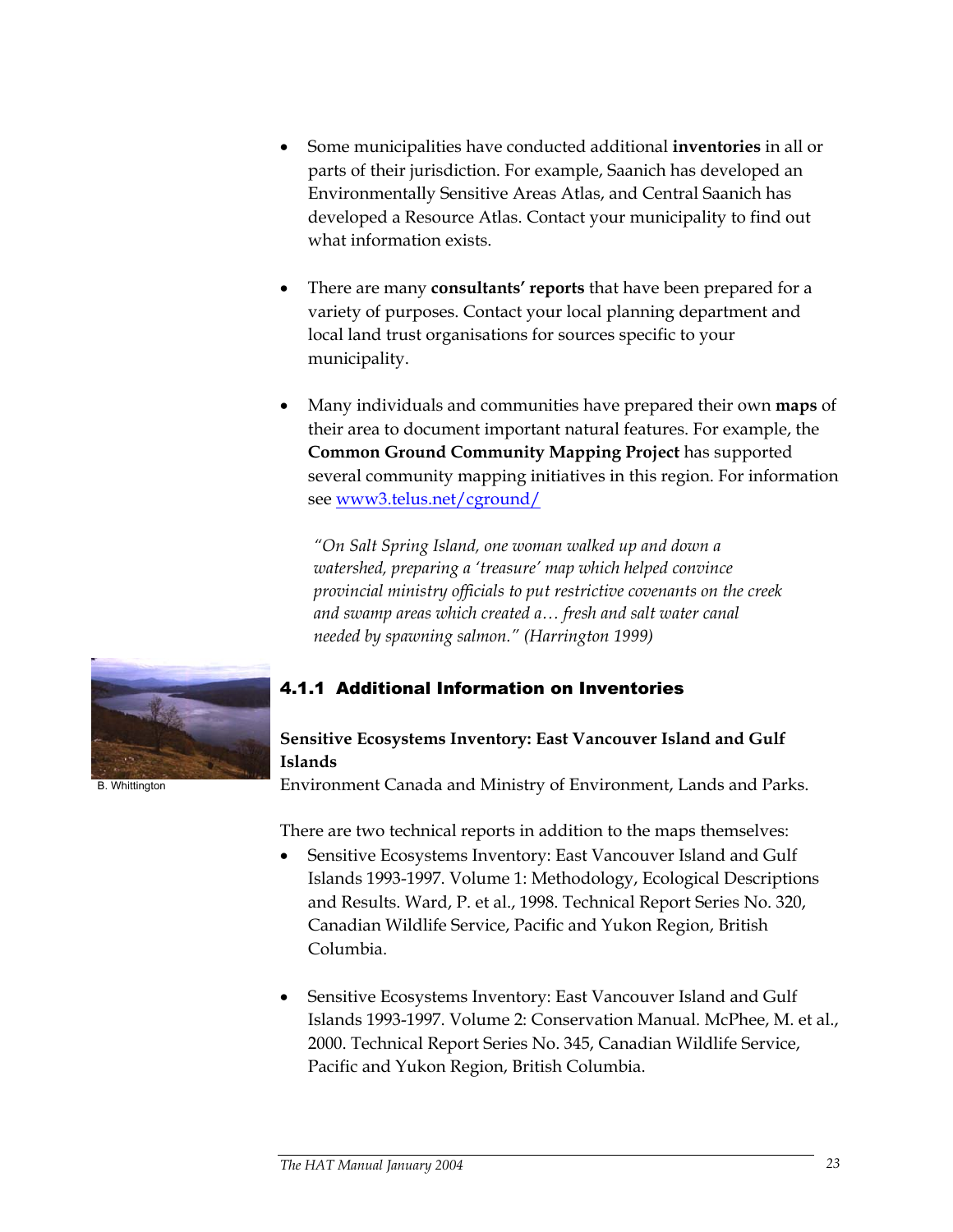- Some municipalities have conducted additional **inventories** in all or parts of their jurisdiction. For example, Saanich has developed an Environmentally Sensitive Areas Atlas, and Central Saanich has developed a Resource Atlas. Contact your municipality to find out what information exists.

- There are many **consultants' reports** that have been prepared for a variety of purposes. Contact your local planning department and local land trust organisations for sources specific to your municipality.

- Many individuals and communities have prepared their own **maps** of their area to document important natural features. For example, the **Common Ground Community Mapping Project** has supported several community mapping initiatives in this region. For information see www3.telus.net/cground/

  *"On Salt Spring Island, one woman walked up and down a watershed, preparing a 'treasure' map which helped convince provincial ministry officials to put restrictive covenants on the creek and swamp areas which created a… fresh and salt water canal needed by spawning salmon." (Harrington 1999)*

B. Whittington

### 4.1.1 Additional Information on Inventories

**Sensitive Ecosystems Inventory: East Vancouver Island and Gulf Islands**
Environment Canada and Ministry of Environment, Lands and Parks.

There are two technical reports in addition to the maps themselves:

- Sensitive Ecosystems Inventory: East Vancouver Island and Gulf Islands 1993-1997. Volume 1: Methodology, Ecological Descriptions and Results. Ward, P. et al., 1998. Technical Report Series No. 320, Canadian Wildlife Service, Pacific and Yukon Region, British Columbia.

- Sensitive Ecosystems Inventory: East Vancouver Island and Gulf Islands 1993-1997. Volume 2: Conservation Manual. McPhee, M. et al., 2000. Technical Report Series No. 345, Canadian Wildlife Service, Pacific and Yukon Region, British Columbia.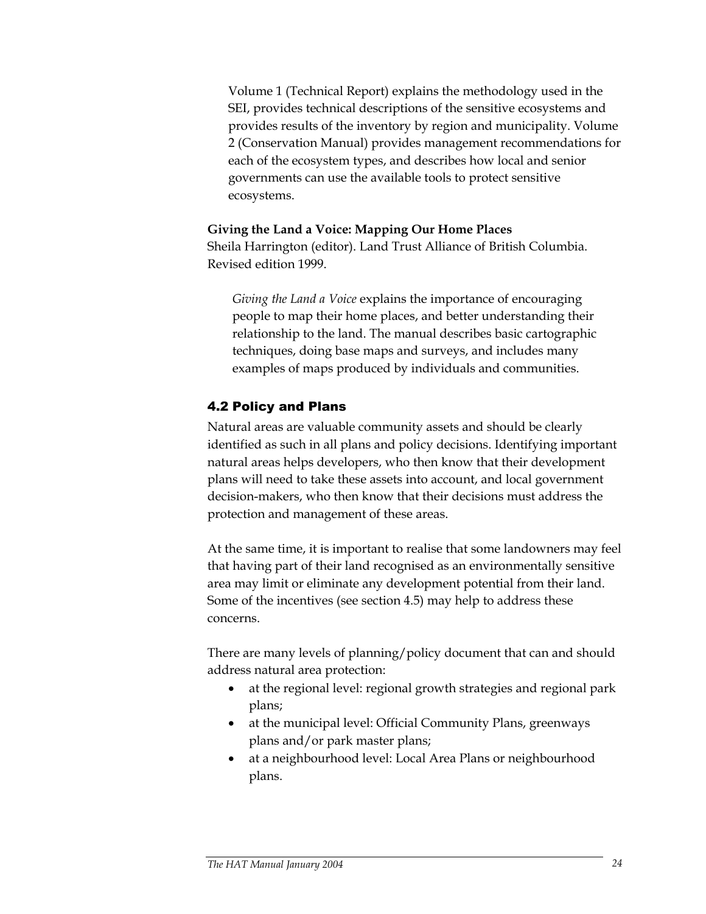Volume 1 (Technical Report) explains the methodology used in the SEI, provides technical descriptions of the sensitive ecosystems and provides results of the inventory by region and municipality. Volume 2 (Conservation Manual) provides management recommendations for each of the ecosystem types, and describes how local and senior governments can use the available tools to protect sensitive ecosystems.

**Giving the Land a Voice: Mapping Our Home Places**
Sheila Harrington (editor). Land Trust Alliance of British Columbia. Revised edition 1999.

*Giving the Land a Voice* explains the importance of encouraging people to map their home places, and better understanding their relationship to the land. The manual describes basic cartographic techniques, doing base maps and surveys, and includes many examples of maps produced by individuals and communities.

## 4.2 Policy and Plans

Natural areas are valuable community assets and should be clearly identified as such in all plans and policy decisions. Identifying important natural areas helps developers, who then know that their development plans will need to take these assets into account, and local government decision-makers, who then know that their decisions must address the protection and management of these areas.

At the same time, it is important to realise that some landowners may feel that having part of their land recognised as an environmentally sensitive area may limit or eliminate any development potential from their land. Some of the incentives (see section 4.5) may help to address these concerns.

There are many levels of planning/policy document that can and should address natural area protection:

- at the regional level: regional growth strategies and regional park plans;
- at the municipal level: Official Community Plans, greenways plans and/or park master plans;
- at a neighbourhood level: Local Area Plans or neighbourhood plans.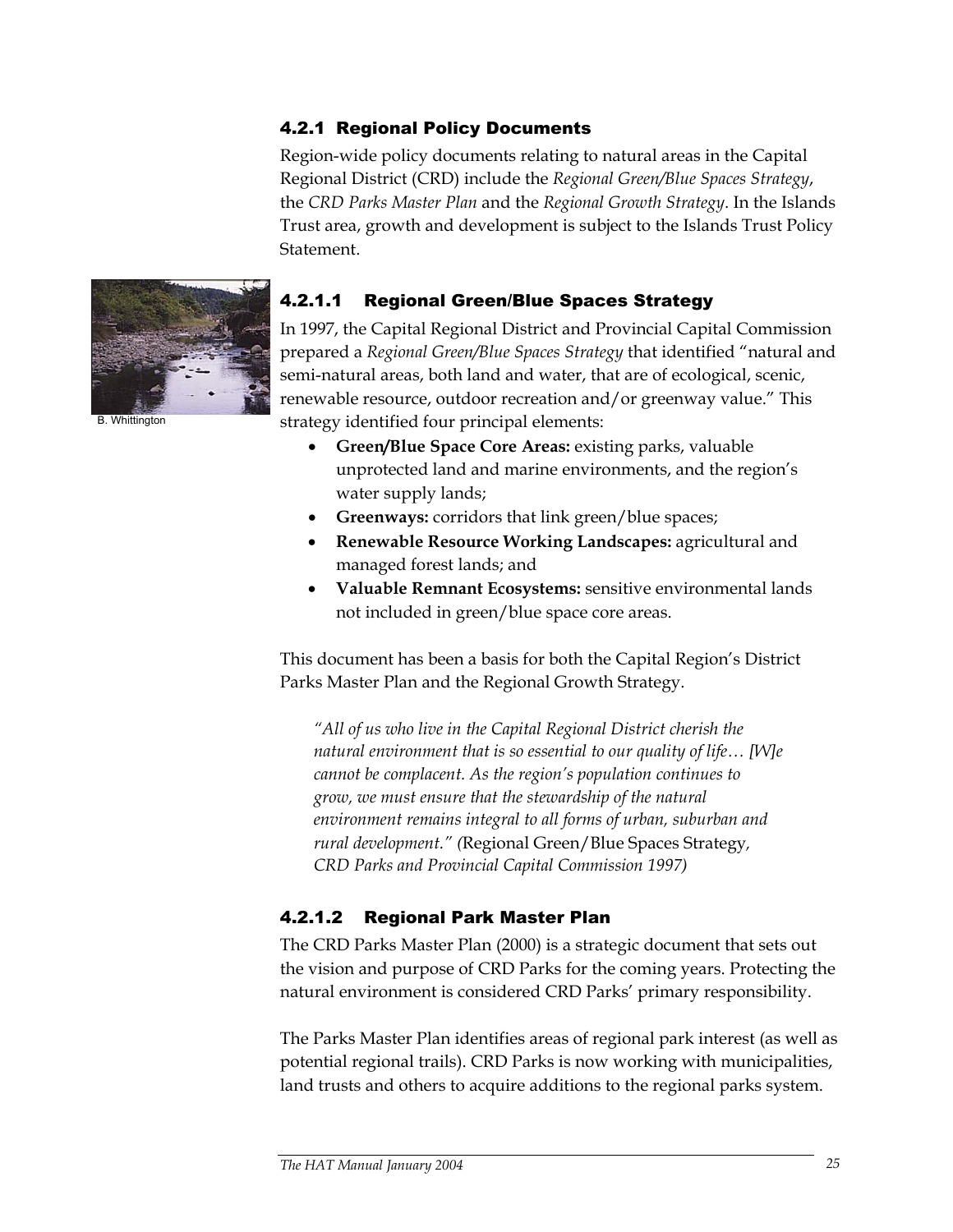### 4.2.1 Regional Policy Documents

Region-wide policy documents relating to natural areas in the Capital Regional District (CRD) include the *Regional Green/Blue Spaces Strategy*, the *CRD Parks Master Plan* and the *Regional Growth Strategy*. In the Islands Trust area, growth and development is subject to the Islands Trust Policy Statement.

B. Whittington

#### 4.2.1.1 Regional Green/Blue Spaces Strategy

In 1997, the Capital Regional District and Provincial Capital Commission prepared a *Regional Green/Blue Spaces Strategy* that identified "natural and semi-natural areas, both land and water, that are of ecological, scenic, renewable resource, outdoor recreation and/or greenway value." This strategy identified four principal elements:

- **Green/Blue Space Core Areas:** existing parks, valuable unprotected land and marine environments, and the region's water supply lands;
- **Greenways:** corridors that link green/blue spaces;
- **Renewable Resource Working Landscapes:** agricultural and managed forest lands; and
- **Valuable Remnant Ecosystems:** sensitive environmental lands not included in green/blue space core areas.

This document has been a basis for both the Capital Region's District Parks Master Plan and the Regional Growth Strategy.

> *"All of us who live in the Capital Regional District cherish the natural environment that is so essential to our quality of life… [W]e cannot be complacent. As the region's population continues to grow, we must ensure that the stewardship of the natural environment remains integral to all forms of urban, suburban and rural development." (*Regional Green/Blue Spaces Strategy*, CRD Parks and Provincial Capital Commission 1997)*

#### 4.2.1.2 Regional Park Master Plan

The CRD Parks Master Plan (2000) is a strategic document that sets out the vision and purpose of CRD Parks for the coming years. Protecting the natural environment is considered CRD Parks' primary responsibility.

The Parks Master Plan identifies areas of regional park interest (as well as potential regional trails). CRD Parks is now working with municipalities, land trusts and others to acquire additions to the regional parks system.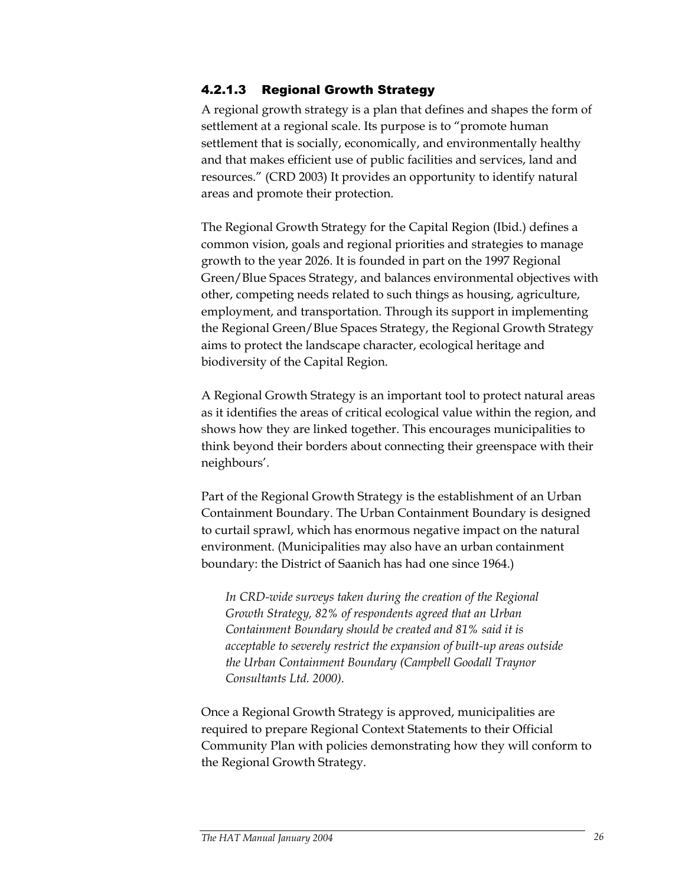#### 4.2.1.3 Regional Growth Strategy

A regional growth strategy is a plan that defines and shapes the form of settlement at a regional scale. Its purpose is to "promote human settlement that is socially, economically, and environmentally healthy and that makes efficient use of public facilities and services, land and resources." (CRD 2003) It provides an opportunity to identify natural areas and promote their protection.

The Regional Growth Strategy for the Capital Region (Ibid.) defines a common vision, goals and regional priorities and strategies to manage growth to the year 2026. It is founded in part on the 1997 Regional Green/Blue Spaces Strategy, and balances environmental objectives with other, competing needs related to such things as housing, agriculture, employment, and transportation. Through its support in implementing the Regional Green/Blue Spaces Strategy, the Regional Growth Strategy aims to protect the landscape character, ecological heritage and biodiversity of the Capital Region.

A Regional Growth Strategy is an important tool to protect natural areas as it identifies the areas of critical ecological value within the region, and shows how they are linked together. This encourages municipalities to think beyond their borders about connecting their greenspace with their neighbours'.

Part of the Regional Growth Strategy is the establishment of an Urban Containment Boundary. The Urban Containment Boundary is designed to curtail sprawl, which has enormous negative impact on the natural environment. (Municipalities may also have an urban containment boundary: the District of Saanich has had one since 1964.)

> *In CRD-wide surveys taken during the creation of the Regional Growth Strategy, 82% of respondents agreed that an Urban Containment Boundary should be created and 81% said it is acceptable to severely restrict the expansion of built-up areas outside the Urban Containment Boundary (Campbell Goodall Traynor Consultants Ltd. 2000).*

Once a Regional Growth Strategy is approved, municipalities are required to prepare Regional Context Statements to their Official Community Plan with policies demonstrating how they will conform to the Regional Growth Strategy.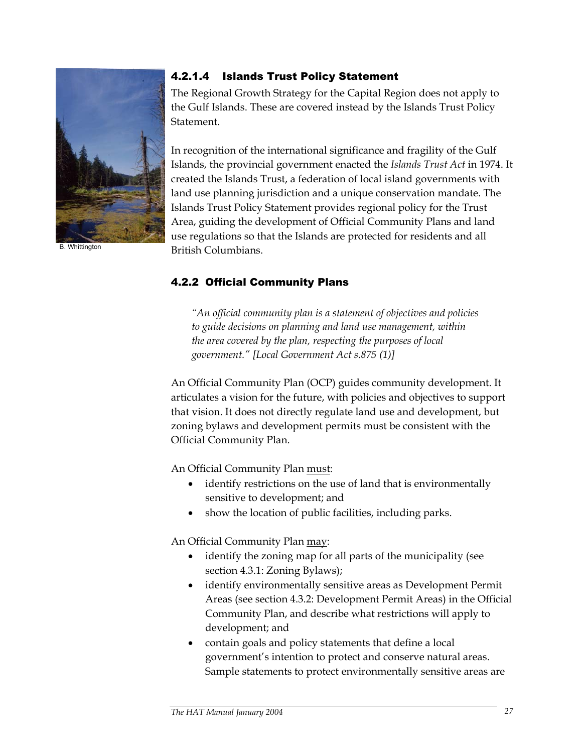B. Whittington

#### 4.2.1.4 Islands Trust Policy Statement

The Regional Growth Strategy for the Capital Region does not apply to the Gulf Islands. These are covered instead by the Islands Trust Policy Statement.

In recognition of the international significance and fragility of the Gulf Islands, the provincial government enacted the *Islands Trust Act* in 1974. It created the Islands Trust, a federation of local island governments with land use planning jurisdiction and a unique conservation mandate. The Islands Trust Policy Statement provides regional policy for the Trust Area, guiding the development of Official Community Plans and land use regulations so that the Islands are protected for residents and all British Columbians.

### 4.2.2 Official Community Plans

> *"An official community plan is a statement of objectives and policies to guide decisions on planning and land use management, within the area covered by the plan, respecting the purposes of local government." [Local Government Act s.875 (1)]*

An Official Community Plan (OCP) guides community development. It articulates a vision for the future, with policies and objectives to support that vision. It does not directly regulate land use and development, but zoning bylaws and development permits must be consistent with the Official Community Plan.

An Official Community Plan <u>must</u>:

- identify restrictions on the use of land that is environmentally sensitive to development; and
- show the location of public facilities, including parks.

An Official Community Plan <u>may</u>:

- identify the zoning map for all parts of the municipality (see section 4.3.1: Zoning Bylaws);
- identify environmentally sensitive areas as Development Permit Areas (see section 4.3.2: Development Permit Areas) in the Official Community Plan, and describe what restrictions will apply to development; and
- contain goals and policy statements that define a local government's intention to protect and conserve natural areas. Sample statements to protect environmentally sensitive areas are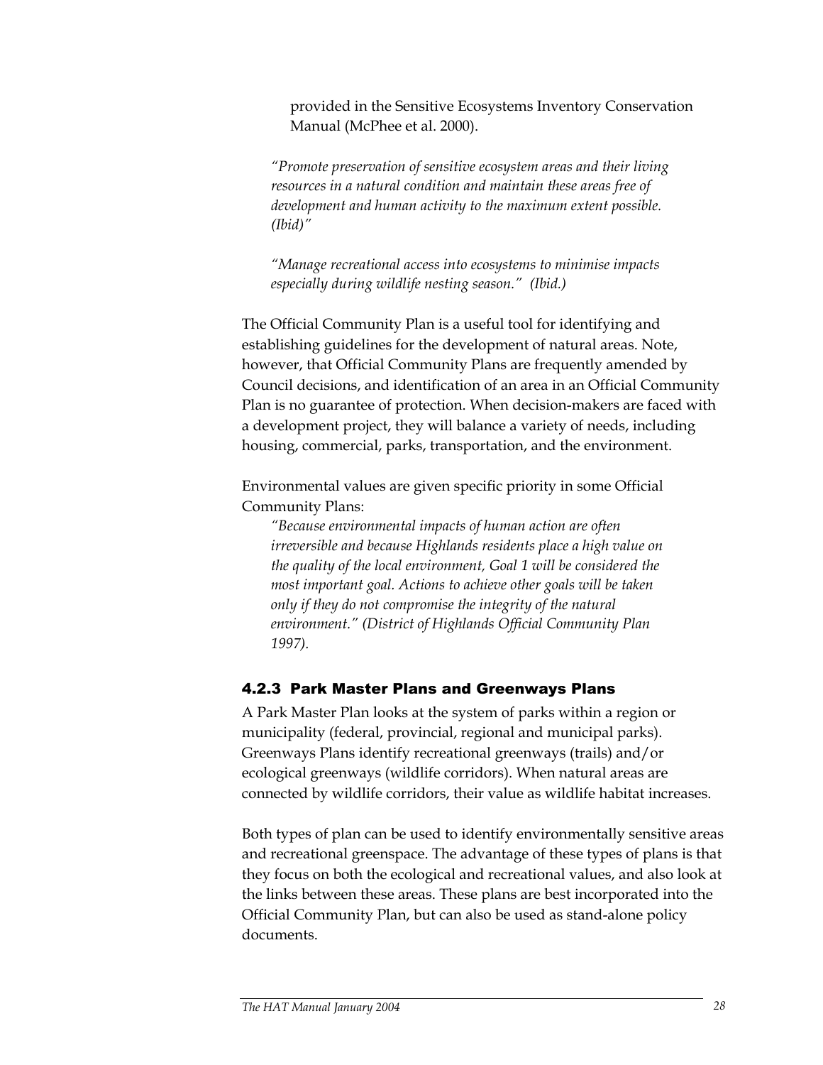provided in the Sensitive Ecosystems Inventory Conservation Manual (McPhee et al. 2000).

*"Promote preservation of sensitive ecosystem areas and their living resources in a natural condition and maintain these areas free of development and human activity to the maximum extent possible. (Ibid)"*

*"Manage recreational access into ecosystems to minimise impacts especially during wildlife nesting season." (Ibid.)*

The Official Community Plan is a useful tool for identifying and establishing guidelines for the development of natural areas. Note, however, that Official Community Plans are frequently amended by Council decisions, and identification of an area in an Official Community Plan is no guarantee of protection. When decision-makers are faced with a development project, they will balance a variety of needs, including housing, commercial, parks, transportation, and the environment.

Environmental values are given specific priority in some Official Community Plans:

*"Because environmental impacts of human action are often irreversible and because Highlands residents place a high value on the quality of the local environment, Goal 1 will be considered the most important goal. Actions to achieve other goals will be taken only if they do not compromise the integrity of the natural environment." (District of Highlands Official Community Plan 1997).*

### 4.2.3 Park Master Plans and Greenways Plans

A Park Master Plan looks at the system of parks within a region or municipality (federal, provincial, regional and municipal parks). Greenways Plans identify recreational greenways (trails) and/or ecological greenways (wildlife corridors). When natural areas are connected by wildlife corridors, their value as wildlife habitat increases.

Both types of plan can be used to identify environmentally sensitive areas and recreational greenspace. The advantage of these types of plans is that they focus on both the ecological and recreational values, and also look at the links between these areas. These plans are best incorporated into the Official Community Plan, but can also be used as stand-alone policy documents.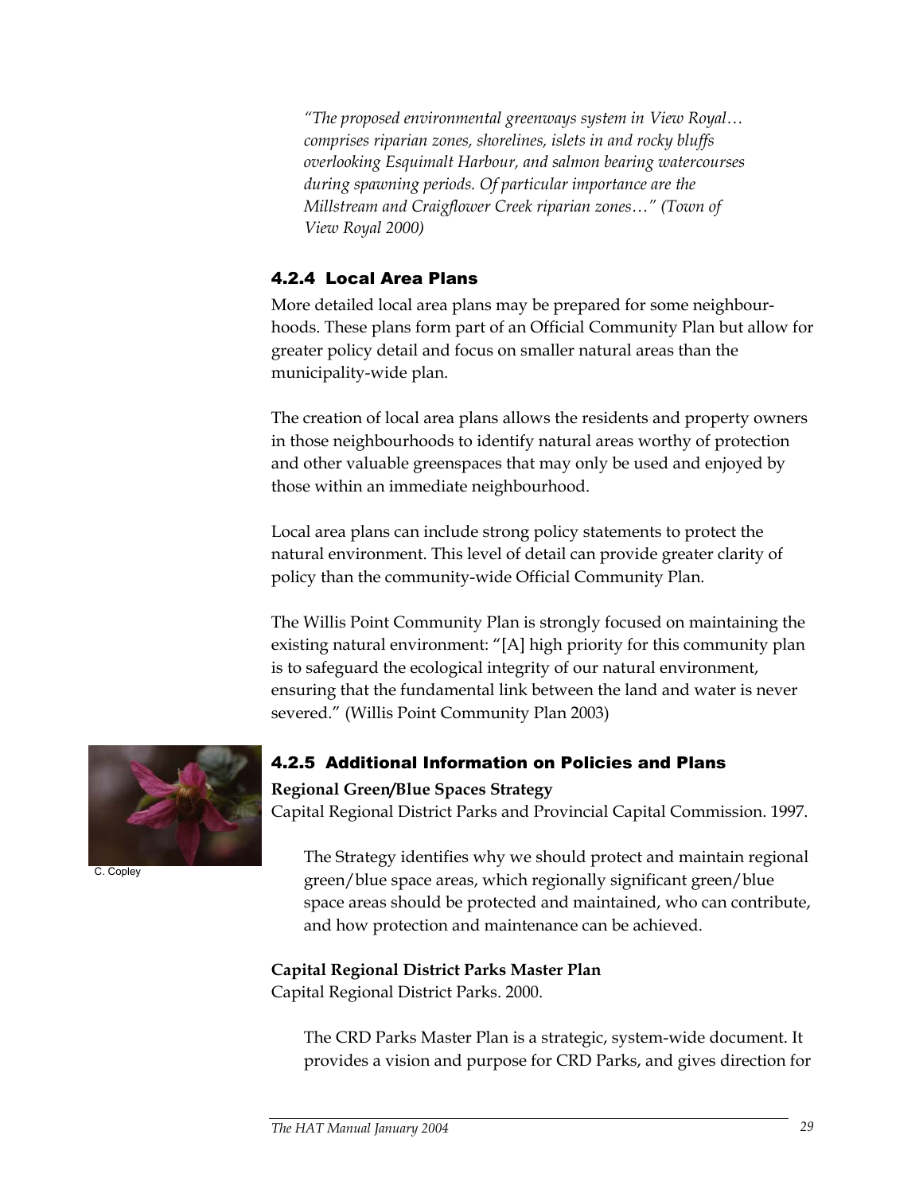*"The proposed environmental greenways system in View Royal… comprises riparian zones, shorelines, islets in and rocky bluffs overlooking Esquimalt Harbour, and salmon bearing watercourses during spawning periods. Of particular importance are the Millstream and Craigflower Creek riparian zones…" (Town of View Royal 2000)*

### 4.2.4 Local Area Plans

More detailed local area plans may be prepared for some neighbourhoods. These plans form part of an Official Community Plan but allow for greater policy detail and focus on smaller natural areas than the municipality-wide plan.

The creation of local area plans allows the residents and property owners in those neighbourhoods to identify natural areas worthy of protection and other valuable greenspaces that may only be used and enjoyed by those within an immediate neighbourhood.

Local area plans can include strong policy statements to protect the natural environment. This level of detail can provide greater clarity of policy than the community-wide Official Community Plan.

The Willis Point Community Plan is strongly focused on maintaining the existing natural environment: "[A] high priority for this community plan is to safeguard the ecological integrity of our natural environment, ensuring that the fundamental link between the land and water is never severed." (Willis Point Community Plan 2003)

C. Copley

### 4.2.5 Additional Information on Policies and Plans

**Regional Green/Blue Spaces Strategy**
Capital Regional District Parks and Provincial Capital Commission. 1997.

The Strategy identifies why we should protect and maintain regional green/blue space areas, which regionally significant green/blue space areas should be protected and maintained, who can contribute, and how protection and maintenance can be achieved.

**Capital Regional District Parks Master Plan**
Capital Regional District Parks. 2000.

The CRD Parks Master Plan is a strategic, system-wide document. It provides a vision and purpose for CRD Parks, and gives direction for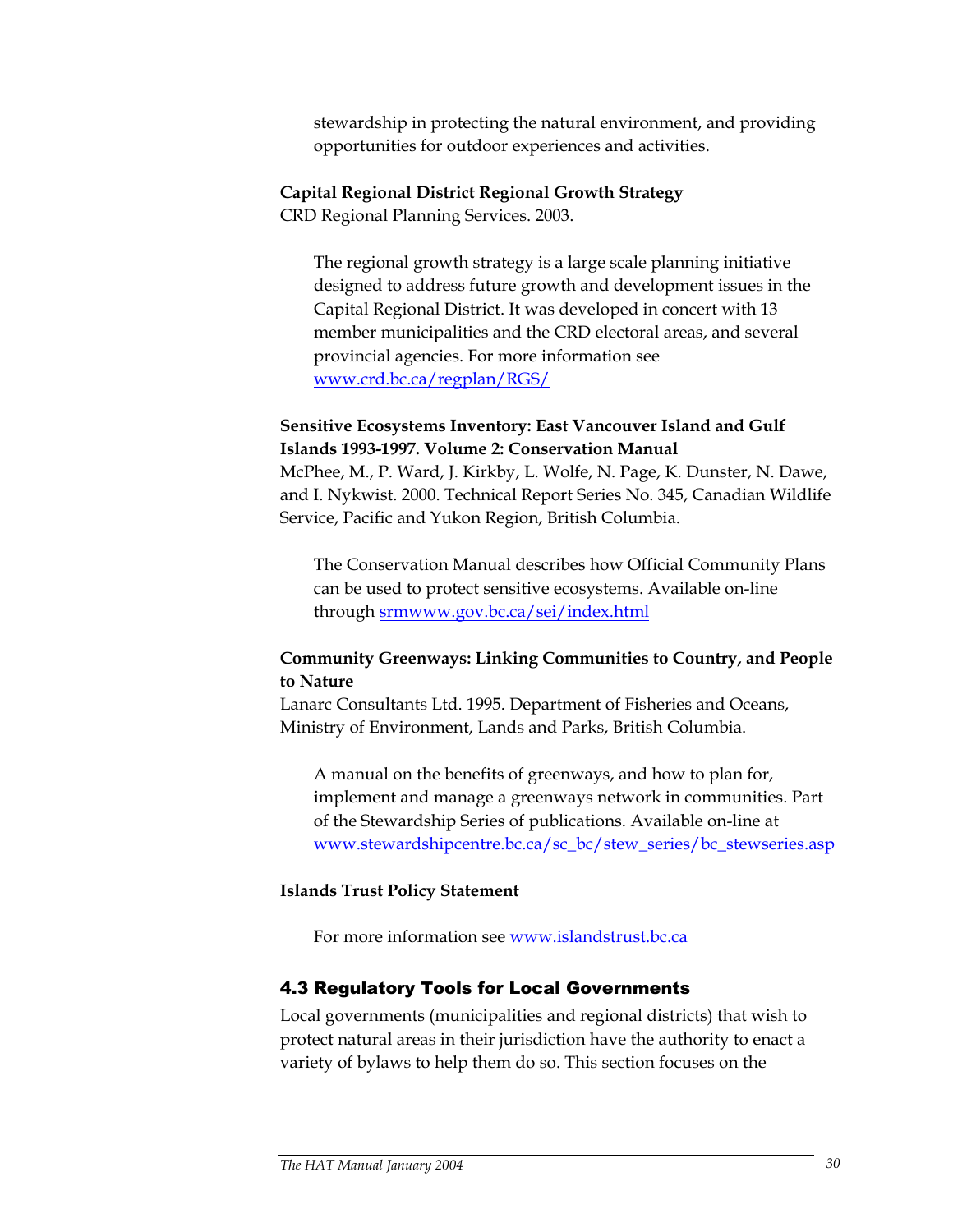stewardship in protecting the natural environment, and providing opportunities for outdoor experiences and activities.

**Capital Regional District Regional Growth Strategy**
CRD Regional Planning Services. 2003.

The regional growth strategy is a large scale planning initiative designed to address future growth and development issues in the Capital Regional District. It was developed in concert with 13 member municipalities and the CRD electoral areas, and several provincial agencies. For more information see www.crd.bc.ca/regplan/RGS/

**Sensitive Ecosystems Inventory: East Vancouver Island and Gulf Islands 1993-1997. Volume 2: Conservation Manual**
McPhee, M., P. Ward, J. Kirkby, L. Wolfe, N. Page, K. Dunster, N. Dawe, and I. Nykwist. 2000. Technical Report Series No. 345, Canadian Wildlife Service, Pacific and Yukon Region, British Columbia.

The Conservation Manual describes how Official Community Plans can be used to protect sensitive ecosystems. Available on-line through srmwww.gov.bc.ca/sei/index.html

**Community Greenways: Linking Communities to Country, and People to Nature**
Lanarc Consultants Ltd. 1995. Department of Fisheries and Oceans, Ministry of Environment, Lands and Parks, British Columbia.

A manual on the benefits of greenways, and how to plan for, implement and manage a greenways network in communities. Part of the Stewardship Series of publications. Available on-line at www.stewardshipcentre.bc.ca/sc_bc/stew_series/bc_stewseries.asp

**Islands Trust Policy Statement**

For more information see www.islandstrust.bc.ca

## 4.3 Regulatory Tools for Local Governments

Local governments (municipalities and regional districts) that wish to protect natural areas in their jurisdiction have the authority to enact a variety of bylaws to help them do so. This section focuses on the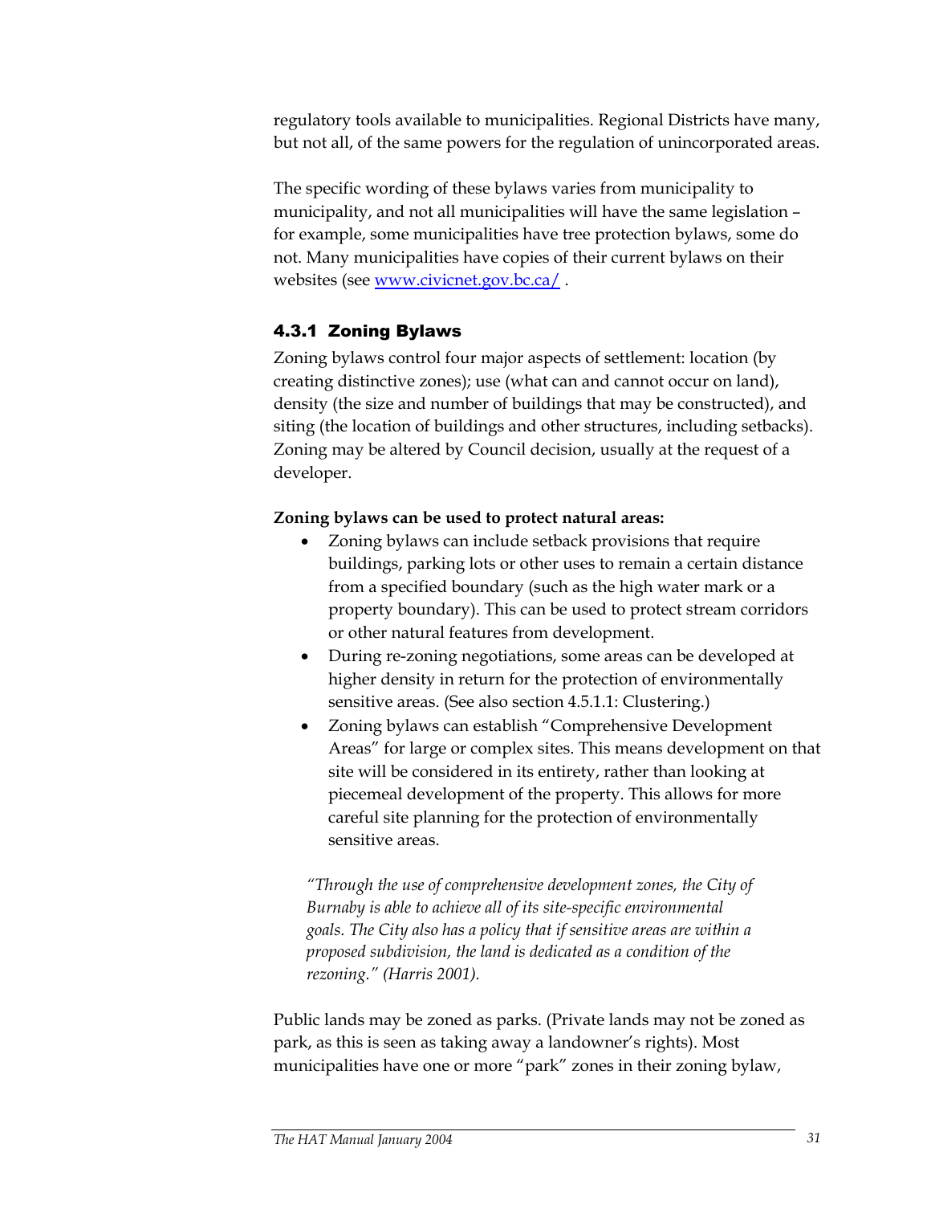regulatory tools available to municipalities. Regional Districts have many, but not all, of the same powers for the regulation of unincorporated areas.

The specific wording of these bylaws varies from municipality to municipality, and not all municipalities will have the same legislation – for example, some municipalities have tree protection bylaws, some do not. Many municipalities have copies of their current bylaws on their websites (see www.civicnet.gov.bc.ca/ .

### 4.3.1 Zoning Bylaws

Zoning bylaws control four major aspects of settlement: location (by creating distinctive zones); use (what can and cannot occur on land), density (the size and number of buildings that may be constructed), and siting (the location of buildings and other structures, including setbacks). Zoning may be altered by Council decision, usually at the request of a developer.

**Zoning bylaws can be used to protect natural areas:**

- Zoning bylaws can include setback provisions that require buildings, parking lots or other uses to remain a certain distance from a specified boundary (such as the high water mark or a property boundary). This can be used to protect stream corridors or other natural features from development.
- During re-zoning negotiations, some areas can be developed at higher density in return for the protection of environmentally sensitive areas. (See also section 4.5.1.1: Clustering.)
- Zoning bylaws can establish "Comprehensive Development Areas" for large or complex sites. This means development on that site will be considered in its entirety, rather than looking at piecemeal development of the property. This allows for more careful site planning for the protection of environmentally sensitive areas.

*"Through the use of comprehensive development zones, the City of Burnaby is able to achieve all of its site-specific environmental goals. The City also has a policy that if sensitive areas are within a proposed subdivision, the land is dedicated as a condition of the rezoning." (Harris 2001).*

Public lands may be zoned as parks. (Private lands may not be zoned as park, as this is seen as taking away a landowner's rights). Most municipalities have one or more "park" zones in their zoning bylaw,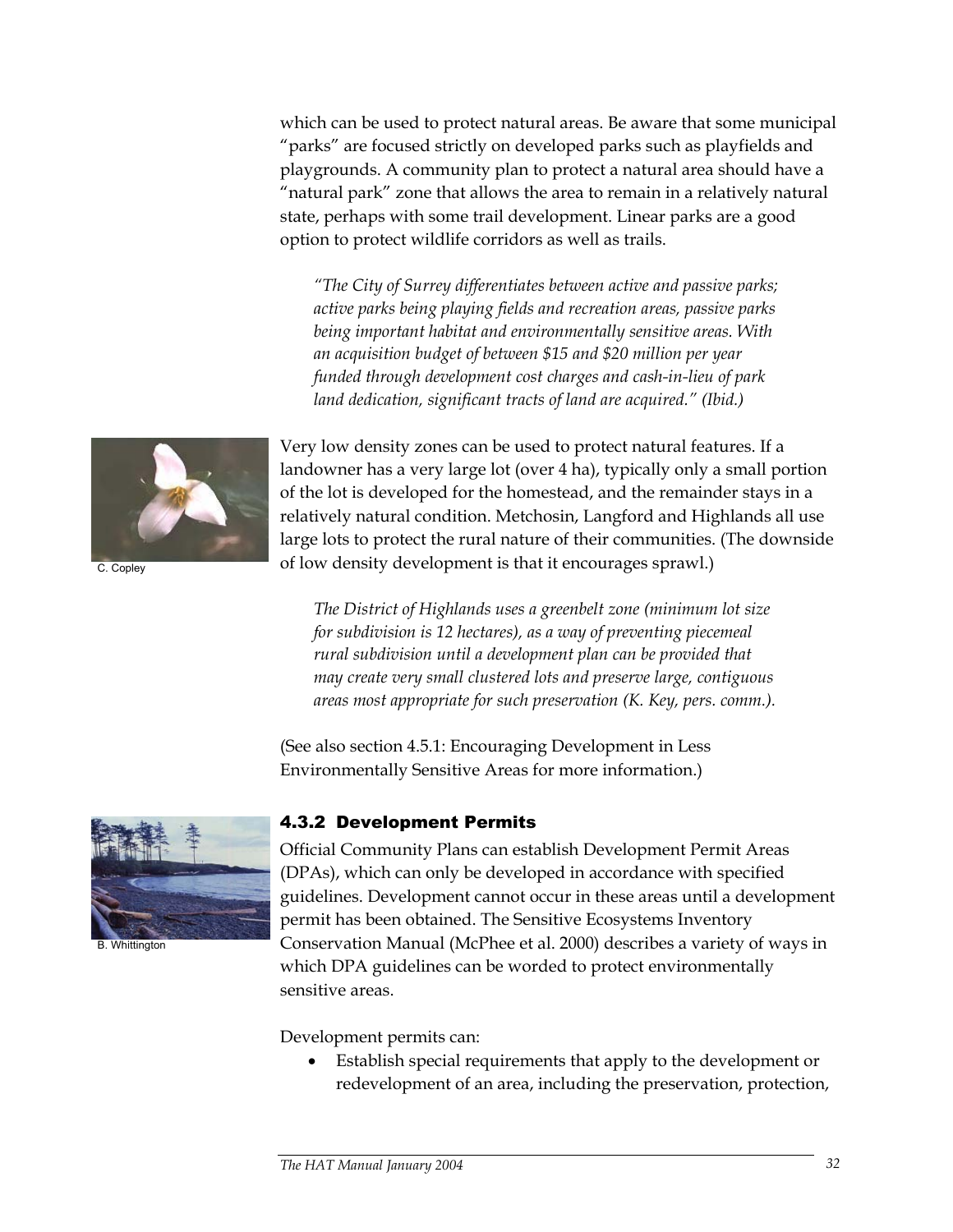which can be used to protect natural areas. Be aware that some municipal "parks" are focused strictly on developed parks such as playfields and playgrounds. A community plan to protect a natural area should have a "natural park" zone that allows the area to remain in a relatively natural state, perhaps with some trail development. Linear parks are a good option to protect wildlife corridors as well as trails.

*"The City of Surrey differentiates between active and passive parks; active parks being playing fields and recreation areas, passive parks being important habitat and environmentally sensitive areas. With an acquisition budget of between $15 and $20 million per year funded through development cost charges and cash-in-lieu of park land dedication, significant tracts of land are acquired." (Ibid.)*

C. Copley

Very low density zones can be used to protect natural features. If a landowner has a very large lot (over 4 ha), typically only a small portion of the lot is developed for the homestead, and the remainder stays in a relatively natural condition. Metchosin, Langford and Highlands all use large lots to protect the rural nature of their communities. (The downside of low density development is that it encourages sprawl.)

*The District of Highlands uses a greenbelt zone (minimum lot size for subdivision is 12 hectares), as a way of preventing piecemeal rural subdivision until a development plan can be provided that may create very small clustered lots and preserve large, contiguous areas most appropriate for such preservation (K. Key, pers. comm.).*

(See also section 4.5.1: Encouraging Development in Less Environmentally Sensitive Areas for more information.)

B. Whittington

### 4.3.2 Development Permits

Official Community Plans can establish Development Permit Areas (DPAs), which can only be developed in accordance with specified guidelines. Development cannot occur in these areas until a development permit has been obtained. The Sensitive Ecosystems Inventory Conservation Manual (McPhee et al. 2000) describes a variety of ways in which DPA guidelines can be worded to protect environmentally sensitive areas.

Development permits can:

- Establish special requirements that apply to the development or redevelopment of an area, including the preservation, protection,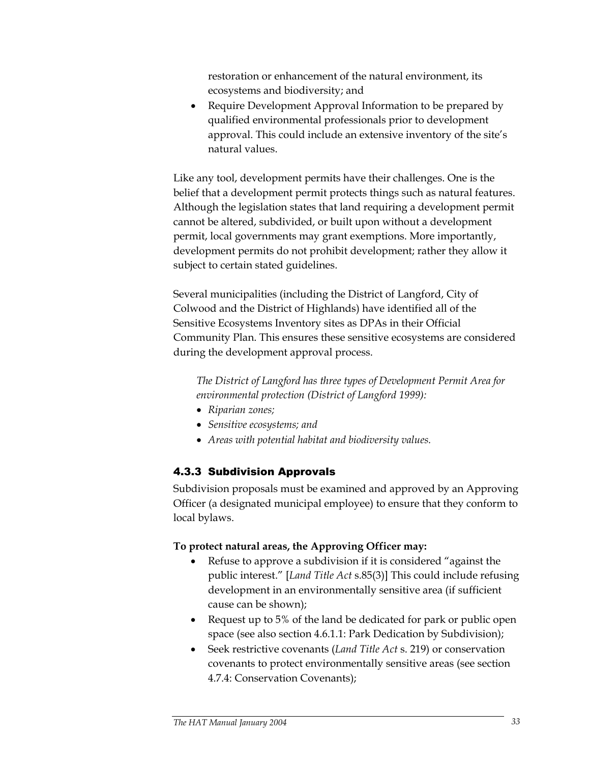restoration or enhancement of the natural environment, its ecosystems and biodiversity; and

- Require Development Approval Information to be prepared by qualified environmental professionals prior to development approval. This could include an extensive inventory of the site's natural values.

Like any tool, development permits have their challenges. One is the belief that a development permit protects things such as natural features. Although the legislation states that land requiring a development permit cannot be altered, subdivided, or built upon without a development permit, local governments may grant exemptions. More importantly, development permits do not prohibit development; rather they allow it subject to certain stated guidelines.

Several municipalities (including the District of Langford, City of Colwood and the District of Highlands) have identified all of the Sensitive Ecosystems Inventory sites as DPAs in their Official Community Plan. This ensures these sensitive ecosystems are considered during the development approval process.

*The District of Langford has three types of Development Permit Area for environmental protection (District of Langford 1999):*

- *Riparian zones;*
- *Sensitive ecosystems; and*
- *Areas with potential habitat and biodiversity values.*

### 4.3.3 Subdivision Approvals

Subdivision proposals must be examined and approved by an Approving Officer (a designated municipal employee) to ensure that they conform to local bylaws.

**To protect natural areas, the Approving Officer may:**

- Refuse to approve a subdivision if it is considered "against the public interest." [*Land Title Act* s.85(3)] This could include refusing development in an environmentally sensitive area (if sufficient cause can be shown);
- Request up to 5% of the land be dedicated for park or public open space (see also section 4.6.1.1: Park Dedication by Subdivision);
- Seek restrictive covenants (*Land Title Act* s. 219) or conservation covenants to protect environmentally sensitive areas (see section 4.7.4: Conservation Covenants);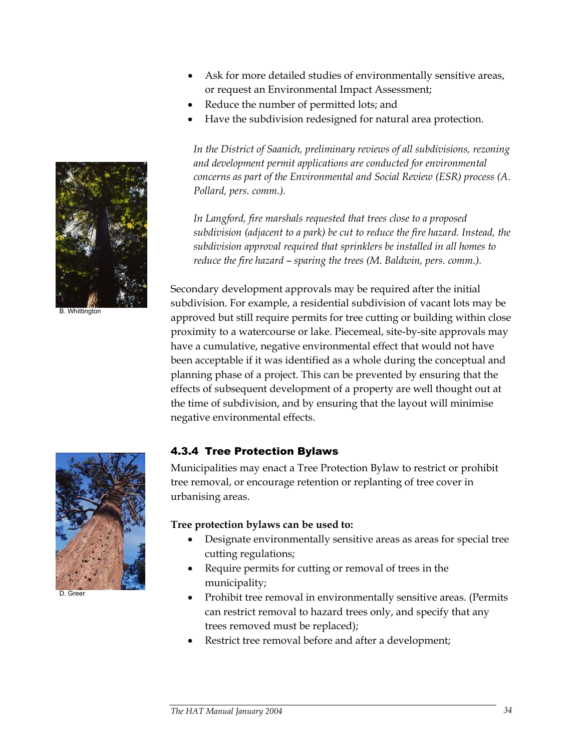- Ask for more detailed studies of environmentally sensitive areas, or request an Environmental Impact Assessment;
- Reduce the number of permitted lots; and
- Have the subdivision redesigned for natural area protection.

*In the District of Saanich, preliminary reviews of all subdivisions, rezoning and development permit applications are conducted for environmental concerns as part of the Environmental and Social Review (ESR) process (A. Pollard, pers. comm.).*

*In Langford, fire marshals requested that trees close to a proposed subdivision (adjacent to a park) be cut to reduce the fire hazard. Instead, the subdivision approval required that sprinklers be installed in all homes to reduce the fire hazard – sparing the trees (M. Baldwin, pers. comm.).*

B. Whittington

Secondary development approvals may be required after the initial subdivision. For example, a residential subdivision of vacant lots may be approved but still require permits for tree cutting or building within close proximity to a watercourse or lake. Piecemeal, site-by-site approvals may have a cumulative, negative environmental effect that would not have been acceptable if it was identified as a whole during the conceptual and planning phase of a project. This can be prevented by ensuring that the effects of subsequent development of a property are well thought out at the time of subdivision, and by ensuring that the layout will minimise negative environmental effects.

### 4.3.4 Tree Protection Bylaws

Municipalities may enact a Tree Protection Bylaw to restrict or prohibit tree removal, or encourage retention or replanting of tree cover in urbanising areas.

D. Greer

**Tree protection bylaws can be used to:**

- Designate environmentally sensitive areas as areas for special tree cutting regulations;
- Require permits for cutting or removal of trees in the municipality;
- Prohibit tree removal in environmentally sensitive areas. (Permits can restrict removal to hazard trees only, and specify that any trees removed must be replaced);
- Restrict tree removal before and after a development;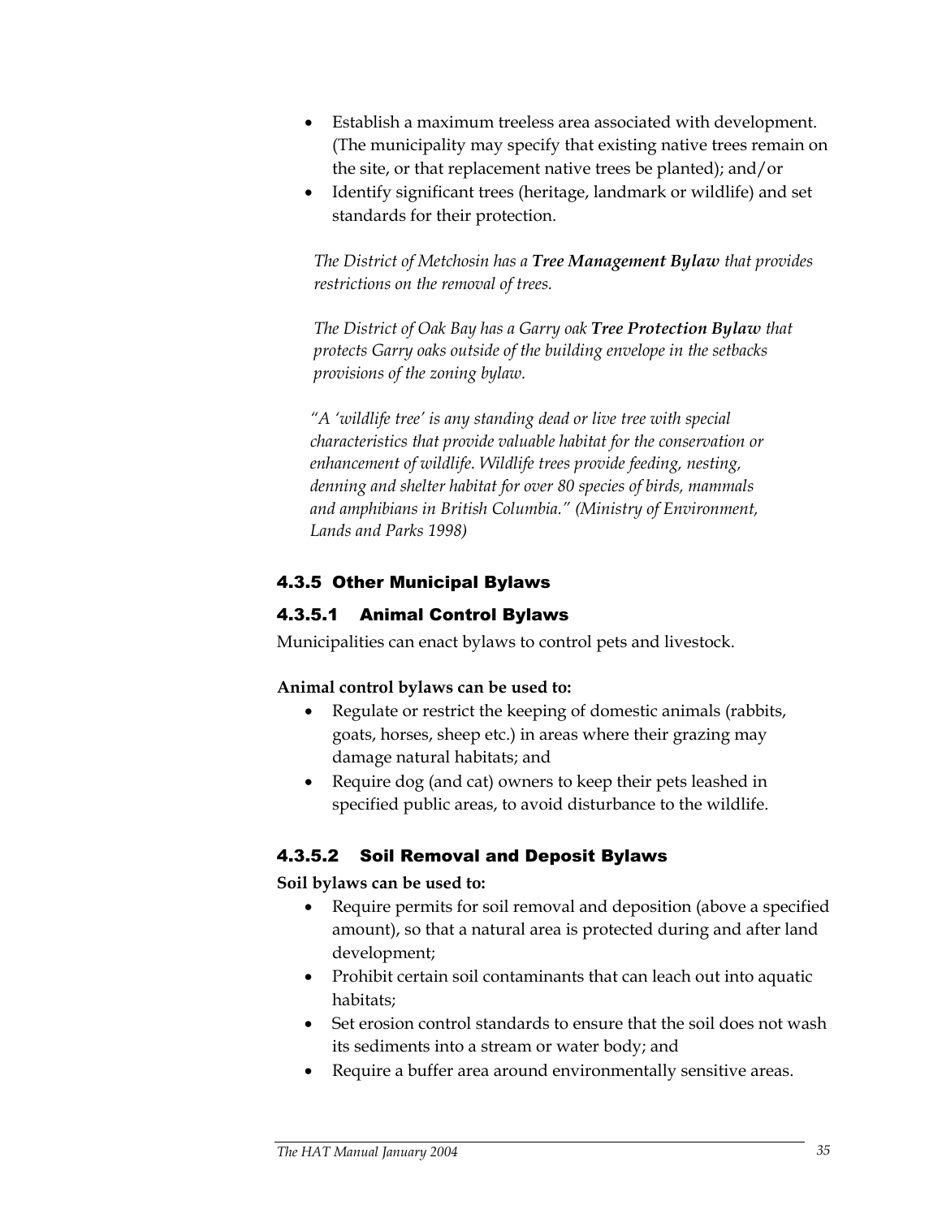- Establish a maximum treeless area associated with development. (The municipality may specify that existing native trees remain on the site, or that replacement native trees be planted); and/or
- Identify significant trees (heritage, landmark or wildlife) and set standards for their protection.

*The District of Metchosin has a **Tree Management Bylaw** that provides restrictions on the removal of trees.*

*The District of Oak Bay has a Garry oak **Tree Protection Bylaw** that protects Garry oaks outside of the building envelope in the setbacks provisions of the zoning bylaw.*

*"A 'wildlife tree' is any standing dead or live tree with special characteristics that provide valuable habitat for the conservation or enhancement of wildlife. Wildlife trees provide feeding, nesting, denning and shelter habitat for over 80 species of birds, mammals and amphibians in British Columbia." (Ministry of Environment, Lands and Parks 1998)*

### 4.3.5 Other Municipal Bylaws

#### 4.3.5.1 Animal Control Bylaws

Municipalities can enact bylaws to control pets and livestock.

**Animal control bylaws can be used to:**

- Regulate or restrict the keeping of domestic animals (rabbits, goats, horses, sheep etc.) in areas where their grazing may damage natural habitats; and
- Require dog (and cat) owners to keep their pets leashed in specified public areas, to avoid disturbance to the wildlife.

#### 4.3.5.2 Soil Removal and Deposit Bylaws

**Soil bylaws can be used to:**

- Require permits for soil removal and deposition (above a specified amount), so that a natural area is protected during and after land development;
- Prohibit certain soil contaminants that can leach out into aquatic habitats;
- Set erosion control standards to ensure that the soil does not wash its sediments into a stream or water body; and
- Require a buffer area around environmentally sensitive areas.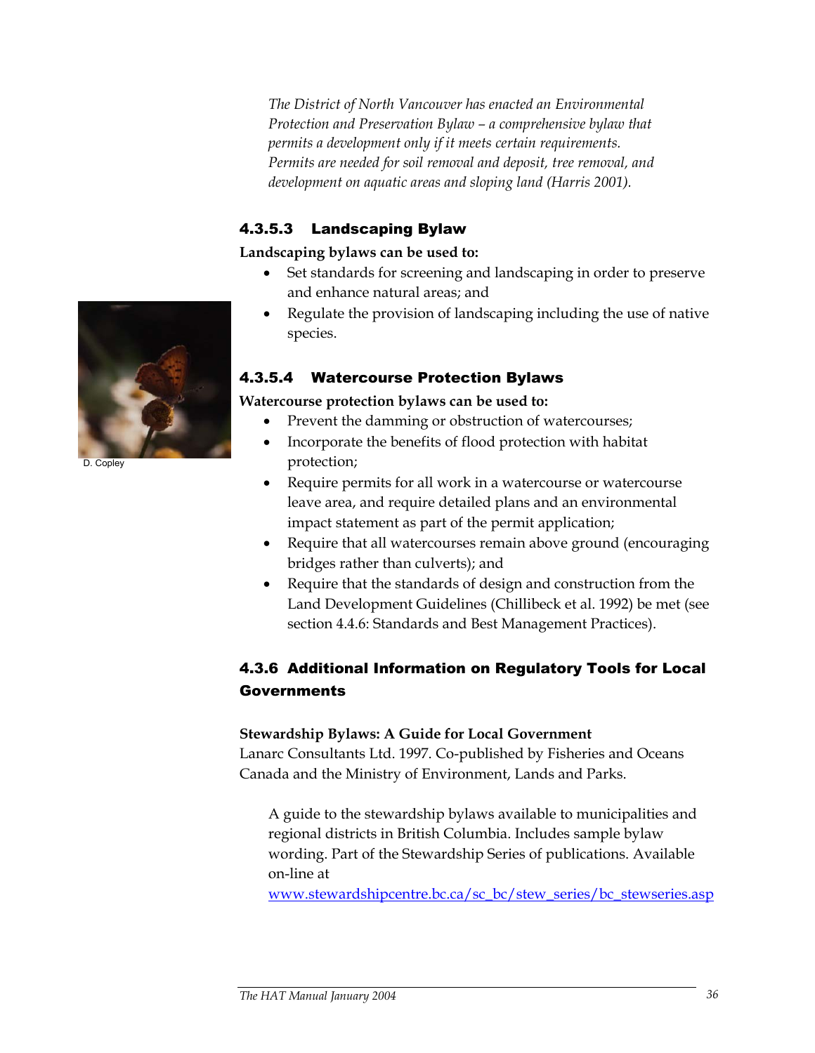*The District of North Vancouver has enacted an Environmental Protection and Preservation Bylaw – a comprehensive bylaw that permits a development only if it meets certain requirements. Permits are needed for soil removal and deposit, tree removal, and development on aquatic areas and sloping land (Harris 2001).*

#### 4.3.5.3 Landscaping Bylaw

**Landscaping bylaws can be used to:**

- Set standards for screening and landscaping in order to preserve and enhance natural areas; and
- Regulate the provision of landscaping including the use of native species.

D. Copley

#### 4.3.5.4 Watercourse Protection Bylaws

**Watercourse protection bylaws can be used to:**

- Prevent the damming or obstruction of watercourses;
- Incorporate the benefits of flood protection with habitat protection;
- Require permits for all work in a watercourse or watercourse leave area, and require detailed plans and an environmental impact statement as part of the permit application;
- Require that all watercourses remain above ground (encouraging bridges rather than culverts); and
- Require that the standards of design and construction from the Land Development Guidelines (Chillibeck et al. 1992) be met (see section 4.4.6: Standards and Best Management Practices).

### 4.3.6 Additional Information on Regulatory Tools for Local Governments

**Stewardship Bylaws: A Guide for Local Government**
Lanarc Consultants Ltd. 1997. Co-published by Fisheries and Oceans Canada and the Ministry of Environment, Lands and Parks.

A guide to the stewardship bylaws available to municipalities and regional districts in British Columbia. Includes sample bylaw wording. Part of the Stewardship Series of publications. Available on-line at www.stewardshipcentre.bc.ca/sc_bc/stew_series/bc_stewseries.asp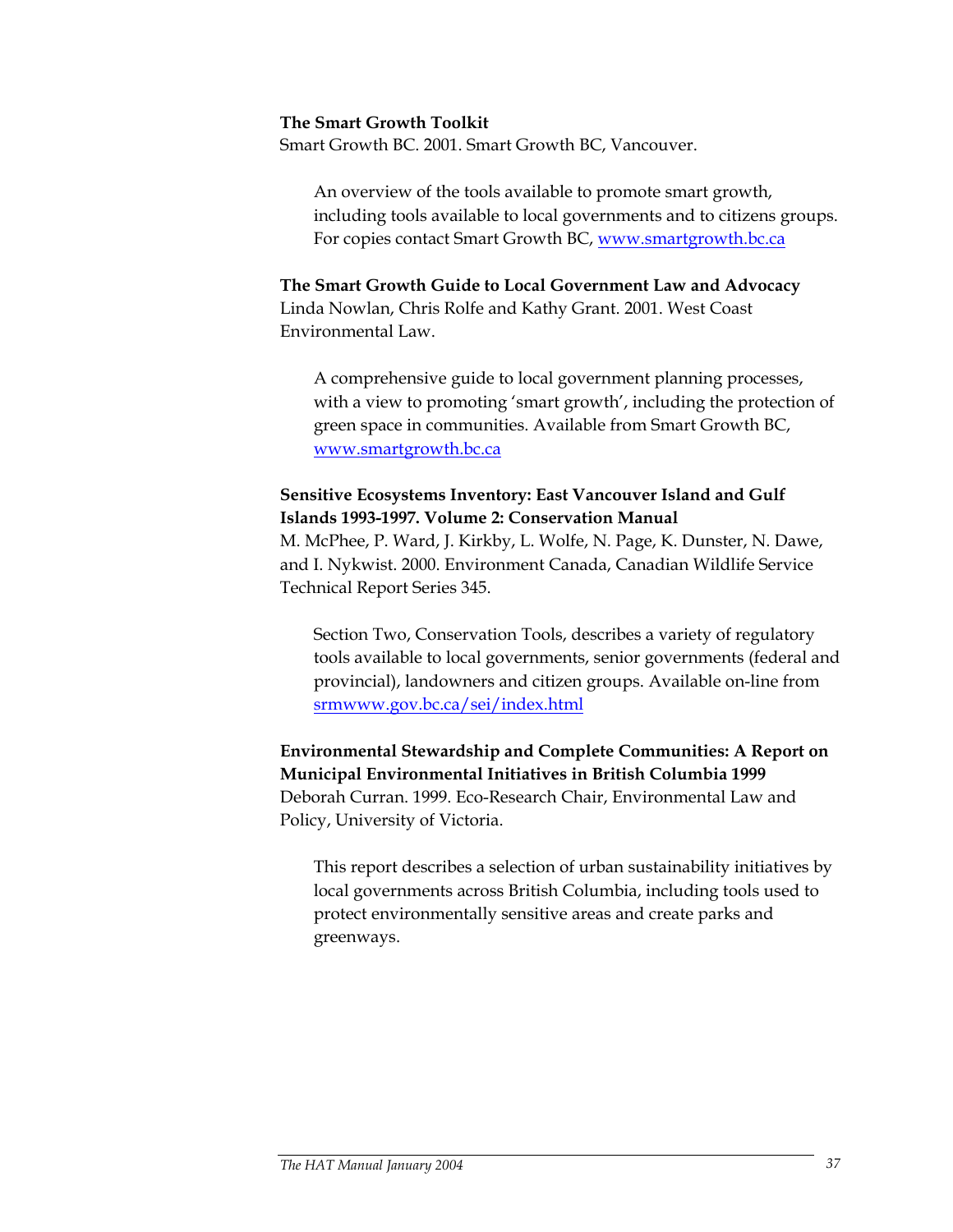**The Smart Growth Toolkit**
Smart Growth BC. 2001. Smart Growth BC, Vancouver.

> An overview of the tools available to promote smart growth, including tools available to local governments and to citizens groups. For copies contact Smart Growth BC, [www.smartgrowth.bc.ca](http://www.smartgrowth.bc.ca)

**The Smart Growth Guide to Local Government Law and Advocacy**
Linda Nowlan, Chris Rolfe and Kathy Grant. 2001. West Coast Environmental Law.

> A comprehensive guide to local government planning processes, with a view to promoting 'smart growth', including the protection of green space in communities. Available from Smart Growth BC, [www.smartgrowth.bc.ca](http://www.smartgrowth.bc.ca)

**Sensitive Ecosystems Inventory: East Vancouver Island and Gulf Islands 1993-1997. Volume 2: Conservation Manual**
M. McPhee, P. Ward, J. Kirkby, L. Wolfe, N. Page, K. Dunster, N. Dawe, and I. Nykwist. 2000. Environment Canada, Canadian Wildlife Service Technical Report Series 345.

> Section Two, Conservation Tools, describes a variety of regulatory tools available to local governments, senior governments (federal and provincial), landowners and citizen groups. Available on-line from [srmwww.gov.bc.ca/sei/index.html](http://srmwww.gov.bc.ca/sei/index.html)

**Environmental Stewardship and Complete Communities: A Report on Municipal Environmental Initiatives in British Columbia 1999**
Deborah Curran. 1999. Eco-Research Chair, Environmental Law and Policy, University of Victoria.

> This report describes a selection of urban sustainability initiatives by local governments across British Columbia, including tools used to protect environmentally sensitive areas and create parks and greenways.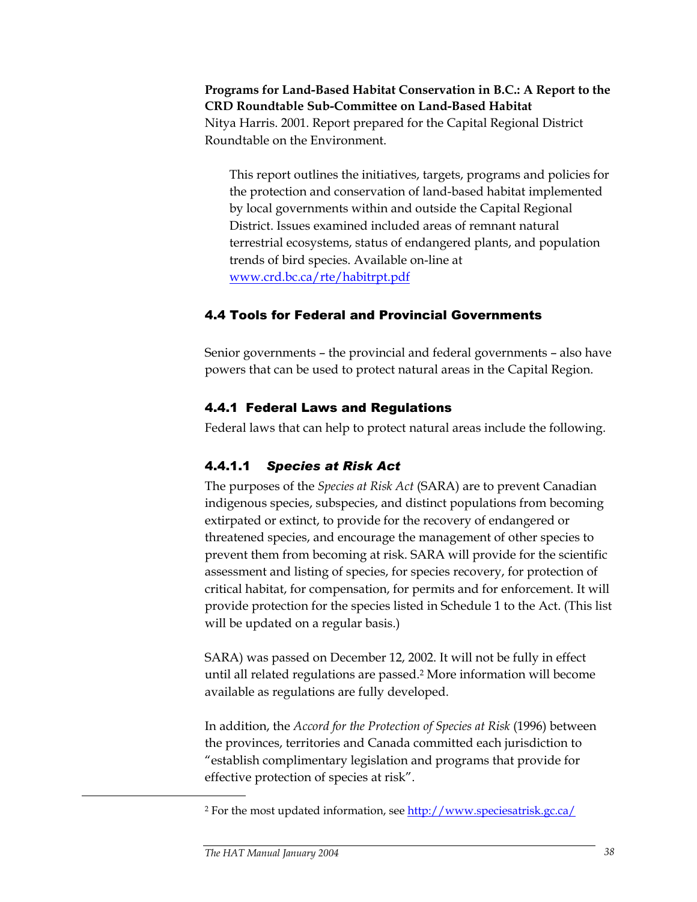**Programs for Land-Based Habitat Conservation in B.C.: A Report to the CRD Roundtable Sub-Committee on Land-Based Habitat**
Nitya Harris. 2001. Report prepared for the Capital Regional District Roundtable on the Environment.

> This report outlines the initiatives, targets, programs and policies for the protection and conservation of land-based habitat implemented by local governments within and outside the Capital Regional District. Issues examined included areas of remnant natural terrestrial ecosystems, status of endangered plants, and population trends of bird species. Available on-line at www.crd.bc.ca/rte/habitrpt.pdf

### 4.4 Tools for Federal and Provincial Governments

Senior governments – the provincial and federal governments – also have powers that can be used to protect natural areas in the Capital Region.

### 4.4.1 Federal Laws and Regulations

Federal laws that can help to protect natural areas include the following.

#### 4.4.1.1 *Species at Risk Act*

The purposes of the *Species at Risk Act* (SARA) are to prevent Canadian indigenous species, subspecies, and distinct populations from becoming extirpated or extinct, to provide for the recovery of endangered or threatened species, and encourage the management of other species to prevent them from becoming at risk. SARA will provide for the scientific assessment and listing of species, for species recovery, for protection of critical habitat, for compensation, for permits and for enforcement. It will provide protection for the species listed in Schedule 1 to the Act. (This list will be updated on a regular basis.)

SARA) was passed on December 12, 2002. It will not be fully in effect until all related regulations are passed.[2] More information will become available as regulations are fully developed.

In addition, the *Accord for the Protection of Species at Risk* (1996) between the provinces, territories and Canada committed each jurisdiction to "establish complimentary legislation and programs that provide for effective protection of species at risk".

[2] For the most updated information, see http://www.speciesatrisk.gc.ca/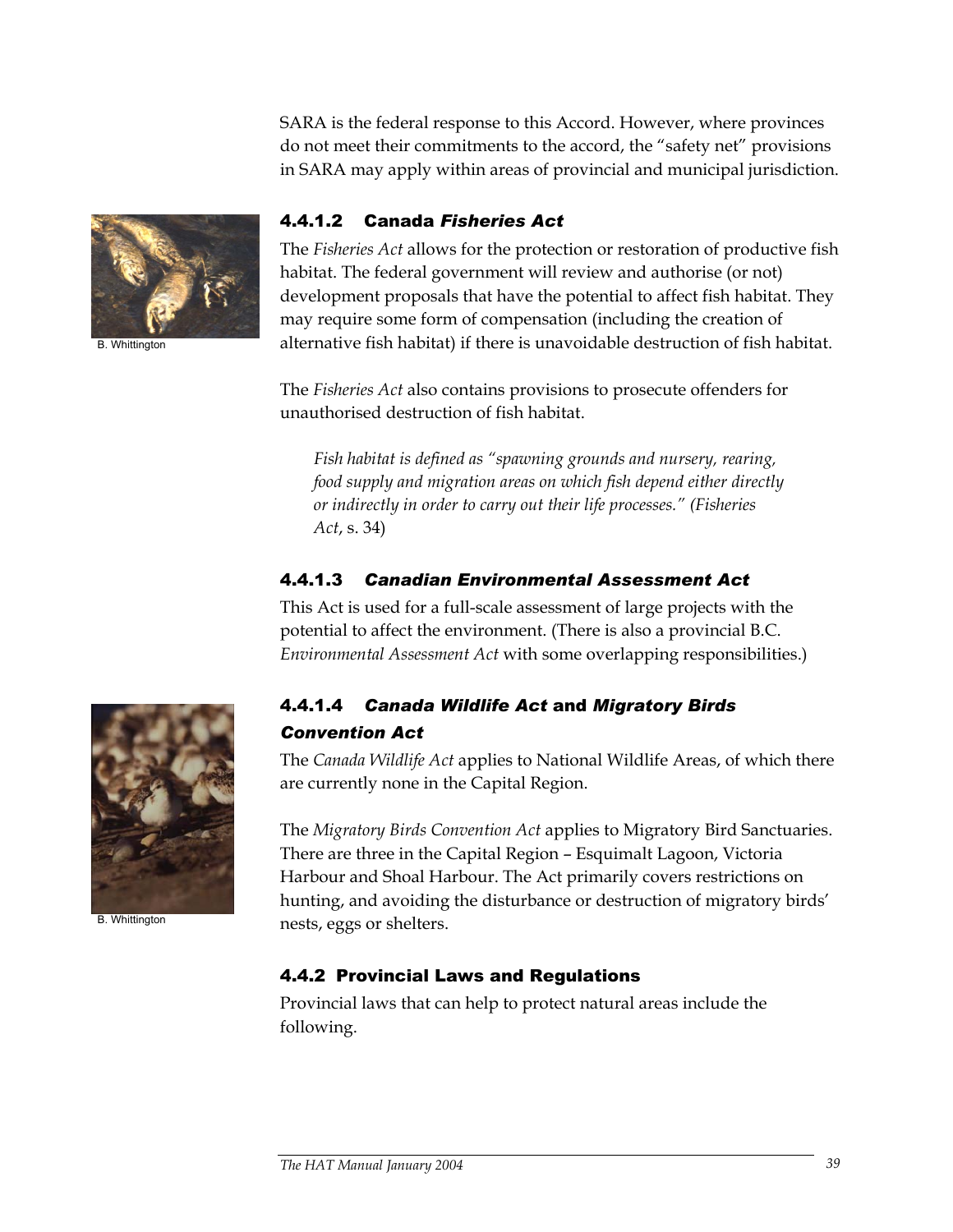SARA is the federal response to this Accord. However, where provinces do not meet their commitments to the accord, the "safety net" provisions in SARA may apply within areas of provincial and municipal jurisdiction.

B. Whittington

#### 4.4.1.2 Canada *Fisheries Act*

The *Fisheries Act* allows for the protection or restoration of productive fish habitat. The federal government will review and authorise (or not) development proposals that have the potential to affect fish habitat. They may require some form of compensation (including the creation of alternative fish habitat) if there is unavoidable destruction of fish habitat.

The *Fisheries Act* also contains provisions to prosecute offenders for unauthorised destruction of fish habitat.

> *Fish habitat is defined as "spawning grounds and nursery, rearing, food supply and migration areas on which fish depend either directly or indirectly in order to carry out their life processes." (Fisheries Act*, s. 34)

#### 4.4.1.3 *Canadian Environmental Assessment Act*

This Act is used for a full-scale assessment of large projects with the potential to affect the environment. (There is also a provincial B.C. *Environmental Assessment Act* with some overlapping responsibilities.)

B. Whittington

#### 4.4.1.4 *Canada Wildlife Act* and *Migratory Birds Convention Act*

The *Canada Wildlife Act* applies to National Wildlife Areas, of which there are currently none in the Capital Region.

The *Migratory Birds Convention Act* applies to Migratory Bird Sanctuaries. There are three in the Capital Region – Esquimalt Lagoon, Victoria Harbour and Shoal Harbour. The Act primarily covers restrictions on hunting, and avoiding the disturbance or destruction of migratory birds' nests, eggs or shelters.

### 4.4.2 Provincial Laws and Regulations

Provincial laws that can help to protect natural areas include the following.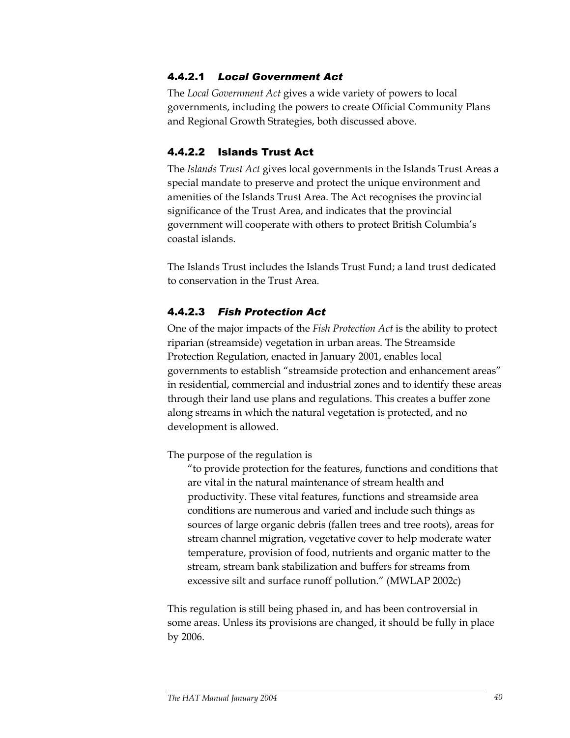#### 4.4.2.1 *Local Government Act*

The *Local Government Act* gives a wide variety of powers to local governments, including the powers to create Official Community Plans and Regional Growth Strategies, both discussed above.

#### 4.4.2.2 Islands Trust Act

The *Islands Trust Act* gives local governments in the Islands Trust Areas a special mandate to preserve and protect the unique environment and amenities of the Islands Trust Area. The Act recognises the provincial significance of the Trust Area, and indicates that the provincial government will cooperate with others to protect British Columbia's coastal islands.

The Islands Trust includes the Islands Trust Fund; a land trust dedicated to conservation in the Trust Area.

#### 4.4.2.3 *Fish Protection Act*

One of the major impacts of the *Fish Protection Act* is the ability to protect riparian (streamside) vegetation in urban areas. The Streamside Protection Regulation, enacted in January 2001, enables local governments to establish "streamside protection and enhancement areas" in residential, commercial and industrial zones and to identify these areas through their land use plans and regulations. This creates a buffer zone along streams in which the natural vegetation is protected, and no development is allowed.

The purpose of the regulation is

> "to provide protection for the features, functions and conditions that are vital in the natural maintenance of stream health and productivity. These vital features, functions and streamside area conditions are numerous and varied and include such things as sources of large organic debris (fallen trees and tree roots), areas for stream channel migration, vegetative cover to help moderate water temperature, provision of food, nutrients and organic matter to the stream, stream bank stabilization and buffers for streams from excessive silt and surface runoff pollution." (MWLAP 2002c)

This regulation is still being phased in, and has been controversial in some areas. Unless its provisions are changed, it should be fully in place by 2006.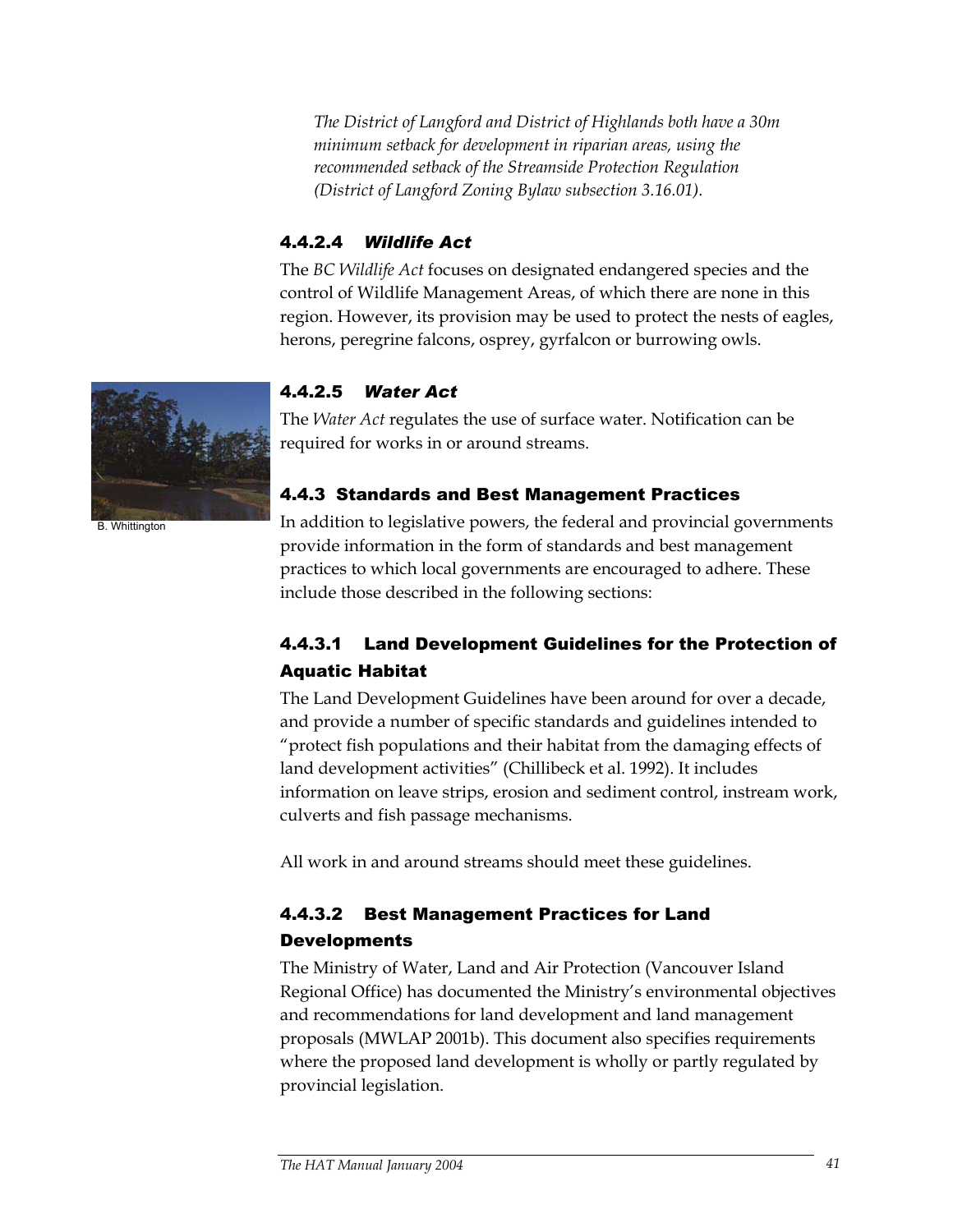*The District of Langford and District of Highlands both have a 30m minimum setback for development in riparian areas, using the recommended setback of the Streamside Protection Regulation (District of Langford Zoning Bylaw subsection 3.16.01).*

#### 4.4.2.4 *Wildlife Act*

The *BC Wildlife Act* focuses on designated endangered species and the control of Wildlife Management Areas, of which there are none in this region. However, its provision may be used to protect the nests of eagles, herons, peregrine falcons, osprey, gyrfalcon or burrowing owls.

B. Whittington

#### 4.4.2.5 *Water Act*

The *Water Act* regulates the use of surface water. Notification can be required for works in or around streams.

### 4.4.3 Standards and Best Management Practices

In addition to legislative powers, the federal and provincial governments provide information in the form of standards and best management practices to which local governments are encouraged to adhere. These include those described in the following sections:

#### 4.4.3.1 Land Development Guidelines for the Protection of Aquatic Habitat

The Land Development Guidelines have been around for over a decade, and provide a number of specific standards and guidelines intended to "protect fish populations and their habitat from the damaging effects of land development activities" (Chillibeck et al. 1992). It includes information on leave strips, erosion and sediment control, instream work, culverts and fish passage mechanisms.

All work in and around streams should meet these guidelines.

#### 4.4.3.2 Best Management Practices for Land Developments

The Ministry of Water, Land and Air Protection (Vancouver Island Regional Office) has documented the Ministry's environmental objectives and recommendations for land development and land management proposals (MWLAP 2001b). This document also specifies requirements where the proposed land development is wholly or partly regulated by provincial legislation.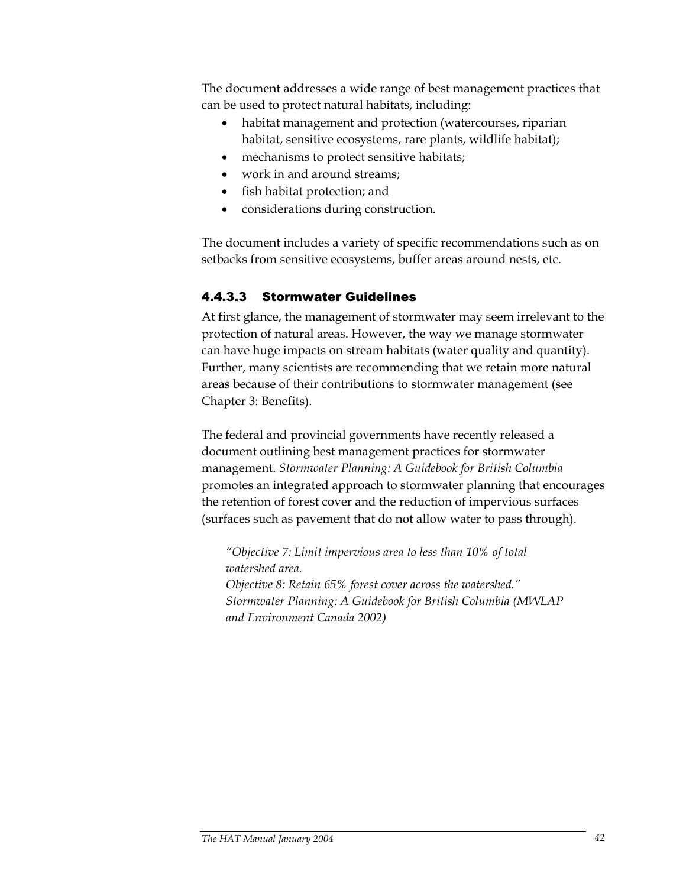The document addresses a wide range of best management practices that can be used to protect natural habitats, including:

- habitat management and protection (watercourses, riparian habitat, sensitive ecosystems, rare plants, wildlife habitat);
- mechanisms to protect sensitive habitats;
- work in and around streams;
- fish habitat protection; and
- considerations during construction.

The document includes a variety of specific recommendations such as on setbacks from sensitive ecosystems, buffer areas around nests, etc.

#### 4.4.3.3 Stormwater Guidelines

At first glance, the management of stormwater may seem irrelevant to the protection of natural areas. However, the way we manage stormwater can have huge impacts on stream habitats (water quality and quantity). Further, many scientists are recommending that we retain more natural areas because of their contributions to stormwater management (see Chapter 3: Benefits).

The federal and provincial governments have recently released a document outlining best management practices for stormwater management. *Stormwater Planning: A Guidebook for British Columbia* promotes an integrated approach to stormwater planning that encourages the retention of forest cover and the reduction of impervious surfaces (surfaces such as pavement that do not allow water to pass through).

> *"Objective 7: Limit impervious area to less than 10% of total watershed area.*
> *Objective 8: Retain 65% forest cover across the watershed."*
> *Stormwater Planning: A Guidebook for British Columbia (MWLAP and Environment Canada 2002)*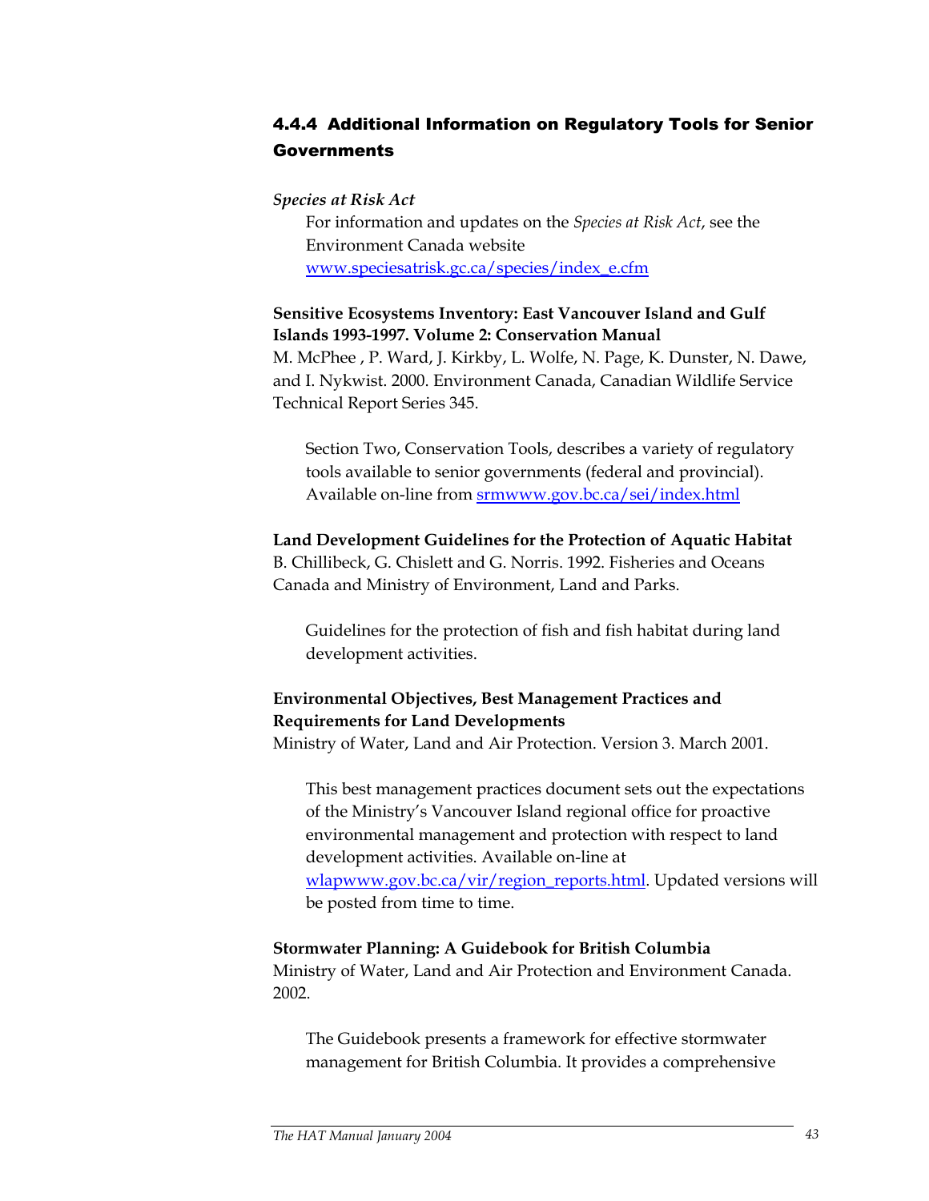### 4.4.4 Additional Information on Regulatory Tools for Senior Governments

***Species at Risk Act***

For information and updates on the *Species at Risk Act*, see the Environment Canada website www.speciesatrisk.gc.ca/species/index_e.cfm

**Sensitive Ecosystems Inventory: East Vancouver Island and Gulf Islands 1993-1997. Volume 2: Conservation Manual**
M. McPhee , P. Ward, J. Kirkby, L. Wolfe, N. Page, K. Dunster, N. Dawe, and I. Nykwist. 2000. Environment Canada, Canadian Wildlife Service Technical Report Series 345.

Section Two, Conservation Tools, describes a variety of regulatory tools available to senior governments (federal and provincial). Available on-line from srmwww.gov.bc.ca/sei/index.html

**Land Development Guidelines for the Protection of Aquatic Habitat**
B. Chillibeck, G. Chislett and G. Norris. 1992. Fisheries and Oceans Canada and Ministry of Environment, Land and Parks.

Guidelines for the protection of fish and fish habitat during land development activities.

**Environmental Objectives, Best Management Practices and Requirements for Land Developments**
Ministry of Water, Land and Air Protection. Version 3. March 2001.

This best management practices document sets out the expectations of the Ministry's Vancouver Island regional office for proactive environmental management and protection with respect to land development activities. Available on-line at wlapwww.gov.bc.ca/vir/region_reports.html. Updated versions will be posted from time to time.

**Stormwater Planning: A Guidebook for British Columbia**
Ministry of Water, Land and Air Protection and Environment Canada. 2002.

The Guidebook presents a framework for effective stormwater management for British Columbia. It provides a comprehensive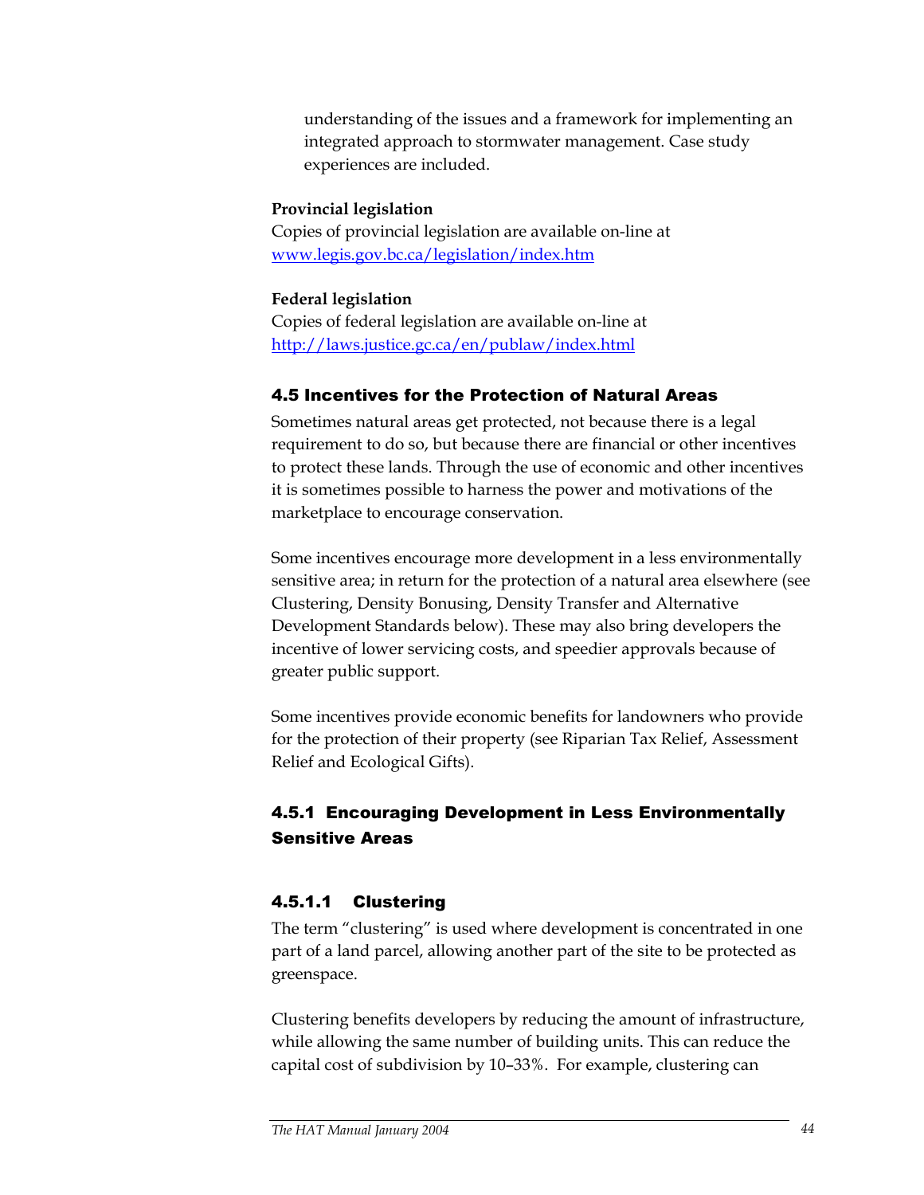understanding of the issues and a framework for implementing an integrated approach to stormwater management. Case study experiences are included.

**Provincial legislation**
Copies of provincial legislation are available on-line at [www.legis.gov.bc.ca/legislation/index.htm](http://www.legis.gov.bc.ca/legislation/index.htm)

**Federal legislation**
Copies of federal legislation are available on-line at [http://laws.justice.gc.ca/en/publaw/index.html](http://laws.justice.gc.ca/en/publaw/index.html)

## 4.5 Incentives for the Protection of Natural Areas

Sometimes natural areas get protected, not because there is a legal requirement to do so, but because there are financial or other incentives to protect these lands. Through the use of economic and other incentives it is sometimes possible to harness the power and motivations of the marketplace to encourage conservation.

Some incentives encourage more development in a less environmentally sensitive area; in return for the protection of a natural area elsewhere (see Clustering, Density Bonusing, Density Transfer and Alternative Development Standards below). These may also bring developers the incentive of lower servicing costs, and speedier approvals because of greater public support.

Some incentives provide economic benefits for landowners who provide for the protection of their property (see Riparian Tax Relief, Assessment Relief and Ecological Gifts).

### 4.5.1 Encouraging Development in Less Environmentally Sensitive Areas

#### 4.5.1.1 Clustering

The term "clustering" is used where development is concentrated in one part of a land parcel, allowing another part of the site to be protected as greenspace.

Clustering benefits developers by reducing the amount of infrastructure, while allowing the same number of building units. This can reduce the capital cost of subdivision by 10–33%. For example, clustering can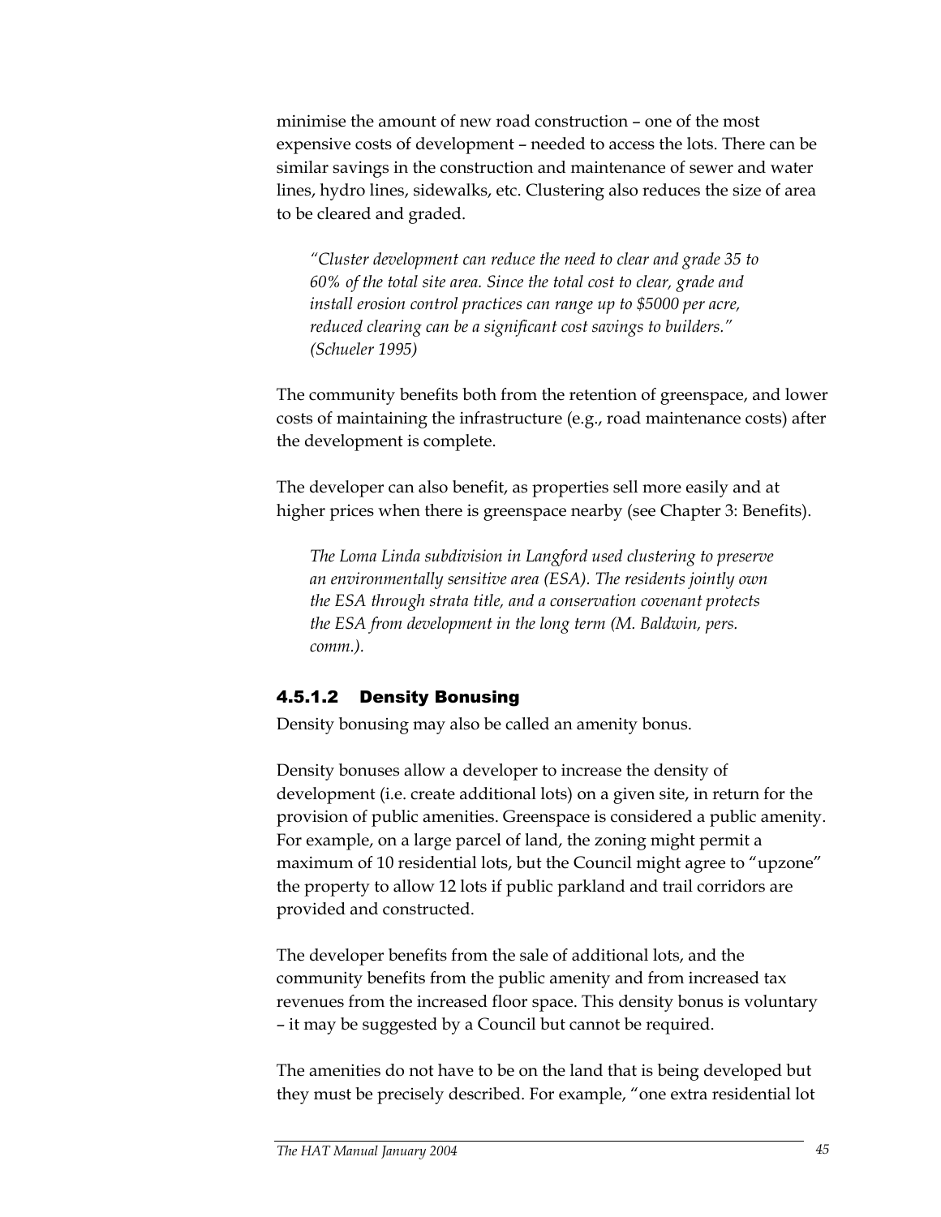minimise the amount of new road construction – one of the most expensive costs of development – needed to access the lots. There can be similar savings in the construction and maintenance of sewer and water lines, hydro lines, sidewalks, etc. Clustering also reduces the size of area to be cleared and graded.

> *"Cluster development can reduce the need to clear and grade 35 to 60% of the total site area. Since the total cost to clear, grade and install erosion control practices can range up to $5000 per acre, reduced clearing can be a significant cost savings to builders." (Schueler 1995)*

The community benefits both from the retention of greenspace, and lower costs of maintaining the infrastructure (e.g., road maintenance costs) after the development is complete.

The developer can also benefit, as properties sell more easily and at higher prices when there is greenspace nearby (see Chapter 3: Benefits).

> *The Loma Linda subdivision in Langford used clustering to preserve an environmentally sensitive area (ESA). The residents jointly own the ESA through strata title, and a conservation covenant protects the ESA from development in the long term (M. Baldwin, pers. comm.).*

#### 4.5.1.2 Density Bonusing

Density bonusing may also be called an amenity bonus.

Density bonuses allow a developer to increase the density of development (i.e. create additional lots) on a given site, in return for the provision of public amenities. Greenspace is considered a public amenity. For example, on a large parcel of land, the zoning might permit a maximum of 10 residential lots, but the Council might agree to "upzone" the property to allow 12 lots if public parkland and trail corridors are provided and constructed.

The developer benefits from the sale of additional lots, and the community benefits from the public amenity and from increased tax revenues from the increased floor space. This density bonus is voluntary – it may be suggested by a Council but cannot be required.

The amenities do not have to be on the land that is being developed but they must be precisely described. For example, "one extra residential lot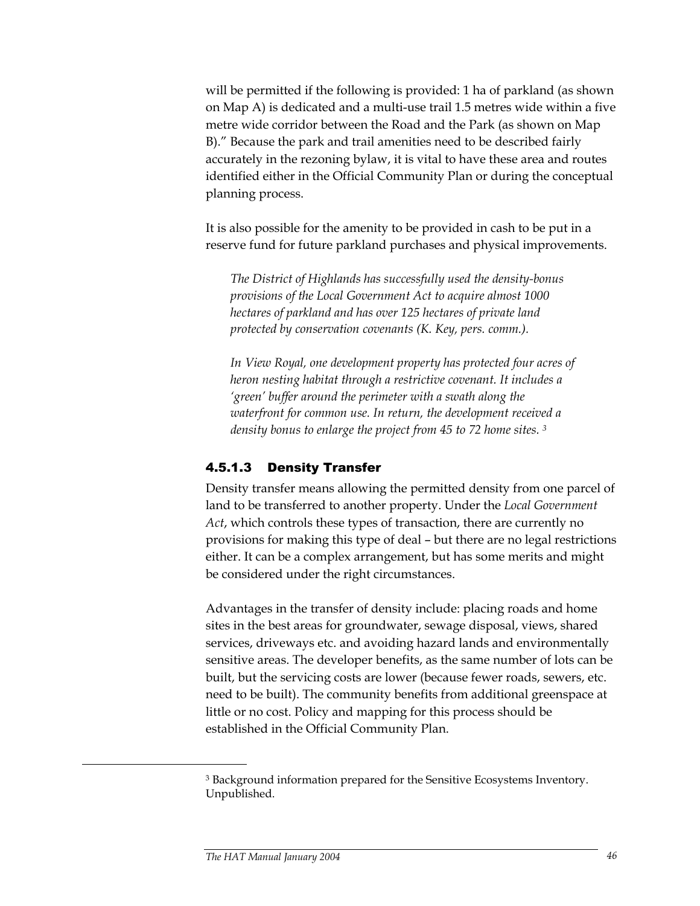will be permitted if the following is provided: 1 ha of parkland (as shown on Map A) is dedicated and a multi-use trail 1.5 metres wide within a five metre wide corridor between the Road and the Park (as shown on Map B)." Because the park and trail amenities need to be described fairly accurately in the rezoning bylaw, it is vital to have these area and routes identified either in the Official Community Plan or during the conceptual planning process.

It is also possible for the amenity to be provided in cash to be put in a reserve fund for future parkland purchases and physical improvements.

> *The District of Highlands has successfully used the density-bonus provisions of the Local Government Act to acquire almost 1000 hectares of parkland and has over 125 hectares of private land protected by conservation covenants (K. Key, pers. comm.).*
>
> *In View Royal, one development property has protected four acres of heron nesting habitat through a restrictive covenant. It includes a 'green' buffer around the perimeter with a swath along the waterfront for common use. In return, the development received a density bonus to enlarge the project from 45 to 72 home sites.* [3]

#### 4.5.1.3 Density Transfer

Density transfer means allowing the permitted density from one parcel of land to be transferred to another property. Under the *Local Government Act*, which controls these types of transaction, there are currently no provisions for making this type of deal – but there are no legal restrictions either. It can be a complex arrangement, but has some merits and might be considered under the right circumstances.

Advantages in the transfer of density include: placing roads and home sites in the best areas for groundwater, sewage disposal, views, shared services, driveways etc. and avoiding hazard lands and environmentally sensitive areas. The developer benefits, as the same number of lots can be built, but the servicing costs are lower (because fewer roads, sewers, etc. need to be built). The community benefits from additional greenspace at little or no cost. Policy and mapping for this process should be established in the Official Community Plan.

---

[3] Background information prepared for the Sensitive Ecosystems Inventory. Unpublished.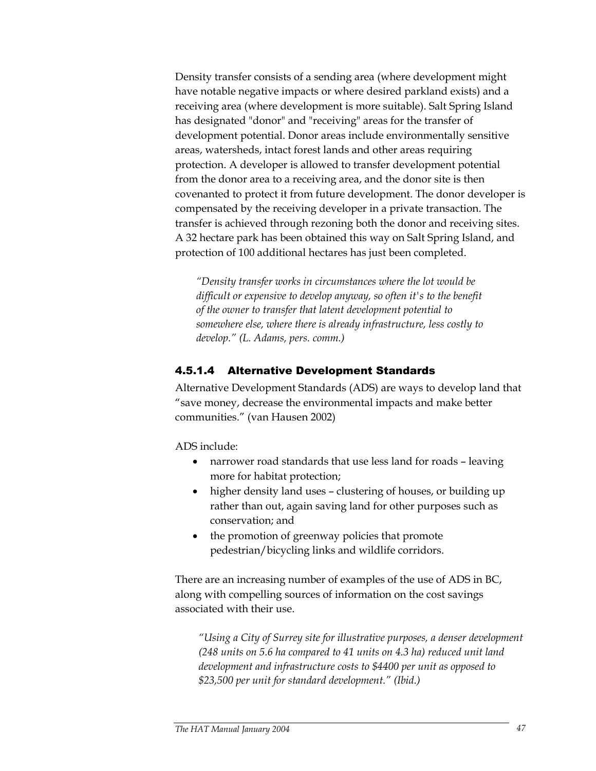Density transfer consists of a sending area (where development might have notable negative impacts or where desired parkland exists) and a receiving area (where development is more suitable). Salt Spring Island has designated "donor" and "receiving" areas for the transfer of development potential. Donor areas include environmentally sensitive areas, watersheds, intact forest lands and other areas requiring protection. A developer is allowed to transfer development potential from the donor area to a receiving area, and the donor site is then covenanted to protect it from future development. The donor developer is compensated by the receiving developer in a private transaction. The transfer is achieved through rezoning both the donor and receiving sites. A 32 hectare park has been obtained this way on Salt Spring Island, and protection of 100 additional hectares has just been completed.

> *"Density transfer works in circumstances where the lot would be difficult or expensive to develop anyway, so often it's to the benefit of the owner to transfer that latent development potential to somewhere else, where there is already infrastructure, less costly to develop." (L. Adams, pers. comm.)*

#### 4.5.1.4 Alternative Development Standards

Alternative Development Standards (ADS) are ways to develop land that "save money, decrease the environmental impacts and make better communities." (van Hausen 2002)

ADS include:

- narrower road standards that use less land for roads – leaving more for habitat protection;
- higher density land uses – clustering of houses, or building up rather than out, again saving land for other purposes such as conservation; and
- the promotion of greenway policies that promote pedestrian/bicycling links and wildlife corridors.

There are an increasing number of examples of the use of ADS in BC, along with compelling sources of information on the cost savings associated with their use.

> *"Using a City of Surrey site for illustrative purposes, a denser development (248 units on 5.6 ha compared to 41 units on 4.3 ha) reduced unit land development and infrastructure costs to $4400 per unit as opposed to $23,500 per unit for standard development." (Ibid.)*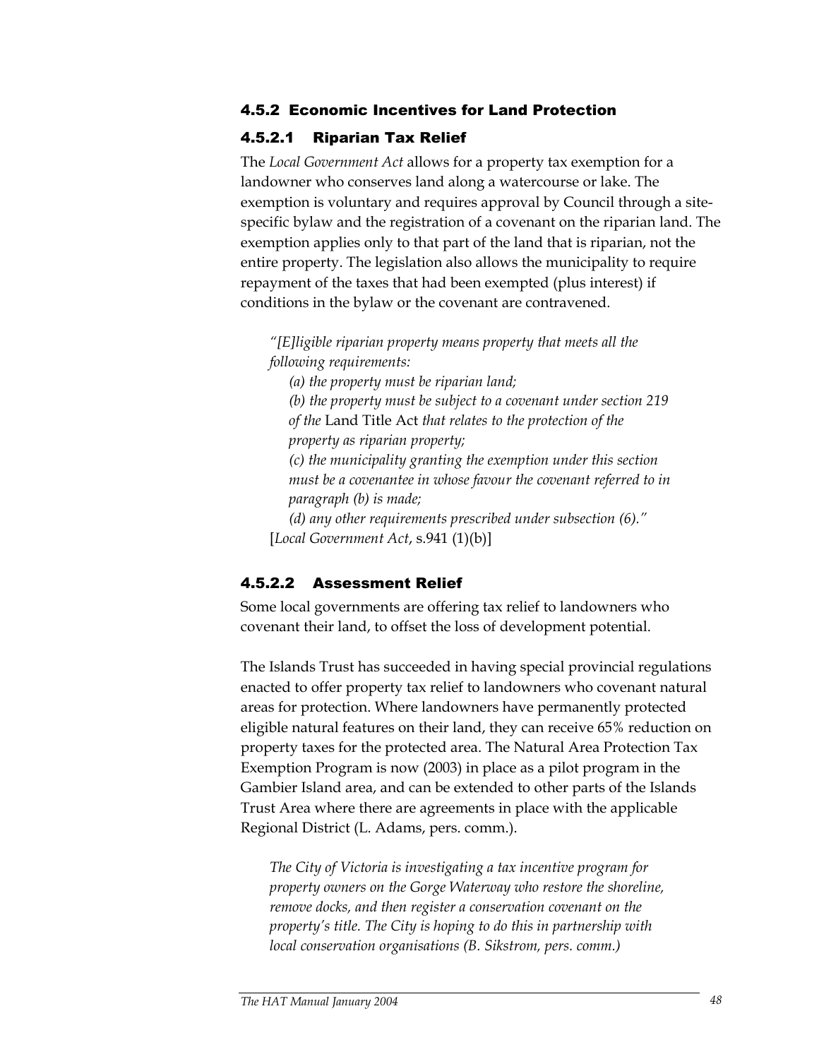### 4.5.2 Economic Incentives for Land Protection

#### 4.5.2.1 Riparian Tax Relief

The *Local Government Act* allows for a property tax exemption for a landowner who conserves land along a watercourse or lake. The exemption is voluntary and requires approval by Council through a site-specific bylaw and the registration of a covenant on the riparian land. The exemption applies only to that part of the land that is riparian, not the entire property. The legislation also allows the municipality to require repayment of the taxes that had been exempted (plus interest) if conditions in the bylaw or the covenant are contravened.

> *"[E]ligible riparian property means property that meets all the following requirements:*
>
> *(a) the property must be riparian land;*
>
> *(b) the property must be subject to a covenant under section 219 of the* Land Title Act *that relates to the protection of the property as riparian property;*
>
> *(c) the municipality granting the exemption under this section must be a covenantee in whose favour the covenant referred to in paragraph (b) is made;*
>
> *(d) any other requirements prescribed under subsection (6)."*
>
> [*Local Government Act*, s.941 (1)(b)]

#### 4.5.2.2 Assessment Relief

Some local governments are offering tax relief to landowners who covenant their land, to offset the loss of development potential.

The Islands Trust has succeeded in having special provincial regulations enacted to offer property tax relief to landowners who covenant natural areas for protection. Where landowners have permanently protected eligible natural features on their land, they can receive 65% reduction on property taxes for the protected area. The Natural Area Protection Tax Exemption Program is now (2003) in place as a pilot program in the Gambier Island area, and can be extended to other parts of the Islands Trust Area where there are agreements in place with the applicable Regional District (L. Adams, pers. comm.).

> *The City of Victoria is investigating a tax incentive program for property owners on the Gorge Waterway who restore the shoreline, remove docks, and then register a conservation covenant on the property's title. The City is hoping to do this in partnership with local conservation organisations (B. Sikstrom, pers. comm.)*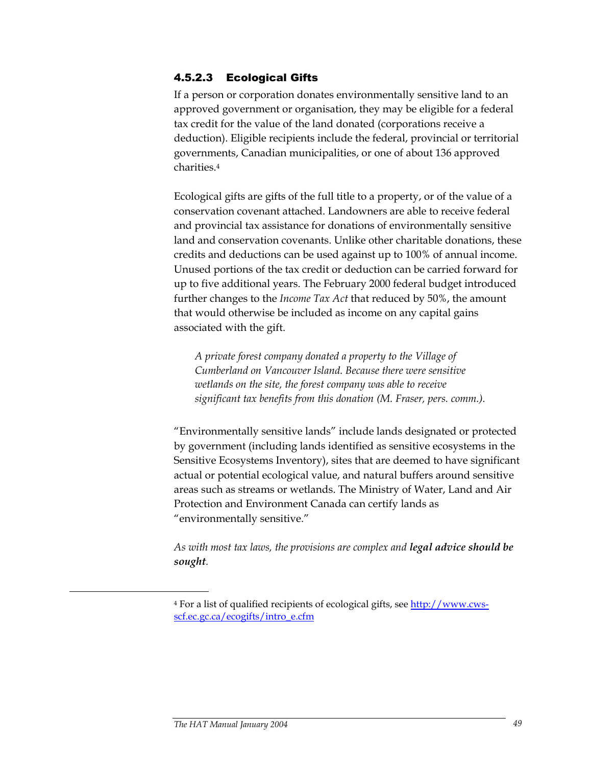#### 4.5.2.3 Ecological Gifts

If a person or corporation donates environmentally sensitive land to an approved government or organisation, they may be eligible for a federal tax credit for the value of the land donated (corporations receive a deduction). Eligible recipients include the federal, provincial or territorial governments, Canadian municipalities, or one of about 136 approved charities.[4]

Ecological gifts are gifts of the full title to a property, or of the value of a conservation covenant attached. Landowners are able to receive federal and provincial tax assistance for donations of environmentally sensitive land and conservation covenants. Unlike other charitable donations, these credits and deductions can be used against up to 100% of annual income. Unused portions of the tax credit or deduction can be carried forward for up to five additional years. The February 2000 federal budget introduced further changes to the *Income Tax Act* that reduced by 50%, the amount that would otherwise be included as income on any capital gains associated with the gift.

> *A private forest company donated a property to the Village of Cumberland on Vancouver Island. Because there were sensitive wetlands on the site, the forest company was able to receive significant tax benefits from this donation (M. Fraser, pers. comm.).*

"Environmentally sensitive lands" include lands designated or protected by government (including lands identified as sensitive ecosystems in the Sensitive Ecosystems Inventory), sites that are deemed to have significant actual or potential ecological value, and natural buffers around sensitive areas such as streams or wetlands. The Ministry of Water, Land and Air Protection and Environment Canada can certify lands as "environmentally sensitive."

*As with most tax laws, the provisions are complex and **legal advice should be sought**.*

---

[4] For a list of qualified recipients of ecological gifts, see http://www.cws-scf.ec.gc.ca/ecogifts/intro_e.cfm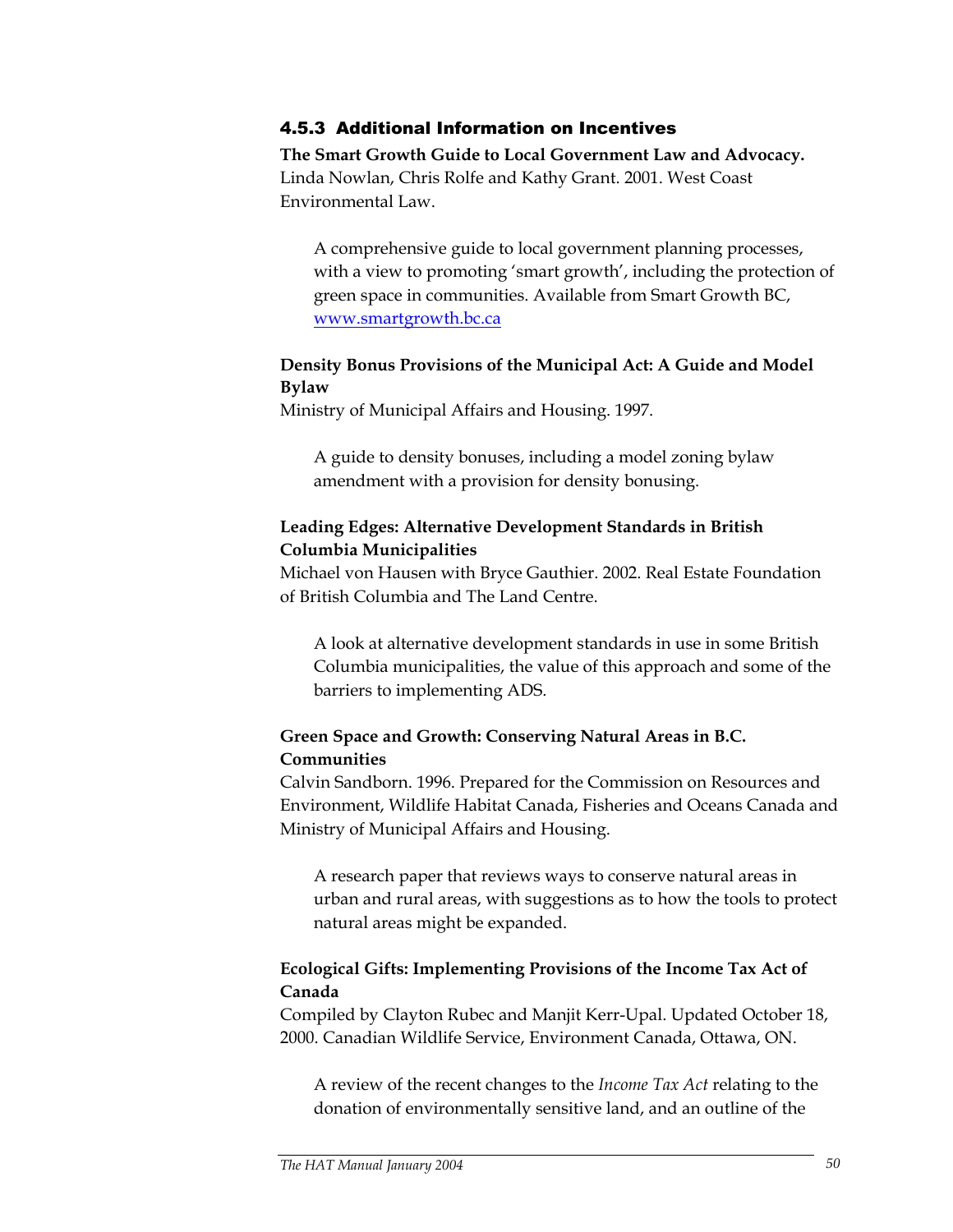### 4.5.3 Additional Information on Incentives

**The Smart Growth Guide to Local Government Law and Advocacy.**
Linda Nowlan, Chris Rolfe and Kathy Grant. 2001. West Coast Environmental Law.

> A comprehensive guide to local government planning processes, with a view to promoting 'smart growth', including the protection of green space in communities. Available from Smart Growth BC, www.smartgrowth.bc.ca

**Density Bonus Provisions of the Municipal Act: A Guide and Model Bylaw**
Ministry of Municipal Affairs and Housing. 1997.

> A guide to density bonuses, including a model zoning bylaw amendment with a provision for density bonusing.

**Leading Edges: Alternative Development Standards in British Columbia Municipalities**
Michael von Hausen with Bryce Gauthier. 2002. Real Estate Foundation of British Columbia and The Land Centre.

> A look at alternative development standards in use in some British Columbia municipalities, the value of this approach and some of the barriers to implementing ADS.

**Green Space and Growth: Conserving Natural Areas in B.C. Communities**
Calvin Sandborn. 1996. Prepared for the Commission on Resources and Environment, Wildlife Habitat Canada, Fisheries and Oceans Canada and Ministry of Municipal Affairs and Housing.

> A research paper that reviews ways to conserve natural areas in urban and rural areas, with suggestions as to how the tools to protect natural areas might be expanded.

**Ecological Gifts: Implementing Provisions of the Income Tax Act of Canada**
Compiled by Clayton Rubec and Manjit Kerr-Upal. Updated October 18, 2000. Canadian Wildlife Service, Environment Canada, Ottawa, ON.

> A review of the recent changes to the *Income Tax Act* relating to the donation of environmentally sensitive land, and an outline of the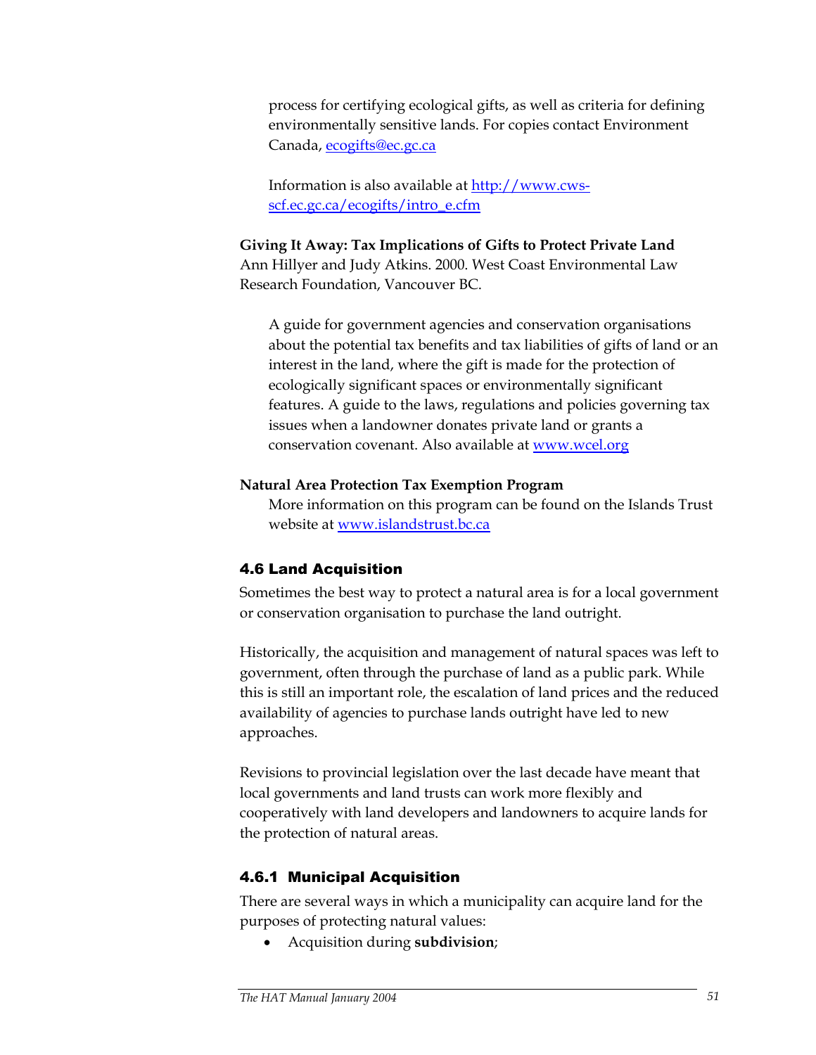process for certifying ecological gifts, as well as criteria for defining environmentally sensitive lands. For copies contact Environment Canada, ecogifts@ec.gc.ca

Information is also available at http://www.cws-scf.ec.gc.ca/ecogifts/intro_e.cfm

**Giving It Away: Tax Implications of Gifts to Protect Private Land**
Ann Hillyer and Judy Atkins. 2000. West Coast Environmental Law Research Foundation, Vancouver BC.

A guide for government agencies and conservation organisations about the potential tax benefits and tax liabilities of gifts of land or an interest in the land, where the gift is made for the protection of ecologically significant spaces or environmentally significant features. A guide to the laws, regulations and policies governing tax issues when a landowner donates private land or grants a conservation covenant. Also available at www.wcel.org

**Natural Area Protection Tax Exemption Program**
More information on this program can be found on the Islands Trust website at www.islandstrust.bc.ca

## 4.6 Land Acquisition

Sometimes the best way to protect a natural area is for a local government or conservation organisation to purchase the land outright.

Historically, the acquisition and management of natural spaces was left to government, often through the purchase of land as a public park. While this is still an important role, the escalation of land prices and the reduced availability of agencies to purchase lands outright have led to new approaches.

Revisions to provincial legislation over the last decade have meant that local governments and land trusts can work more flexibly and cooperatively with land developers and landowners to acquire lands for the protection of natural areas.

### 4.6.1 Municipal Acquisition

There are several ways in which a municipality can acquire land for the purposes of protecting natural values:

- Acquisition during **subdivision**;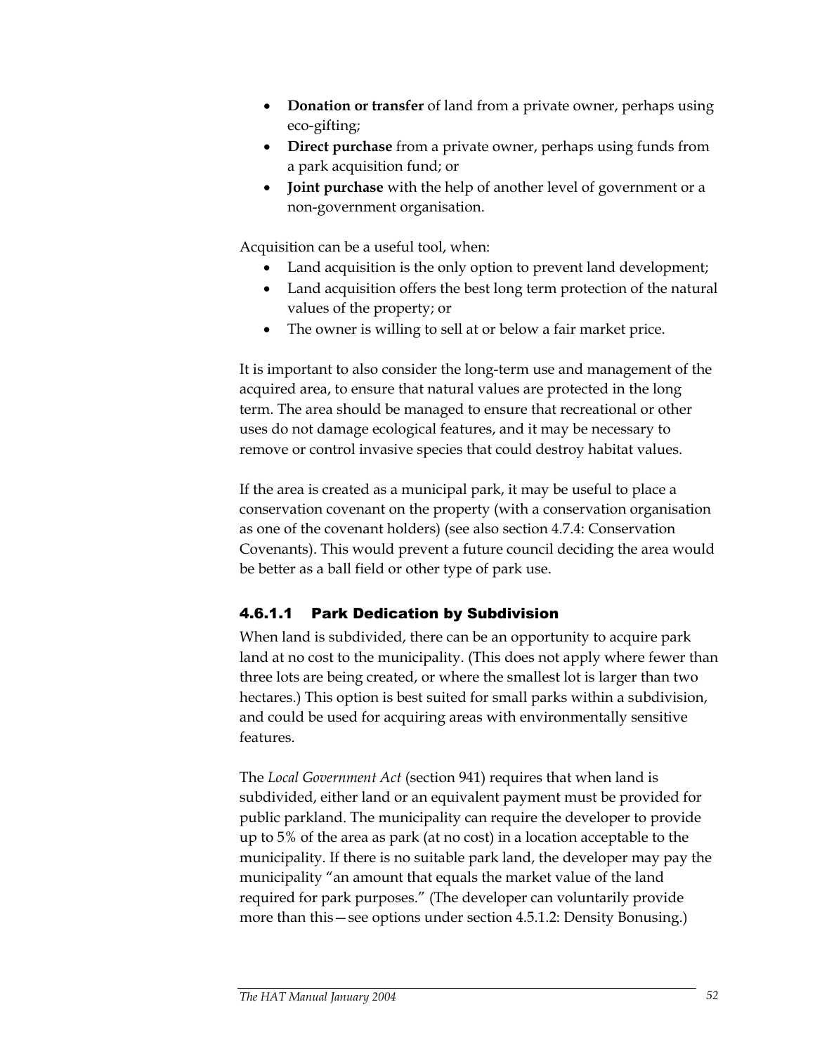- **Donation or transfer** of land from a private owner, perhaps using eco-gifting;
- **Direct purchase** from a private owner, perhaps using funds from a park acquisition fund; or
- **Joint purchase** with the help of another level of government or a non-government organisation.

Acquisition can be a useful tool, when:

- Land acquisition is the only option to prevent land development;
- Land acquisition offers the best long term protection of the natural values of the property; or
- The owner is willing to sell at or below a fair market price.

It is important to also consider the long-term use and management of the acquired area, to ensure that natural values are protected in the long term. The area should be managed to ensure that recreational or other uses do not damage ecological features, and it may be necessary to remove or control invasive species that could destroy habitat values.

If the area is created as a municipal park, it may be useful to place a conservation covenant on the property (with a conservation organisation as one of the covenant holders) (see also section 4.7.4: Conservation Covenants). This would prevent a future council deciding the area would be better as a ball field or other type of park use.

#### 4.6.1.1 Park Dedication by Subdivision

When land is subdivided, there can be an opportunity to acquire park land at no cost to the municipality. (This does not apply where fewer than three lots are being created, or where the smallest lot is larger than two hectares.) This option is best suited for small parks within a subdivision, and could be used for acquiring areas with environmentally sensitive features.

The *Local Government Act* (section 941) requires that when land is subdivided, either land or an equivalent payment must be provided for public parkland. The municipality can require the developer to provide up to 5% of the area as park (at no cost) in a location acceptable to the municipality. If there is no suitable park land, the developer may pay the municipality "an amount that equals the market value of the land required for park purposes." (The developer can voluntarily provide more than this—see options under section 4.5.1.2: Density Bonusing.)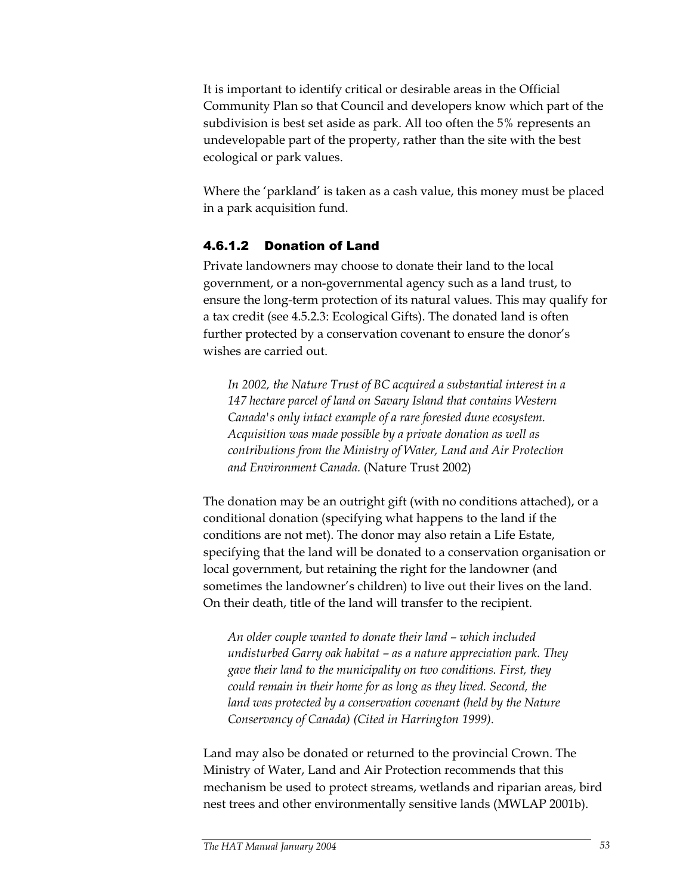It is important to identify critical or desirable areas in the Official Community Plan so that Council and developers know which part of the subdivision is best set aside as park. All too often the 5% represents an undevelopable part of the property, rather than the site with the best ecological or park values.

Where the 'parkland' is taken as a cash value, this money must be placed in a park acquisition fund.

#### 4.6.1.2 Donation of Land

Private landowners may choose to donate their land to the local government, or a non-governmental agency such as a land trust, to ensure the long-term protection of its natural values. This may qualify for a tax credit (see 4.5.2.3: Ecological Gifts). The donated land is often further protected by a conservation covenant to ensure the donor's wishes are carried out.

> *In 2002, the Nature Trust of BC acquired a substantial interest in a 147 hectare parcel of land on Savary Island that contains Western Canada's only intact example of a rare forested dune ecosystem. Acquisition was made possible by a private donation as well as contributions from the Ministry of Water, Land and Air Protection and Environment Canada.* (Nature Trust 2002)

The donation may be an outright gift (with no conditions attached), or a conditional donation (specifying what happens to the land if the conditions are not met). The donor may also retain a Life Estate, specifying that the land will be donated to a conservation organisation or local government, but retaining the right for the landowner (and sometimes the landowner's children) to live out their lives on the land. On their death, title of the land will transfer to the recipient.

> *An older couple wanted to donate their land – which included undisturbed Garry oak habitat – as a nature appreciation park. They gave their land to the municipality on two conditions. First, they could remain in their home for as long as they lived. Second, the land was protected by a conservation covenant (held by the Nature Conservancy of Canada) (Cited in Harrington 1999).*

Land may also be donated or returned to the provincial Crown. The Ministry of Water, Land and Air Protection recommends that this mechanism be used to protect streams, wetlands and riparian areas, bird nest trees and other environmentally sensitive lands (MWLAP 2001b).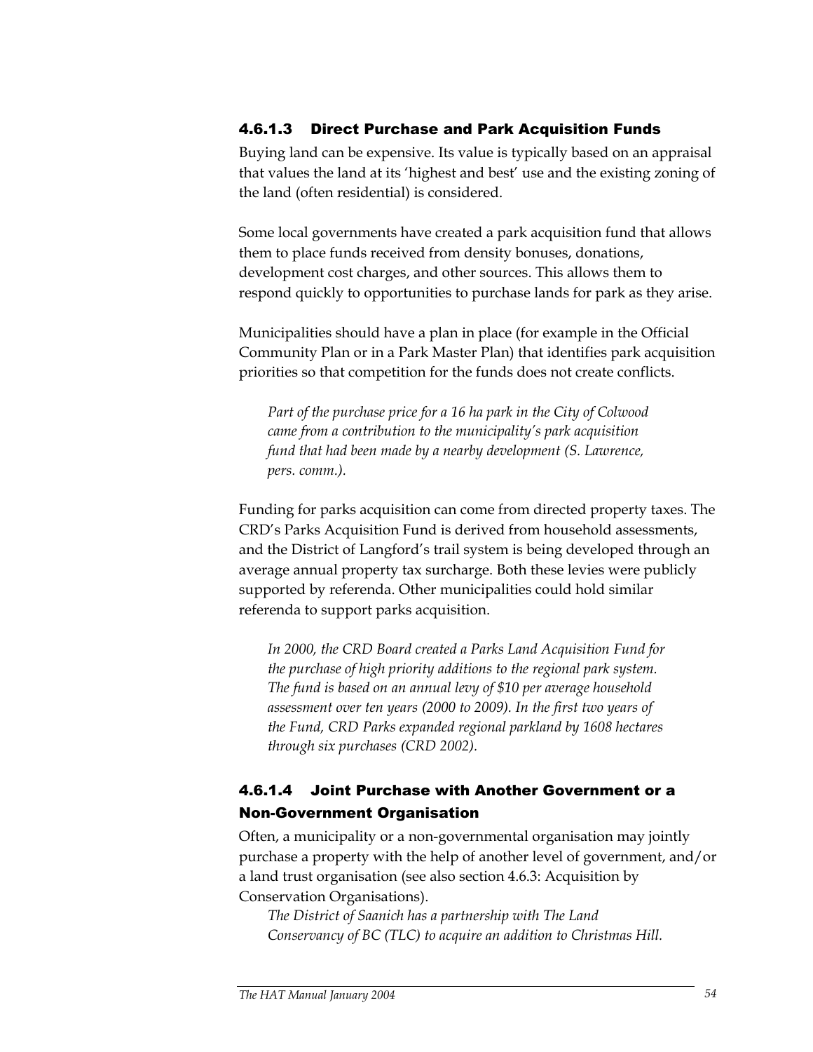#### 4.6.1.3 Direct Purchase and Park Acquisition Funds

Buying land can be expensive. Its value is typically based on an appraisal that values the land at its 'highest and best' use and the existing zoning of the land (often residential) is considered.

Some local governments have created a park acquisition fund that allows them to place funds received from density bonuses, donations, development cost charges, and other sources. This allows them to respond quickly to opportunities to purchase lands for park as they arise.

Municipalities should have a plan in place (for example in the Official Community Plan or in a Park Master Plan) that identifies park acquisition priorities so that competition for the funds does not create conflicts.

> *Part of the purchase price for a 16 ha park in the City of Colwood came from a contribution to the municipality's park acquisition fund that had been made by a nearby development (S. Lawrence, pers. comm.).*

Funding for parks acquisition can come from directed property taxes. The CRD's Parks Acquisition Fund is derived from household assessments, and the District of Langford's trail system is being developed through an average annual property tax surcharge. Both these levies were publicly supported by referenda. Other municipalities could hold similar referenda to support parks acquisition.

> *In 2000, the CRD Board created a Parks Land Acquisition Fund for the purchase of high priority additions to the regional park system. The fund is based on an annual levy of $10 per average household assessment over ten years (2000 to 2009). In the first two years of the Fund, CRD Parks expanded regional parkland by 1608 hectares through six purchases (CRD 2002).*

#### 4.6.1.4 Joint Purchase with Another Government or a Non-Government Organisation

Often, a municipality or a non-governmental organisation may jointly purchase a property with the help of another level of government, and/or a land trust organisation (see also section 4.6.3: Acquisition by Conservation Organisations).

> *The District of Saanich has a partnership with The Land Conservancy of BC (TLC) to acquire an addition to Christmas Hill.*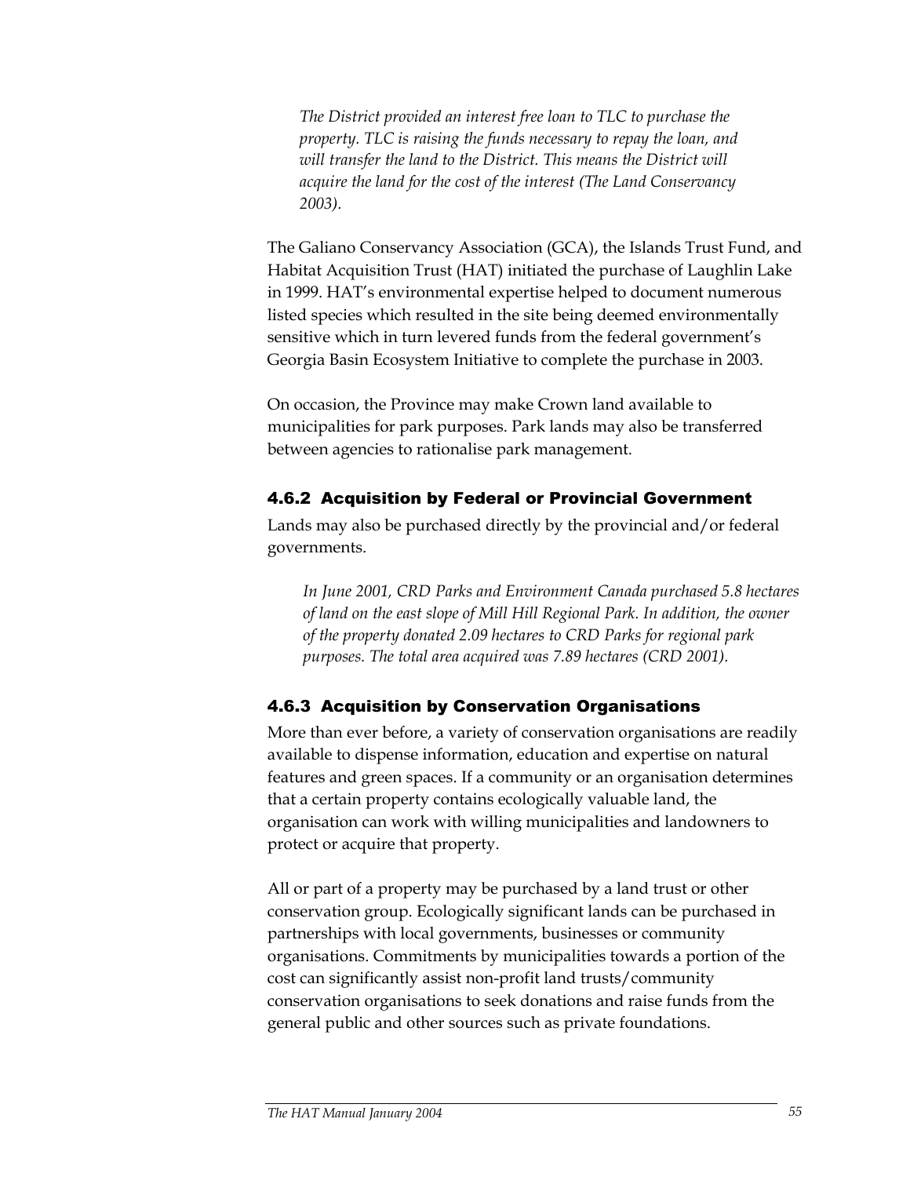*The District provided an interest free loan to TLC to purchase the property. TLC is raising the funds necessary to repay the loan, and will transfer the land to the District. This means the District will acquire the land for the cost of the interest (The Land Conservancy 2003).*

The Galiano Conservancy Association (GCA), the Islands Trust Fund, and Habitat Acquisition Trust (HAT) initiated the purchase of Laughlin Lake in 1999. HAT's environmental expertise helped to document numerous listed species which resulted in the site being deemed environmentally sensitive which in turn levered funds from the federal government's Georgia Basin Ecosystem Initiative to complete the purchase in 2003.

On occasion, the Province may make Crown land available to municipalities for park purposes. Park lands may also be transferred between agencies to rationalise park management.

### 4.6.2 Acquisition by Federal or Provincial Government

Lands may also be purchased directly by the provincial and/or federal governments.

*In June 2001, CRD Parks and Environment Canada purchased 5.8 hectares of land on the east slope of Mill Hill Regional Park. In addition, the owner of the property donated 2.09 hectares to CRD Parks for regional park purposes. The total area acquired was 7.89 hectares (CRD 2001).*

### 4.6.3 Acquisition by Conservation Organisations

More than ever before, a variety of conservation organisations are readily available to dispense information, education and expertise on natural features and green spaces. If a community or an organisation determines that a certain property contains ecologically valuable land, the organisation can work with willing municipalities and landowners to protect or acquire that property.

All or part of a property may be purchased by a land trust or other conservation group. Ecologically significant lands can be purchased in partnerships with local governments, businesses or community organisations. Commitments by municipalities towards a portion of the cost can significantly assist non-profit land trusts/community conservation organisations to seek donations and raise funds from the general public and other sources such as private foundations.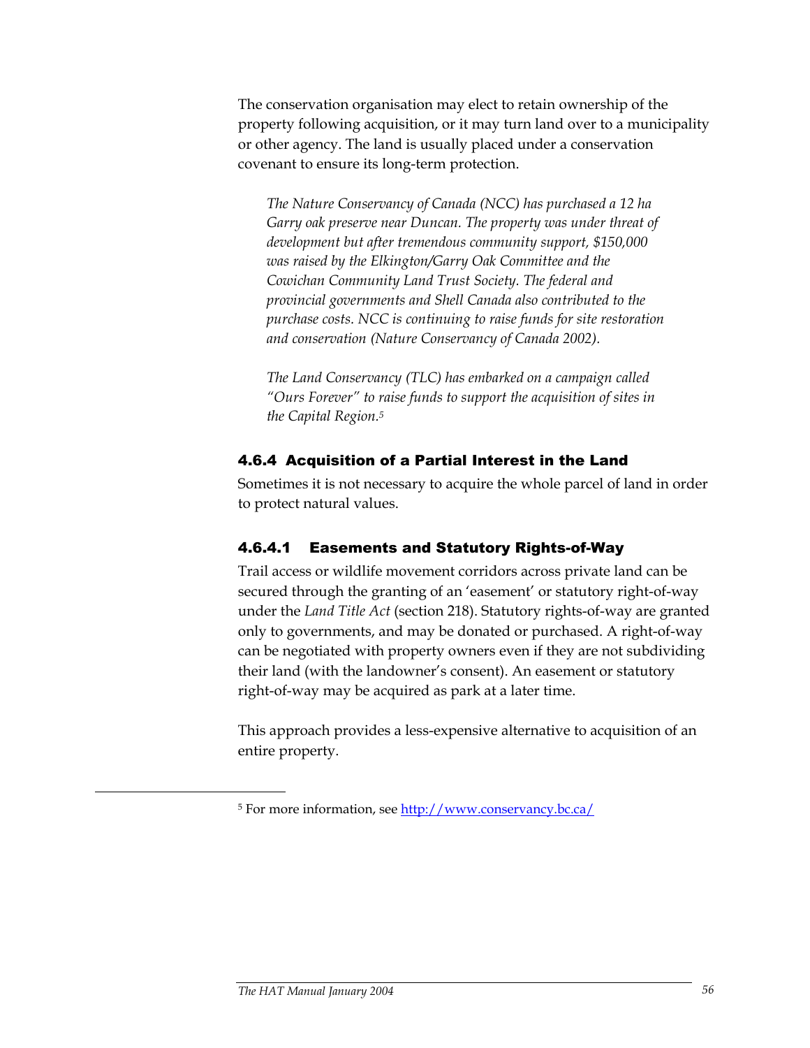The conservation organisation may elect to retain ownership of the property following acquisition, or it may turn land over to a municipality or other agency. The land is usually placed under a conservation covenant to ensure its long-term protection.

*The Nature Conservancy of Canada (NCC) has purchased a 12 ha Garry oak preserve near Duncan. The property was under threat of development but after tremendous community support, $150,000 was raised by the Elkington/Garry Oak Committee and the Cowichan Community Land Trust Society. The federal and provincial governments and Shell Canada also contributed to the purchase costs. NCC is continuing to raise funds for site restoration and conservation (Nature Conservancy of Canada 2002).*

*The Land Conservancy (TLC) has embarked on a campaign called "Ours Forever" to raise funds to support the acquisition of sites in the Capital Region.*[5]

### 4.6.4 Acquisition of a Partial Interest in the Land

Sometimes it is not necessary to acquire the whole parcel of land in order to protect natural values.

#### 4.6.4.1 Easements and Statutory Rights-of-Way

Trail access or wildlife movement corridors across private land can be secured through the granting of an 'easement' or statutory right-of-way under the *Land Title Act* (section 218). Statutory rights-of-way are granted only to governments, and may be donated or purchased. A right-of-way can be negotiated with property owners even if they are not subdividing their land (with the landowner's consent). An easement or statutory right-of-way may be acquired as park at a later time.

This approach provides a less-expensive alternative to acquisition of an entire property.

---

[5] For more information, see http://www.conservancy.bc.ca/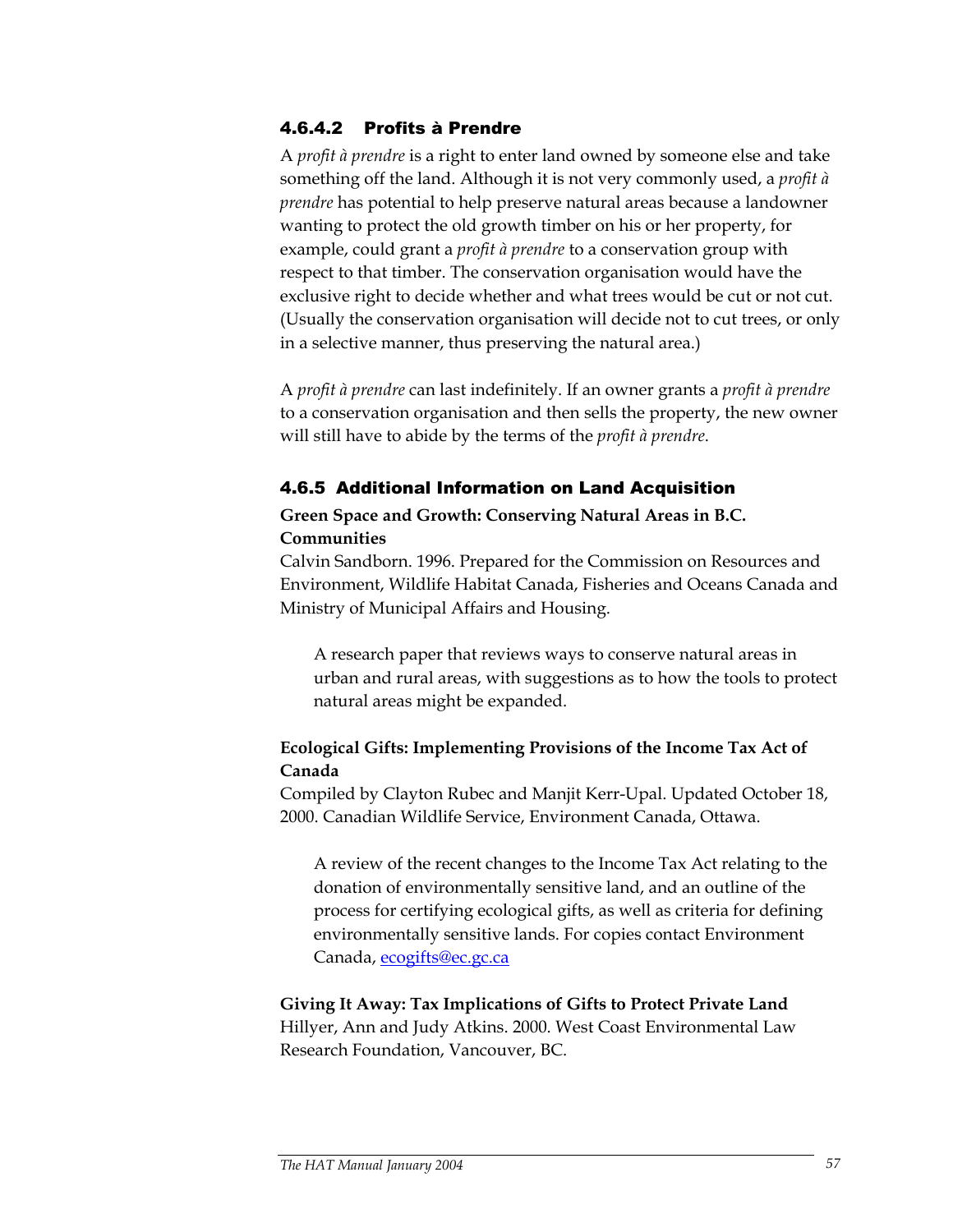#### 4.6.4.2 Profits à Prendre

A *profit à prendre* is a right to enter land owned by someone else and take something off the land. Although it is not very commonly used, a *profit à prendre* has potential to help preserve natural areas because a landowner wanting to protect the old growth timber on his or her property, for example, could grant a *profit à prendre* to a conservation group with respect to that timber. The conservation organisation would have the exclusive right to decide whether and what trees would be cut or not cut. (Usually the conservation organisation will decide not to cut trees, or only in a selective manner, thus preserving the natural area.)

A *profit à prendre* can last indefinitely. If an owner grants a *profit à prendre* to a conservation organisation and then sells the property, the new owner will still have to abide by the terms of the *profit à prendre*.

### 4.6.5 Additional Information on Land Acquisition

**Green Space and Growth: Conserving Natural Areas in B.C. Communities**
Calvin Sandborn. 1996. Prepared for the Commission on Resources and Environment, Wildlife Habitat Canada, Fisheries and Oceans Canada and Ministry of Municipal Affairs and Housing.

> A research paper that reviews ways to conserve natural areas in urban and rural areas, with suggestions as to how the tools to protect natural areas might be expanded.

**Ecological Gifts: Implementing Provisions of the Income Tax Act of Canada**
Compiled by Clayton Rubec and Manjit Kerr-Upal. Updated October 18, 2000. Canadian Wildlife Service, Environment Canada, Ottawa.

> A review of the recent changes to the Income Tax Act relating to the donation of environmentally sensitive land, and an outline of the process for certifying ecological gifts, as well as criteria for defining environmentally sensitive lands. For copies contact Environment Canada, ecogifts@ec.gc.ca

**Giving It Away: Tax Implications of Gifts to Protect Private Land**
Hillyer, Ann and Judy Atkins. 2000. West Coast Environmental Law Research Foundation, Vancouver, BC.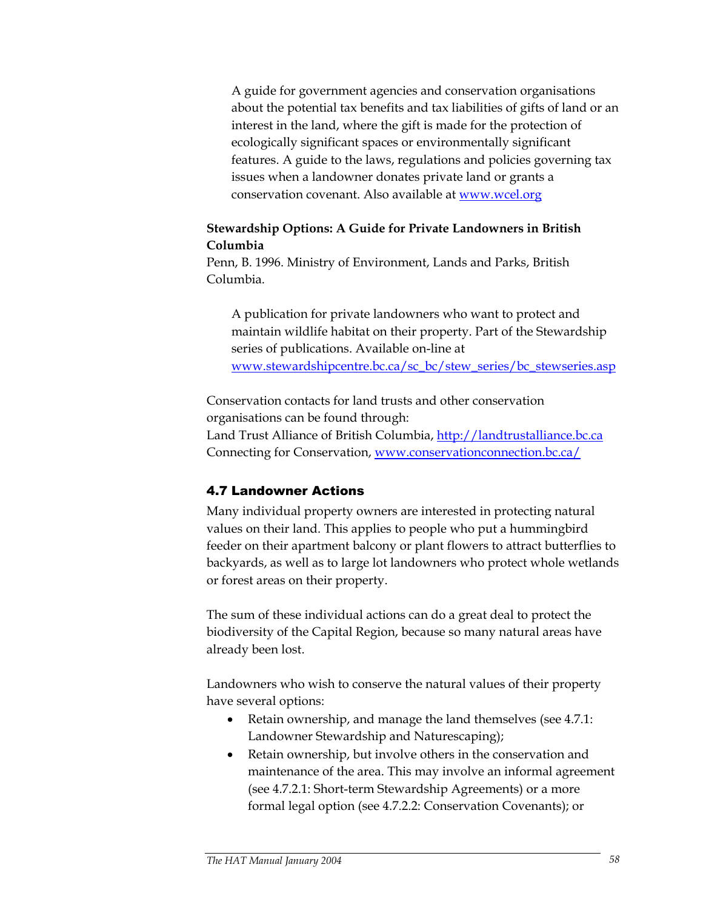A guide for government agencies and conservation organisations about the potential tax benefits and tax liabilities of gifts of land or an interest in the land, where the gift is made for the protection of ecologically significant spaces or environmentally significant features. A guide to the laws, regulations and policies governing tax issues when a landowner donates private land or grants a conservation covenant. Also available at [www.wcel.org](http://www.wcel.org)

**Stewardship Options: A Guide for Private Landowners in British Columbia**
Penn, B. 1996. Ministry of Environment, Lands and Parks, British Columbia.

A publication for private landowners who want to protect and maintain wildlife habitat on their property. Part of the Stewardship series of publications. Available on-line at [www.stewardshipcentre.bc.ca/sc_bc/stew_series/bc_stewseries.asp](http://www.stewardshipcentre.bc.ca/sc_bc/stew_series/bc_stewseries.asp)

Conservation contacts for land trusts and other conservation organisations can be found through:
Land Trust Alliance of British Columbia, [http://landtrustalliance.bc.ca](http://landtrustalliance.bc.ca)
Connecting for Conservation, [www.conservationconnection.bc.ca/](http://www.conservationconnection.bc.ca/)

### 4.7 Landowner Actions

Many individual property owners are interested in protecting natural values on their land. This applies to people who put a hummingbird feeder on their apartment balcony or plant flowers to attract butterflies to backyards, as well as to large lot landowners who protect whole wetlands or forest areas on their property.

The sum of these individual actions can do a great deal to protect the biodiversity of the Capital Region, because so many natural areas have already been lost.

Landowners who wish to conserve the natural values of their property have several options:

- Retain ownership, and manage the land themselves (see 4.7.1: Landowner Stewardship and Naturescaping);
- Retain ownership, but involve others in the conservation and maintenance of the area. This may involve an informal agreement (see 4.7.2.1: Short-term Stewardship Agreements) or a more formal legal option (see 4.7.2.2: Conservation Covenants); or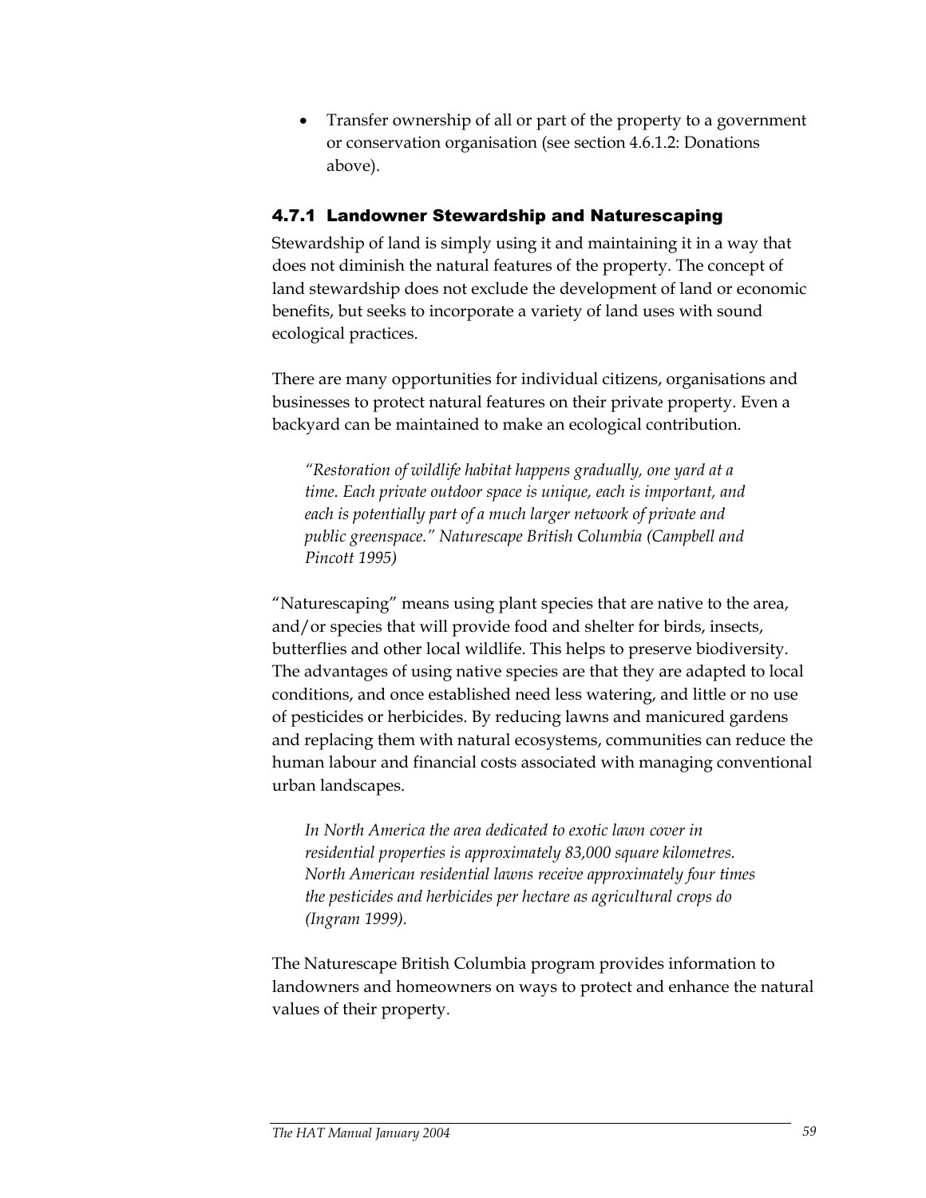- Transfer ownership of all or part of the property to a government or conservation organisation (see section 4.6.1.2: Donations above).

### 4.7.1 Landowner Stewardship and Naturescaping

Stewardship of land is simply using it and maintaining it in a way that does not diminish the natural features of the property. The concept of land stewardship does not exclude the development of land or economic benefits, but seeks to incorporate a variety of land uses with sound ecological practices.

There are many opportunities for individual citizens, organisations and businesses to protect natural features on their private property. Even a backyard can be maintained to make an ecological contribution.

> *"Restoration of wildlife habitat happens gradually, one yard at a time. Each private outdoor space is unique, each is important, and each is potentially part of a much larger network of private and public greenspace." Naturescape British Columbia (Campbell and Pincott 1995)*

"Naturescaping" means using plant species that are native to the area, and/or species that will provide food and shelter for birds, insects, butterflies and other local wildlife. This helps to preserve biodiversity. The advantages of using native species are that they are adapted to local conditions, and once established need less watering, and little or no use of pesticides or herbicides. By reducing lawns and manicured gardens and replacing them with natural ecosystems, communities can reduce the human labour and financial costs associated with managing conventional urban landscapes.

> *In North America the area dedicated to exotic lawn cover in residential properties is approximately 83,000 square kilometres. North American residential lawns receive approximately four times the pesticides and herbicides per hectare as agricultural crops do (Ingram 1999).*

The Naturescape British Columbia program provides information to landowners and homeowners on ways to protect and enhance the natural values of their property.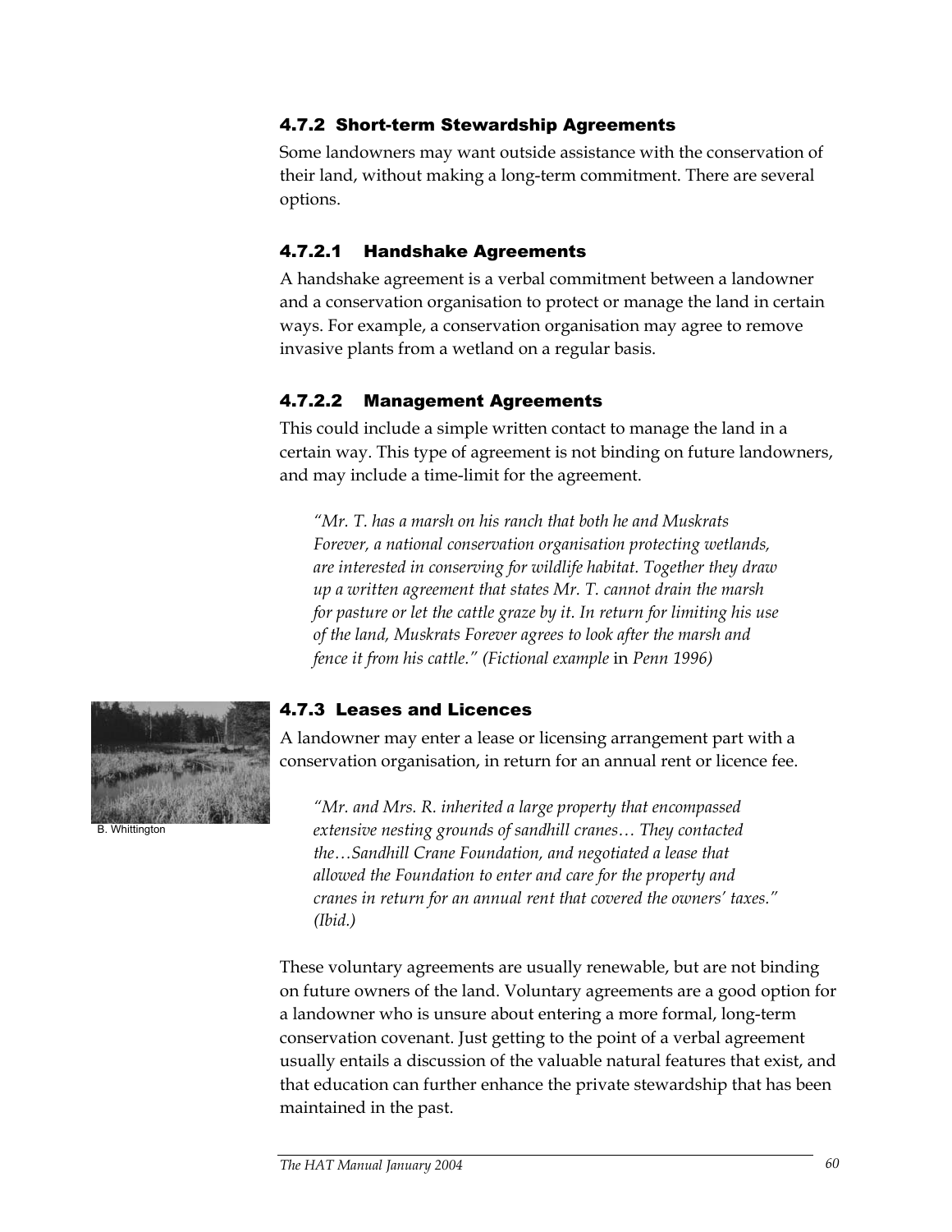### 4.7.2 Short-term Stewardship Agreements

Some landowners may want outside assistance with the conservation of their land, without making a long-term commitment. There are several options.

#### 4.7.2.1 Handshake Agreements

A handshake agreement is a verbal commitment between a landowner and a conservation organisation to protect or manage the land in certain ways. For example, a conservation organisation may agree to remove invasive plants from a wetland on a regular basis.

#### 4.7.2.2 Management Agreements

This could include a simple written contact to manage the land in a certain way. This type of agreement is not binding on future landowners, and may include a time-limit for the agreement.

> *"Mr. T. has a marsh on his ranch that both he and Muskrats Forever, a national conservation organisation protecting wetlands, are interested in conserving for wildlife habitat. Together they draw up a written agreement that states Mr. T. cannot drain the marsh for pasture or let the cattle graze by it. In return for limiting his use of the land, Muskrats Forever agrees to look after the marsh and fence it from his cattle." (Fictional example* in *Penn 1996)*

B. Whittington

### 4.7.3 Leases and Licences

A landowner may enter a lease or licensing arrangement part with a conservation organisation, in return for an annual rent or licence fee.

> *"Mr. and Mrs. R. inherited a large property that encompassed extensive nesting grounds of sandhill cranes… They contacted the…Sandhill Crane Foundation, and negotiated a lease that allowed the Foundation to enter and care for the property and cranes in return for an annual rent that covered the owners' taxes." (Ibid.)*

These voluntary agreements are usually renewable, but are not binding on future owners of the land. Voluntary agreements are a good option for a landowner who is unsure about entering a more formal, long-term conservation covenant. Just getting to the point of a verbal agreement usually entails a discussion of the valuable natural features that exist, and that education can further enhance the private stewardship that has been maintained in the past.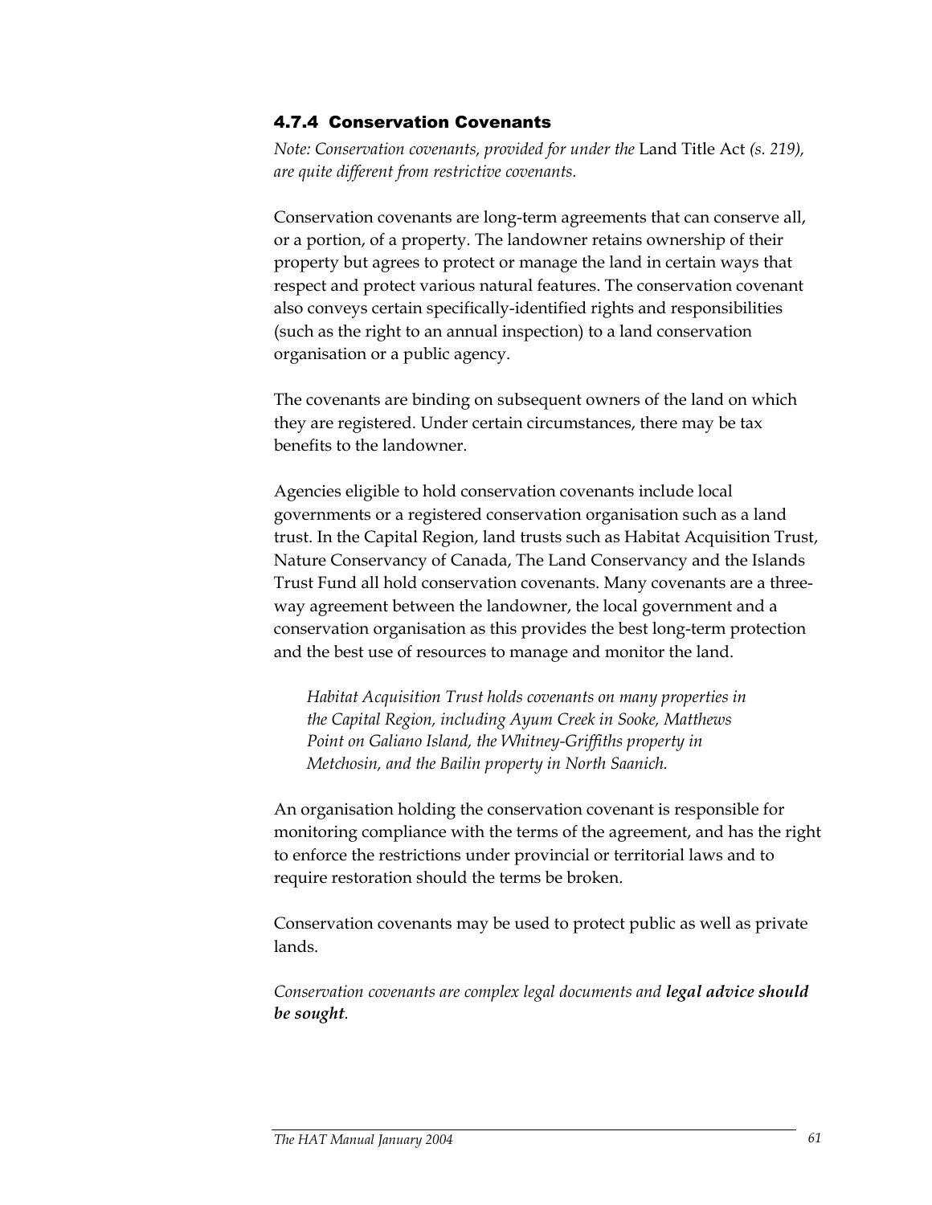### 4.7.4 Conservation Covenants

*Note: Conservation covenants, provided for under the* Land Title Act *(s. 219), are quite different from restrictive covenants.*

Conservation covenants are long-term agreements that can conserve all, or a portion, of a property. The landowner retains ownership of their property but agrees to protect or manage the land in certain ways that respect and protect various natural features. The conservation covenant also conveys certain specifically-identified rights and responsibilities (such as the right to an annual inspection) to a land conservation organisation or a public agency.

The covenants are binding on subsequent owners of the land on which they are registered. Under certain circumstances, there may be tax benefits to the landowner.

Agencies eligible to hold conservation covenants include local governments or a registered conservation organisation such as a land trust. In the Capital Region, land trusts such as Habitat Acquisition Trust, Nature Conservancy of Canada, The Land Conservancy and the Islands Trust Fund all hold conservation covenants. Many covenants are a three-way agreement between the landowner, the local government and a conservation organisation as this provides the best long-term protection and the best use of resources to manage and monitor the land.

> *Habitat Acquisition Trust holds covenants on many properties in the Capital Region, including Ayum Creek in Sooke, Matthews Point on Galiano Island, the Whitney-Griffiths property in Metchosin, and the Bailin property in North Saanich.*

An organisation holding the conservation covenant is responsible for monitoring compliance with the terms of the agreement, and has the right to enforce the restrictions under provincial or territorial laws and to require restoration should the terms be broken.

Conservation covenants may be used to protect public as well as private lands.

*Conservation covenants are complex legal documents and **legal advice should be sought**.*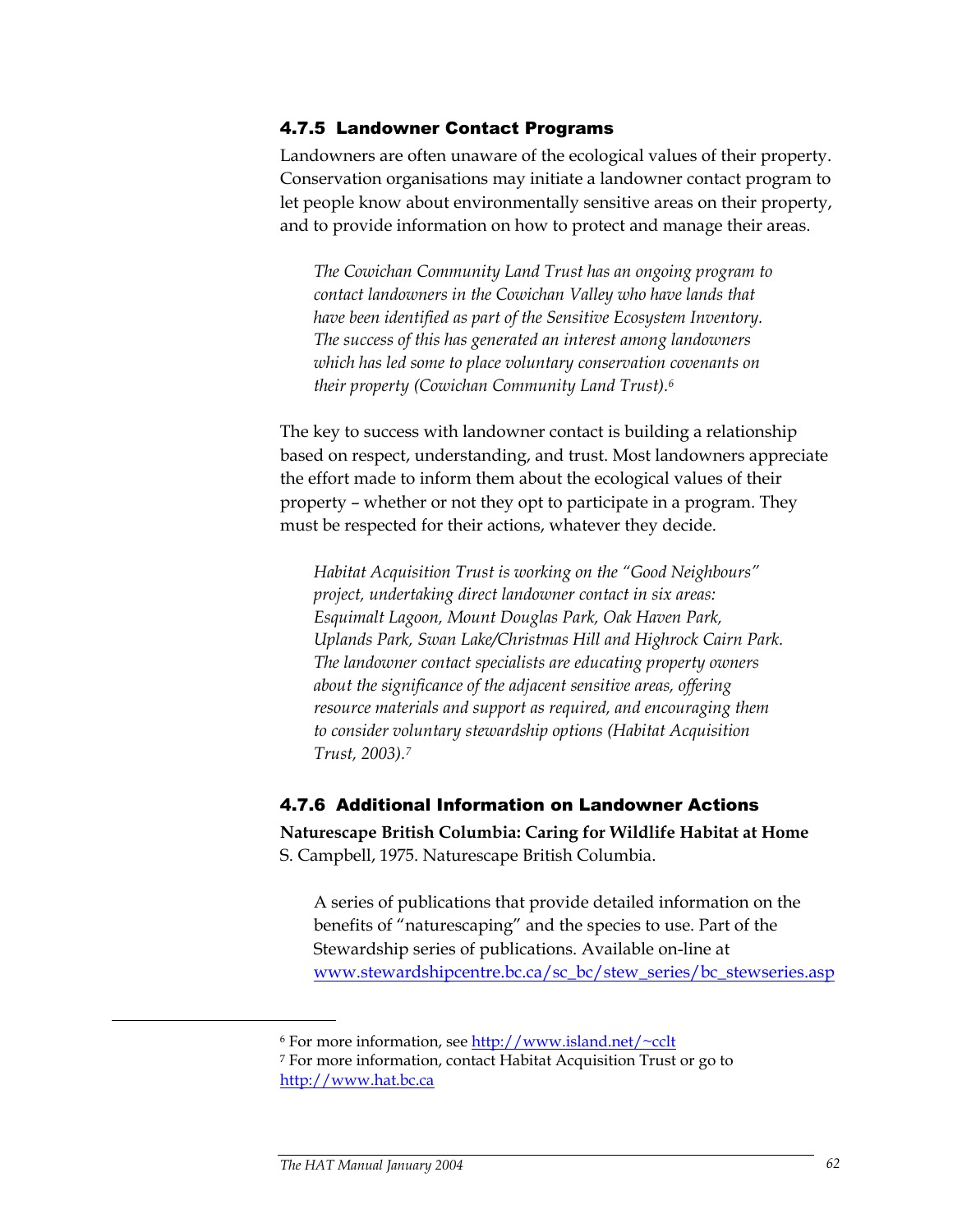### 4.7.5 Landowner Contact Programs

Landowners are often unaware of the ecological values of their property. Conservation organisations may initiate a landowner contact program to let people know about environmentally sensitive areas on their property, and to provide information on how to protect and manage their areas.

> *The Cowichan Community Land Trust has an ongoing program to contact landowners in the Cowichan Valley who have lands that have been identified as part of the Sensitive Ecosystem Inventory. The success of this has generated an interest among landowners which has led some to place voluntary conservation covenants on their property (Cowichan Community Land Trust).*[6]

The key to success with landowner contact is building a relationship based on respect, understanding, and trust. Most landowners appreciate the effort made to inform them about the ecological values of their property – whether or not they opt to participate in a program. They must be respected for their actions, whatever they decide.

> *Habitat Acquisition Trust is working on the "Good Neighbours" project, undertaking direct landowner contact in six areas: Esquimalt Lagoon, Mount Douglas Park, Oak Haven Park, Uplands Park, Swan Lake/Christmas Hill and Highrock Cairn Park. The landowner contact specialists are educating property owners about the significance of the adjacent sensitive areas, offering resource materials and support as required, and encouraging them to consider voluntary stewardship options (Habitat Acquisition Trust, 2003).*[7]

### 4.7.6 Additional Information on Landowner Actions

**Naturescape British Columbia: Caring for Wildlife Habitat at Home**
S. Campbell, 1975. Naturescape British Columbia.

> A series of publications that provide detailed information on the benefits of "naturescaping" and the species to use. Part of the Stewardship series of publications. Available on-line at www.stewardshipcentre.bc.ca/sc_bc/stew_series/bc_stewseries.asp

---

[6] For more information, see http://www.island.net/~cclt

[7] For more information, contact Habitat Acquisition Trust or go to http://www.hat.bc.ca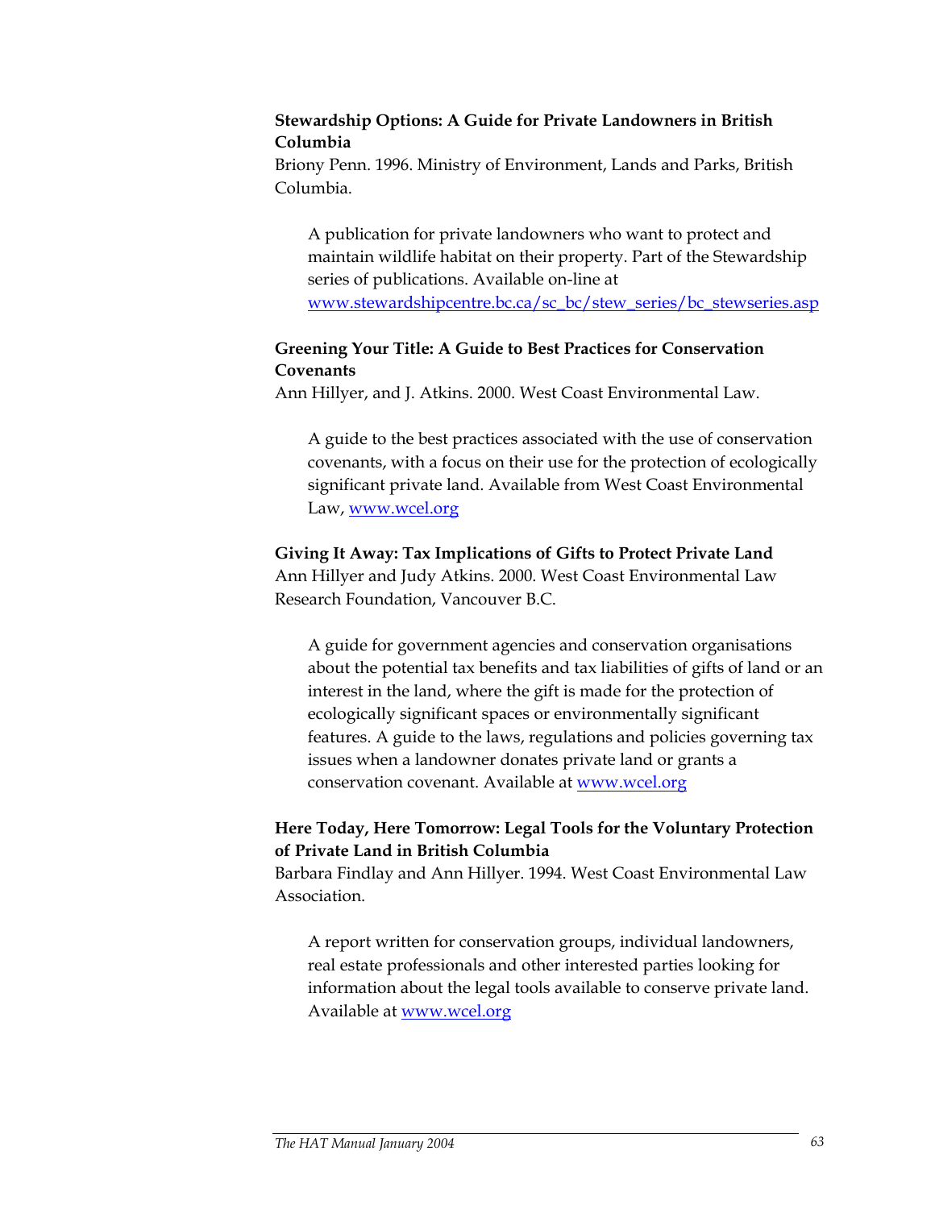**Stewardship Options: A Guide for Private Landowners in British Columbia**
Briony Penn. 1996. Ministry of Environment, Lands and Parks, British Columbia.

> A publication for private landowners who want to protect and maintain wildlife habitat on their property. Part of the Stewardship series of publications. Available on-line at www.stewardshipcentre.bc.ca/sc_bc/stew_series/bc_stewseries.asp

**Greening Your Title: A Guide to Best Practices for Conservation Covenants**
Ann Hillyer, and J. Atkins. 2000. West Coast Environmental Law.

> A guide to the best practices associated with the use of conservation covenants, with a focus on their use for the protection of ecologically significant private land. Available from West Coast Environmental Law, www.wcel.org

**Giving It Away: Tax Implications of Gifts to Protect Private Land**
Ann Hillyer and Judy Atkins. 2000. West Coast Environmental Law Research Foundation, Vancouver B.C.

> A guide for government agencies and conservation organisations about the potential tax benefits and tax liabilities of gifts of land or an interest in the land, where the gift is made for the protection of ecologically significant spaces or environmentally significant features. A guide to the laws, regulations and policies governing tax issues when a landowner donates private land or grants a conservation covenant. Available at www.wcel.org

**Here Today, Here Tomorrow: Legal Tools for the Voluntary Protection of Private Land in British Columbia**
Barbara Findlay and Ann Hillyer. 1994. West Coast Environmental Law Association.

> A report written for conservation groups, individual landowners, real estate professionals and other interested parties looking for information about the legal tools available to conserve private land. Available at www.wcel.org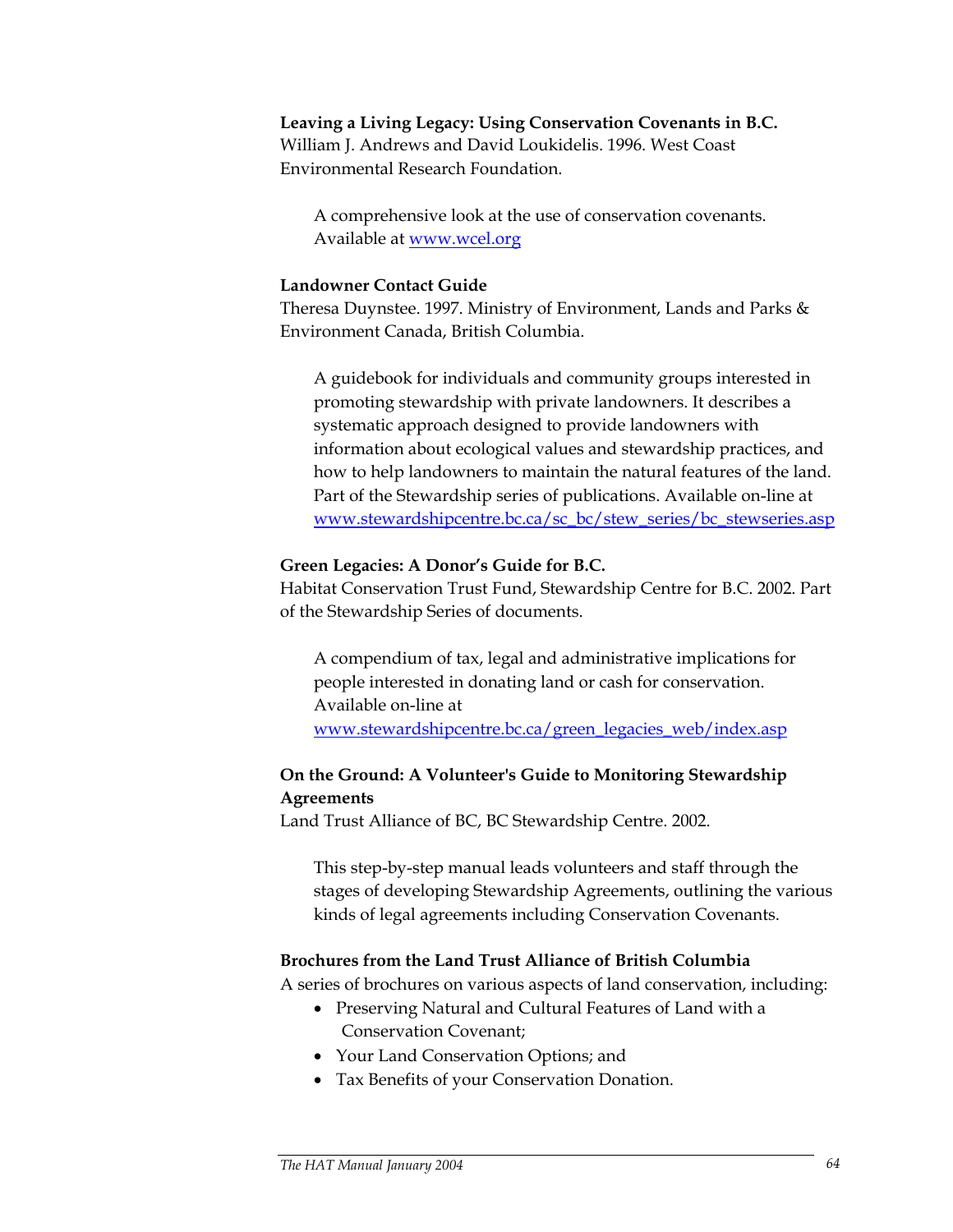**Leaving a Living Legacy: Using Conservation Covenants in B.C.**
William J. Andrews and David Loukidelis. 1996. West Coast Environmental Research Foundation.

> A comprehensive look at the use of conservation covenants. Available at [www.wcel.org](http://www.wcel.org)

**Landowner Contact Guide**
Theresa Duynstee. 1997. Ministry of Environment, Lands and Parks & Environment Canada, British Columbia.

> A guidebook for individuals and community groups interested in promoting stewardship with private landowners. It describes a systematic approach designed to provide landowners with information about ecological values and stewardship practices, and how to help landowners to maintain the natural features of the land. Part of the Stewardship series of publications. Available on-line at [www.stewardshipcentre.bc.ca/sc_bc/stew_series/bc_stewseries.asp](http://www.stewardshipcentre.bc.ca/sc_bc/stew_series/bc_stewseries.asp)

**Green Legacies: A Donor's Guide for B.C.**
Habitat Conservation Trust Fund, Stewardship Centre for B.C. 2002. Part of the Stewardship Series of documents.

> A compendium of tax, legal and administrative implications for people interested in donating land or cash for conservation. Available on-line at [www.stewardshipcentre.bc.ca/green_legacies_web/index.asp](http://www.stewardshipcentre.bc.ca/green_legacies_web/index.asp)

**On the Ground: A Volunteer's Guide to Monitoring Stewardship Agreements**
Land Trust Alliance of BC, BC Stewardship Centre. 2002.

> This step-by-step manual leads volunteers and staff through the stages of developing Stewardship Agreements, outlining the various kinds of legal agreements including Conservation Covenants.

**Brochures from the Land Trust Alliance of British Columbia**
A series of brochures on various aspects of land conservation, including:

- Preserving Natural and Cultural Features of Land with a Conservation Covenant;
- Your Land Conservation Options; and
- Tax Benefits of your Conservation Donation.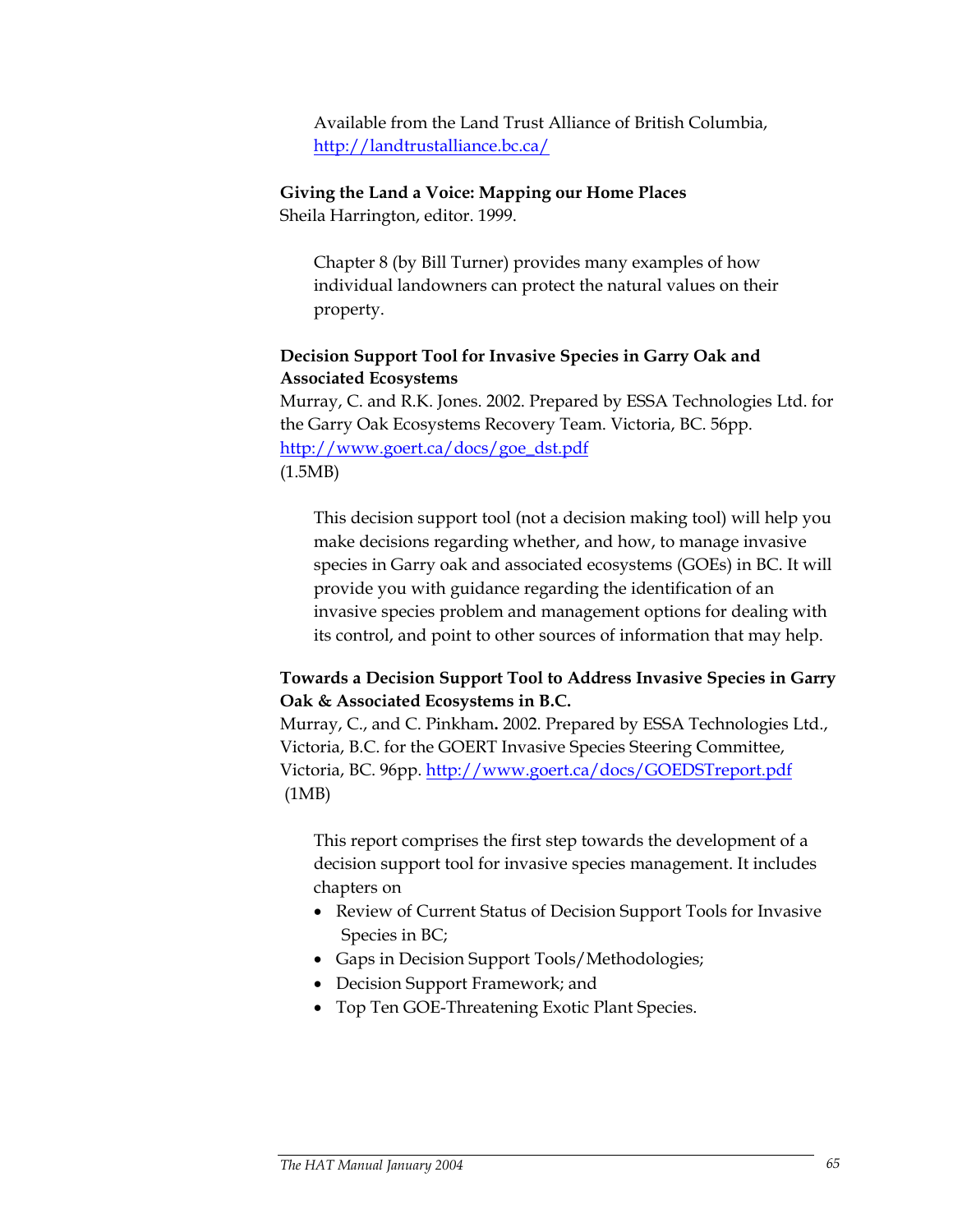Available from the Land Trust Alliance of British Columbia, http://landtrustalliance.bc.ca/

**Giving the Land a Voice: Mapping our Home Places**
Sheila Harrington, editor. 1999.

Chapter 8 (by Bill Turner) provides many examples of how individual landowners can protect the natural values on their property.

**Decision Support Tool for Invasive Species in Garry Oak and Associated Ecosystems**
Murray, C. and R.K. Jones. 2002. Prepared by ESSA Technologies Ltd. for the Garry Oak Ecosystems Recovery Team. Victoria, BC. 56pp.
http://www.goert.ca/docs/goe_dst.pdf
(1.5MB)

This decision support tool (not a decision making tool) will help you make decisions regarding whether, and how, to manage invasive species in Garry oak and associated ecosystems (GOEs) in BC. It will provide you with guidance regarding the identification of an invasive species problem and management options for dealing with its control, and point to other sources of information that may help.

**Towards a Decision Support Tool to Address Invasive Species in Garry Oak & Associated Ecosystems in B.C.**
Murray, C., and C. Pinkham**.** 2002. Prepared by ESSA Technologies Ltd., Victoria, B.C. for the GOERT Invasive Species Steering Committee, Victoria, BC. 96pp. http://www.goert.ca/docs/GOEDSTreport.pdf
(1MB)

This report comprises the first step towards the development of a decision support tool for invasive species management. It includes chapters on

- Review of Current Status of Decision Support Tools for Invasive Species in BC;
- Gaps in Decision Support Tools/Methodologies;
- Decision Support Framework; and
- Top Ten GOE-Threatening Exotic Plant Species.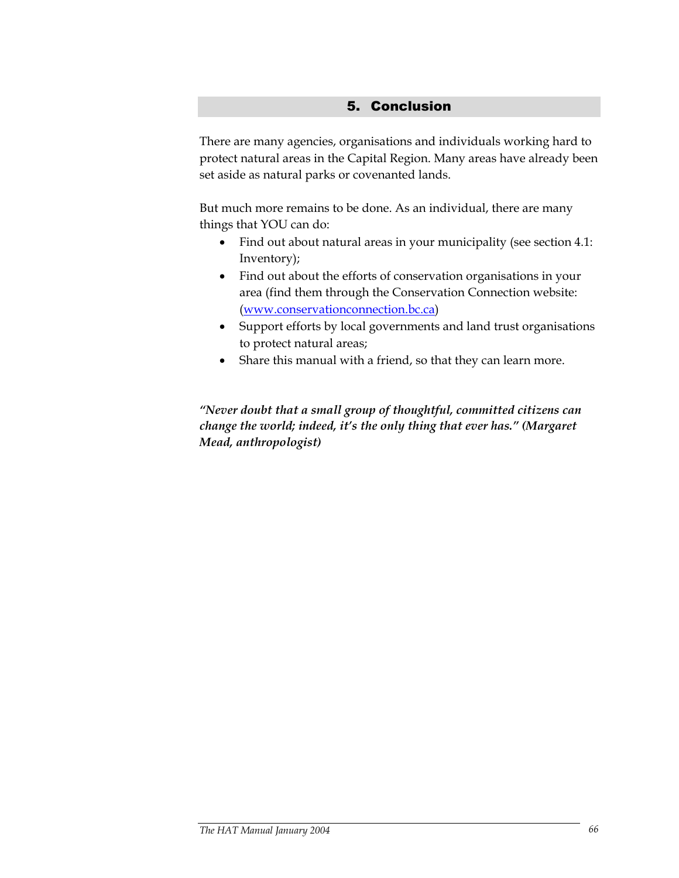## 5. Conclusion

There are many agencies, organisations and individuals working hard to protect natural areas in the Capital Region. Many areas have already been set aside as natural parks or covenanted lands.

But much more remains to be done. As an individual, there are many things that YOU can do:

- Find out about natural areas in your municipality (see section 4.1: Inventory);
- Find out about the efforts of conservation organisations in your area (find them through the Conservation Connection website: (www.conservationconnection.bc.ca)
- Support efforts by local governments and land trust organisations to protect natural areas;
- Share this manual with a friend, so that they can learn more.

***"Never doubt that a small group of thoughtful, committed citizens can change the world; indeed, it's the only thing that ever has." (Margaret Mead, anthropologist)***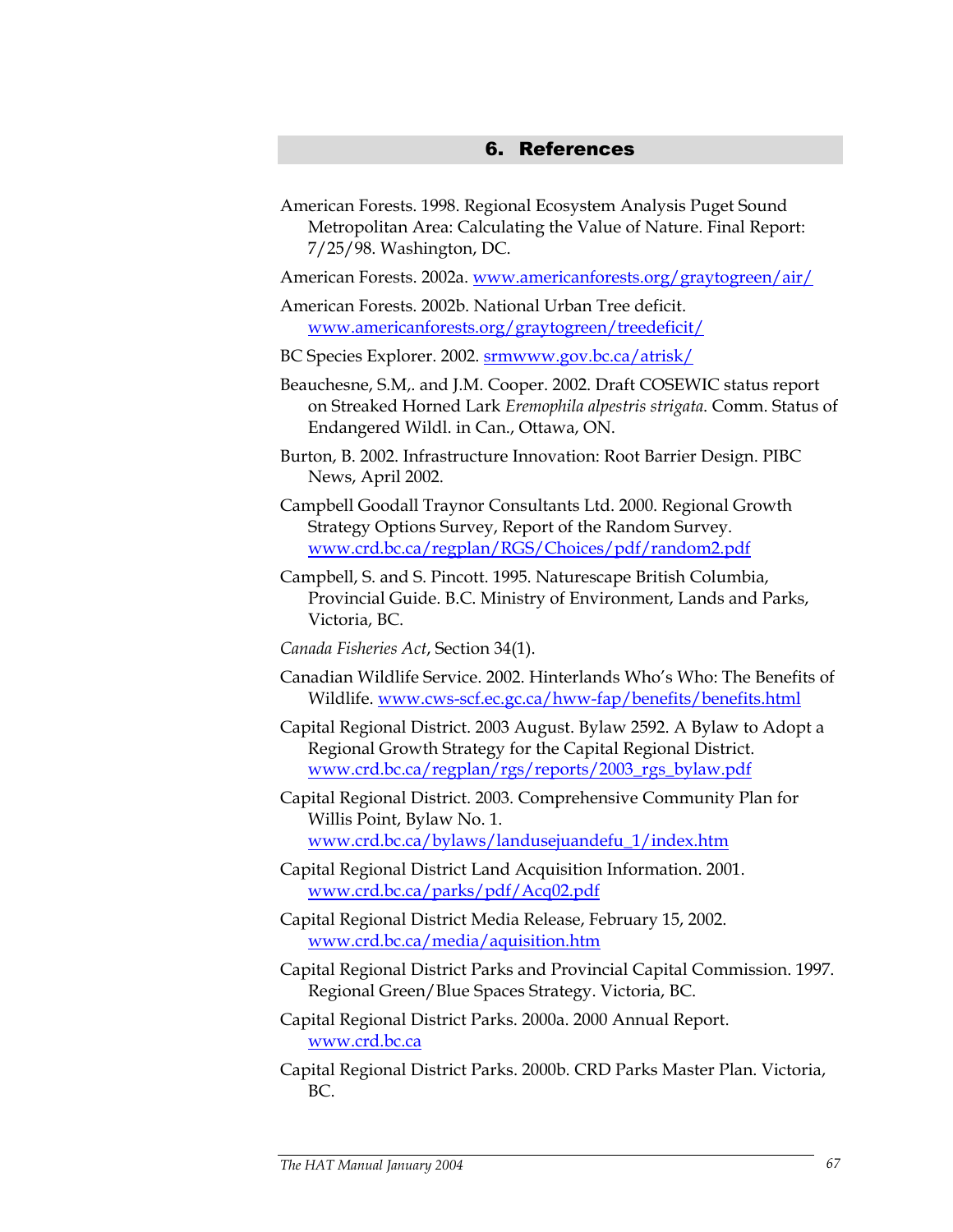# 6. References

American Forests. 1998. Regional Ecosystem Analysis Puget Sound Metropolitan Area: Calculating the Value of Nature. Final Report: 7/25/98. Washington, DC.

American Forests. 2002a. www.americanforests.org/graytogreen/air/

American Forests. 2002b. National Urban Tree deficit. www.americanforests.org/graytogreen/treedeficit/

BC Species Explorer. 2002. srmwww.gov.bc.ca/atrisk/

Beauchesne, S.M,. and J.M. Cooper. 2002. Draft COSEWIC status report on Streaked Horned Lark *Eremophila alpestris strigata*. Comm. Status of Endangered Wildl. in Can., Ottawa, ON.

Burton, B. 2002. Infrastructure Innovation: Root Barrier Design. PIBC News, April 2002.

Campbell Goodall Traynor Consultants Ltd. 2000. Regional Growth Strategy Options Survey, Report of the Random Survey. www.crd.bc.ca/regplan/RGS/Choices/pdf/random2.pdf

Campbell, S. and S. Pincott. 1995. Naturescape British Columbia, Provincial Guide. B.C. Ministry of Environment, Lands and Parks, Victoria, BC.

*Canada Fisheries Act*, Section 34(1).

Canadian Wildlife Service. 2002. Hinterlands Who's Who: The Benefits of Wildlife. www.cws-scf.ec.gc.ca/hww-fap/benefits/benefits.html

Capital Regional District. 2003 August. Bylaw 2592. A Bylaw to Adopt a Regional Growth Strategy for the Capital Regional District. www.crd.bc.ca/regplan/rgs/reports/2003_rgs_bylaw.pdf

Capital Regional District. 2003. Comprehensive Community Plan for Willis Point, Bylaw No. 1. www.crd.bc.ca/bylaws/landusejuandefu_1/index.htm

Capital Regional District Land Acquisition Information. 2001. www.crd.bc.ca/parks/pdf/Acq02.pdf

Capital Regional District Media Release, February 15, 2002. www.crd.bc.ca/media/aquisition.htm

Capital Regional District Parks and Provincial Capital Commission. 1997. Regional Green/Blue Spaces Strategy. Victoria, BC.

Capital Regional District Parks. 2000a. 2000 Annual Report. www.crd.bc.ca

Capital Regional District Parks. 2000b. CRD Parks Master Plan. Victoria, BC.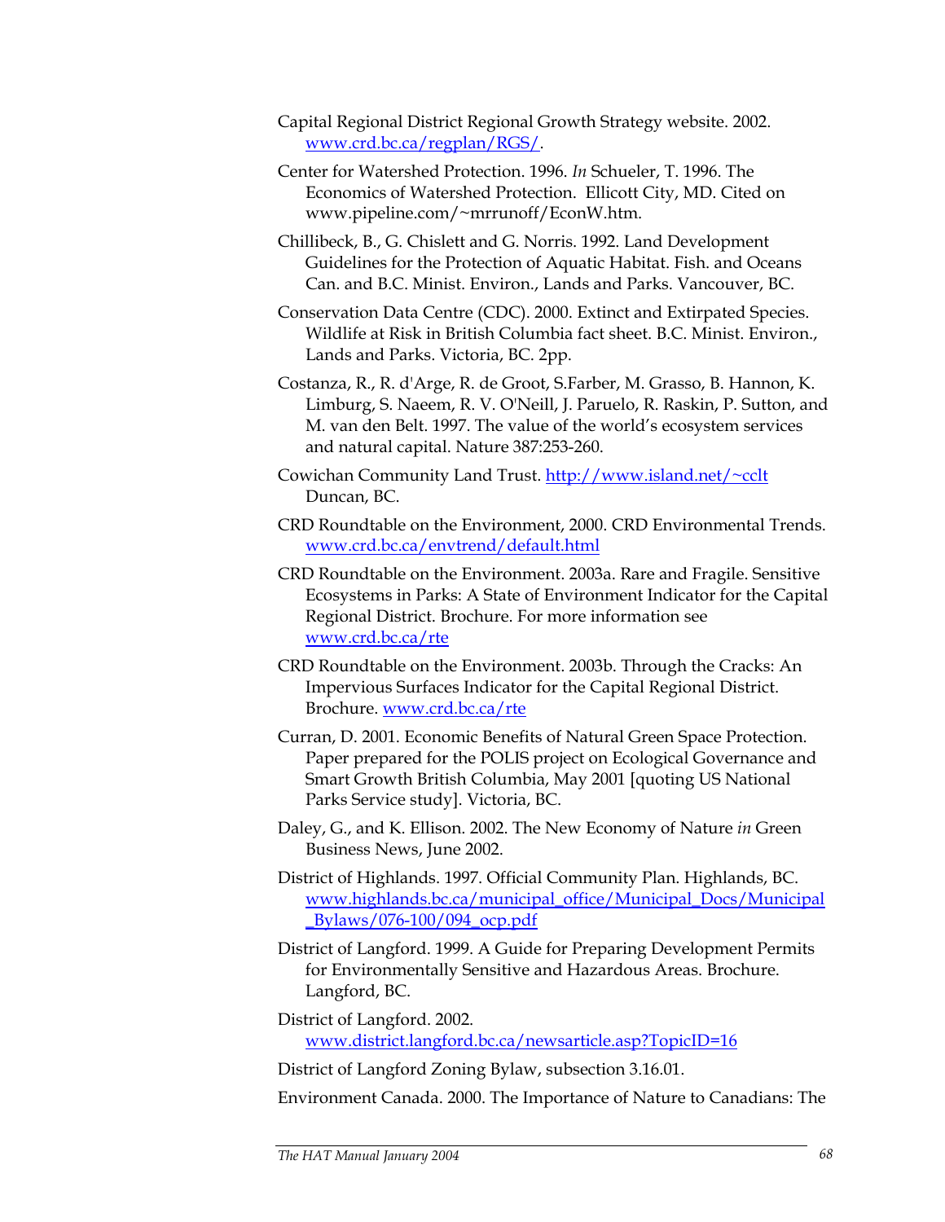Capital Regional District Regional Growth Strategy website. 2002. www.crd.bc.ca/regplan/RGS/.

Center for Watershed Protection. 1996. *In* Schueler, T. 1996. The Economics of Watershed Protection. Ellicott City, MD. Cited on www.pipeline.com/~mrrunoff/EconW.htm.

Chillibeck, B., G. Chislett and G. Norris. 1992. Land Development Guidelines for the Protection of Aquatic Habitat. Fish. and Oceans Can. and B.C. Minist. Environ., Lands and Parks. Vancouver, BC.

Conservation Data Centre (CDC). 2000. Extinct and Extirpated Species. Wildlife at Risk in British Columbia fact sheet. B.C. Minist. Environ., Lands and Parks. Victoria, BC. 2pp.

Costanza, R., R. d'Arge, R. de Groot, S.Farber, M. Grasso, B. Hannon, K. Limburg, S. Naeem, R. V. O'Neill, J. Paruelo, R. Raskin, P. Sutton, and M. van den Belt. 1997. The value of the world's ecosystem services and natural capital. Nature 387:253-260.

Cowichan Community Land Trust. http://www.island.net/~cclt Duncan, BC.

CRD Roundtable on the Environment, 2000. CRD Environmental Trends. www.crd.bc.ca/envtrend/default.html

CRD Roundtable on the Environment. 2003a. Rare and Fragile. Sensitive Ecosystems in Parks: A State of Environment Indicator for the Capital Regional District. Brochure. For more information see www.crd.bc.ca/rte

CRD Roundtable on the Environment. 2003b. Through the Cracks: An Impervious Surfaces Indicator for the Capital Regional District. Brochure. www.crd.bc.ca/rte

Curran, D. 2001. Economic Benefits of Natural Green Space Protection. Paper prepared for the POLIS project on Ecological Governance and Smart Growth British Columbia, May 2001 [quoting US National Parks Service study]. Victoria, BC.

Daley, G., and K. Ellison. 2002. The New Economy of Nature *in* Green Business News, June 2002.

District of Highlands. 1997. Official Community Plan. Highlands, BC. www.highlands.bc.ca/municipal_office/Municipal_Docs/Municipal_Bylaws/076-100/094_ocp.pdf

District of Langford. 1999. A Guide for Preparing Development Permits for Environmentally Sensitive and Hazardous Areas. Brochure. Langford, BC.

District of Langford. 2002. www.district.langford.bc.ca/newsarticle.asp?TopicID=16

District of Langford Zoning Bylaw, subsection 3.16.01.

Environment Canada. 2000. The Importance of Nature to Canadians: The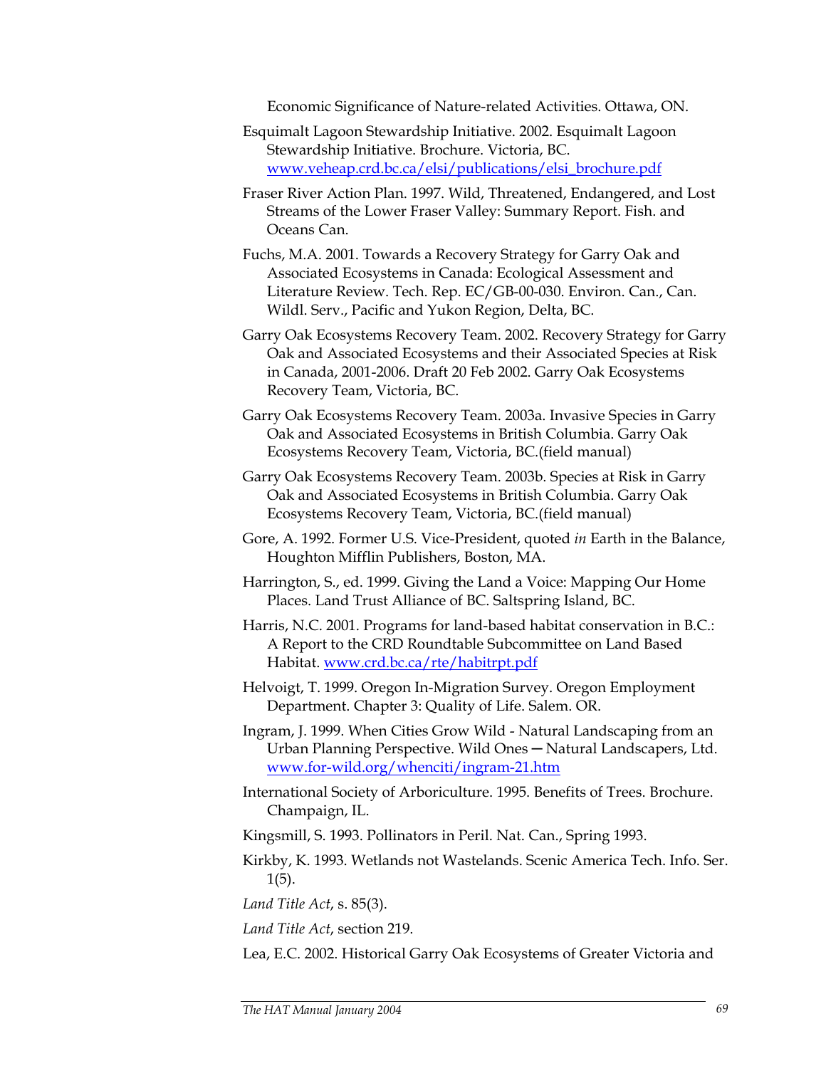Economic Significance of Nature-related Activities. Ottawa, ON.

Esquimalt Lagoon Stewardship Initiative. 2002. Esquimalt Lagoon Stewardship Initiative. Brochure. Victoria, BC. www.veheap.crd.bc.ca/elsi/publications/elsi_brochure.pdf

Fraser River Action Plan. 1997. Wild, Threatened, Endangered, and Lost Streams of the Lower Fraser Valley: Summary Report. Fish. and Oceans Can.

Fuchs, M.A. 2001. Towards a Recovery Strategy for Garry Oak and Associated Ecosystems in Canada: Ecological Assessment and Literature Review. Tech. Rep. EC/GB-00-030. Environ. Can., Can. Wildl. Serv., Pacific and Yukon Region, Delta, BC.

Garry Oak Ecosystems Recovery Team. 2002. Recovery Strategy for Garry Oak and Associated Ecosystems and their Associated Species at Risk in Canada, 2001-2006. Draft 20 Feb 2002. Garry Oak Ecosystems Recovery Team, Victoria, BC.

Garry Oak Ecosystems Recovery Team. 2003a. Invasive Species in Garry Oak and Associated Ecosystems in British Columbia. Garry Oak Ecosystems Recovery Team, Victoria, BC.(field manual)

Garry Oak Ecosystems Recovery Team. 2003b. Species at Risk in Garry Oak and Associated Ecosystems in British Columbia. Garry Oak Ecosystems Recovery Team, Victoria, BC.(field manual)

Gore, A. 1992. Former U.S. Vice-President, quoted *in* Earth in the Balance, Houghton Mifflin Publishers, Boston, MA.

Harrington, S., ed. 1999. Giving the Land a Voice: Mapping Our Home Places. Land Trust Alliance of BC. Saltspring Island, BC.

Harris, N.C. 2001. Programs for land-based habitat conservation in B.C.: A Report to the CRD Roundtable Subcommittee on Land Based Habitat. www.crd.bc.ca/rte/habitrpt.pdf

Helvoigt, T. 1999. Oregon In-Migration Survey. Oregon Employment Department. Chapter 3: Quality of Life. Salem. OR.

Ingram, J. 1999. When Cities Grow Wild - Natural Landscaping from an Urban Planning Perspective. Wild Ones — Natural Landscapers, Ltd. www.for-wild.org/whenciti/ingram-21.htm

International Society of Arboriculture. 1995. Benefits of Trees. Brochure. Champaign, IL.

Kingsmill, S. 1993. Pollinators in Peril. Nat. Can., Spring 1993.

Kirkby, K. 1993. Wetlands not Wastelands. Scenic America Tech. Info. Ser. 1(5).

*Land Title Act*, s. 85(3).

*Land Title Act*, section 219.

Lea, E.C. 2002. Historical Garry Oak Ecosystems of Greater Victoria and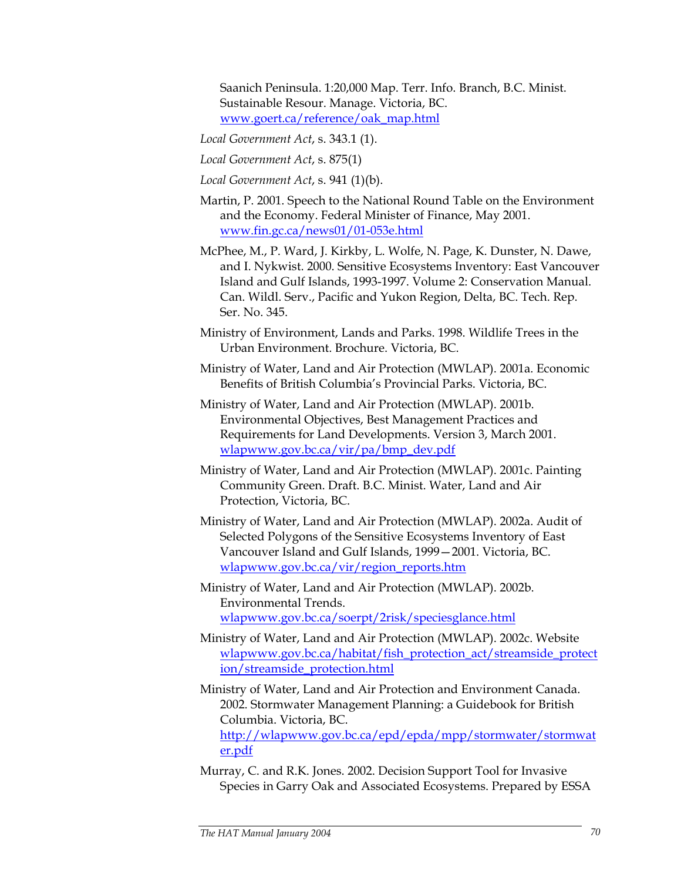Saanich Peninsula. 1:20,000 Map. Terr. Info. Branch, B.C. Minist. Sustainable Resour. Manage. Victoria, BC. www.goert.ca/reference/oak_map.html

*Local Government Act*, s. 343.1 (1).

*Local Government Act*, s. 875(1)

*Local Government Act*, s. 941 (1)(b).

Martin, P. 2001. Speech to the National Round Table on the Environment and the Economy. Federal Minister of Finance, May 2001. www.fin.gc.ca/news01/01-053e.html

McPhee, M., P. Ward, J. Kirkby, L. Wolfe, N. Page, K. Dunster, N. Dawe, and I. Nykwist. 2000. Sensitive Ecosystems Inventory: East Vancouver Island and Gulf Islands, 1993-1997. Volume 2: Conservation Manual. Can. Wildl. Serv., Pacific and Yukon Region, Delta, BC. Tech. Rep. Ser. No. 345.

Ministry of Environment, Lands and Parks. 1998. Wildlife Trees in the Urban Environment. Brochure. Victoria, BC.

Ministry of Water, Land and Air Protection (MWLAP). 2001a. Economic Benefits of British Columbia's Provincial Parks. Victoria, BC.

Ministry of Water, Land and Air Protection (MWLAP). 2001b. Environmental Objectives, Best Management Practices and Requirements for Land Developments. Version 3, March 2001. wlapwww.gov.bc.ca/vir/pa/bmp_dev.pdf

Ministry of Water, Land and Air Protection (MWLAP). 2001c. Painting Community Green. Draft. B.C. Minist. Water, Land and Air Protection, Victoria, BC.

Ministry of Water, Land and Air Protection (MWLAP). 2002a. Audit of Selected Polygons of the Sensitive Ecosystems Inventory of East Vancouver Island and Gulf Islands, 1999—2001. Victoria, BC. wlapwww.gov.bc.ca/vir/region_reports.htm

Ministry of Water, Land and Air Protection (MWLAP). 2002b. Environmental Trends. wlapwww.gov.bc.ca/soerpt/2risk/speciesglance.html

Ministry of Water, Land and Air Protection (MWLAP). 2002c. Website wlapwww.gov.bc.ca/habitat/fish_protection_act/streamside_protection/streamside_protection.html

Ministry of Water, Land and Air Protection and Environment Canada. 2002. Stormwater Management Planning: a Guidebook for British Columbia. Victoria, BC. http://wlapwww.gov.bc.ca/epd/epda/mpp/stormwater/stormwater.pdf

Murray, C. and R.K. Jones. 2002. Decision Support Tool for Invasive Species in Garry Oak and Associated Ecosystems. Prepared by ESSA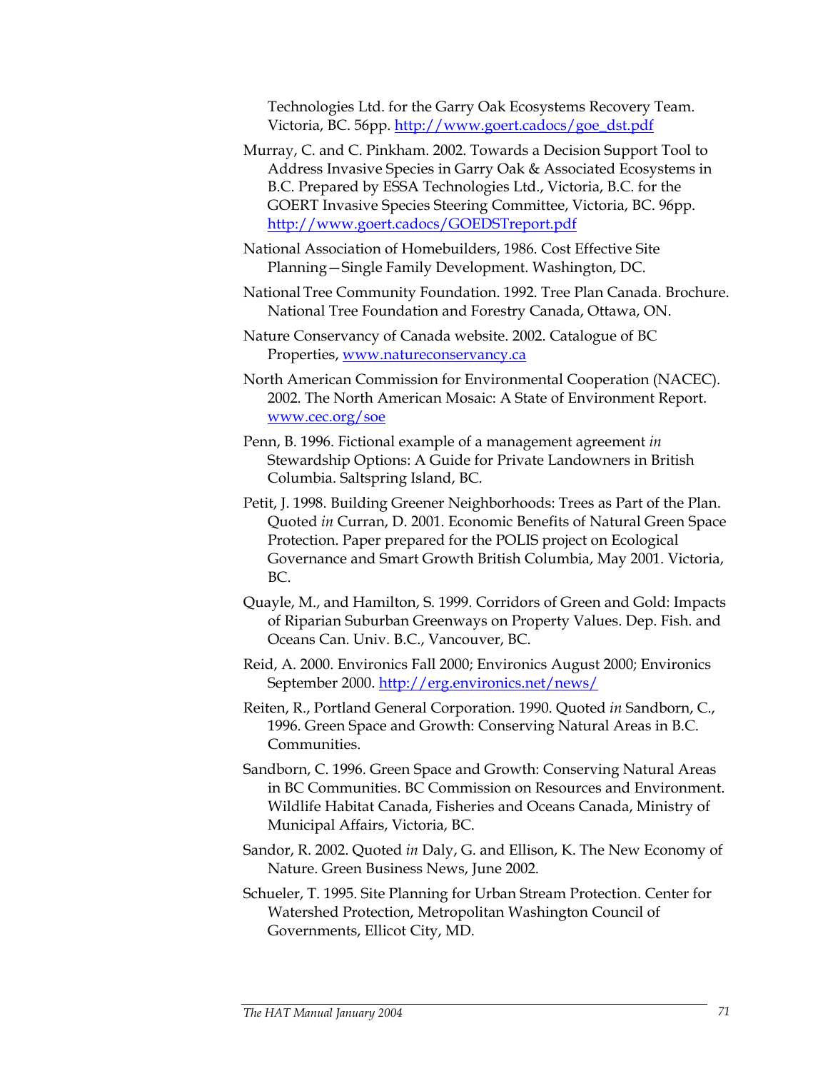Technologies Ltd. for the Garry Oak Ecosystems Recovery Team. Victoria, BC. 56pp. http://www.goert.cadocs/goe_dst.pdf

Murray, C. and C. Pinkham. 2002. Towards a Decision Support Tool to Address Invasive Species in Garry Oak & Associated Ecosystems in B.C. Prepared by ESSA Technologies Ltd., Victoria, B.C. for the GOERT Invasive Species Steering Committee, Victoria, BC. 96pp. http://www.goert.cadocs/GOEDSTreport.pdf

National Association of Homebuilders, 1986. Cost Effective Site Planning—Single Family Development. Washington, DC.

National Tree Community Foundation. 1992. Tree Plan Canada. Brochure. National Tree Foundation and Forestry Canada, Ottawa, ON.

Nature Conservancy of Canada website. 2002. Catalogue of BC Properties, www.natureconservancy.ca

North American Commission for Environmental Cooperation (NACEC). 2002. The North American Mosaic: A State of Environment Report. www.cec.org/soe

Penn, B. 1996. Fictional example of a management agreement *in* Stewardship Options: A Guide for Private Landowners in British Columbia. Saltspring Island, BC.

Petit, J. 1998. Building Greener Neighborhoods: Trees as Part of the Plan. Quoted *in* Curran, D. 2001. Economic Benefits of Natural Green Space Protection. Paper prepared for the POLIS project on Ecological Governance and Smart Growth British Columbia, May 2001. Victoria, BC.

Quayle, M., and Hamilton, S. 1999. Corridors of Green and Gold: Impacts of Riparian Suburban Greenways on Property Values. Dep. Fish. and Oceans Can. Univ. B.C., Vancouver, BC.

Reid, A. 2000. Environics Fall 2000; Environics August 2000; Environics September 2000. http://erg.environics.net/news/

Reiten, R., Portland General Corporation. 1990. Quoted *in* Sandborn, C., 1996. Green Space and Growth: Conserving Natural Areas in B.C. Communities.

Sandborn, C. 1996. Green Space and Growth: Conserving Natural Areas in BC Communities. BC Commission on Resources and Environment. Wildlife Habitat Canada, Fisheries and Oceans Canada, Ministry of Municipal Affairs, Victoria, BC.

Sandor, R. 2002. Quoted *in* Daly, G. and Ellison, K. The New Economy of Nature. Green Business News, June 2002.

Schueler, T. 1995. Site Planning for Urban Stream Protection. Center for Watershed Protection, Metropolitan Washington Council of Governments, Ellicot City, MD.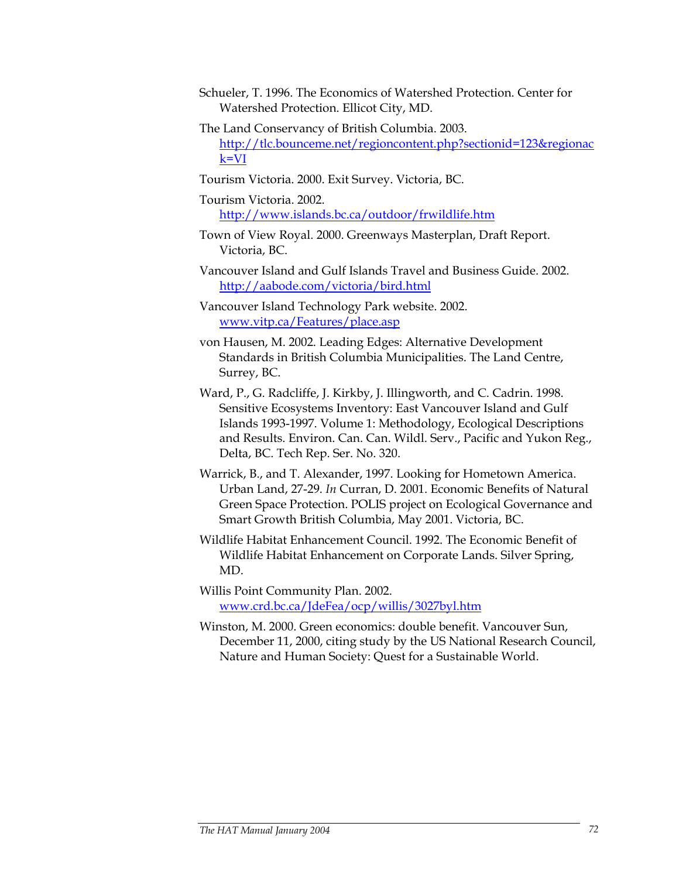Schueler, T. 1996. The Economics of Watershed Protection. Center for Watershed Protection. Ellicot City, MD.

The Land Conservancy of British Columbia. 2003. http://tlc.bounceme.net/regioncontent.php?sectionid=123&regionack=VI

Tourism Victoria. 2000. Exit Survey. Victoria, BC.

Tourism Victoria. 2002. http://www.islands.bc.ca/outdoor/frwildlife.htm

Town of View Royal. 2000. Greenways Masterplan, Draft Report. Victoria, BC.

Vancouver Island and Gulf Islands Travel and Business Guide. 2002. http://aabode.com/victoria/bird.html

Vancouver Island Technology Park website. 2002. www.vitp.ca/Features/place.asp

von Hausen, M. 2002. Leading Edges: Alternative Development Standards in British Columbia Municipalities. The Land Centre, Surrey, BC.

Ward, P., G. Radcliffe, J. Kirkby, J. Illingworth, and C. Cadrin. 1998. Sensitive Ecosystems Inventory: East Vancouver Island and Gulf Islands 1993-1997. Volume 1: Methodology, Ecological Descriptions and Results. Environ. Can. Can. Wildl. Serv., Pacific and Yukon Reg., Delta, BC. Tech Rep. Ser. No. 320.

Warrick, B., and T. Alexander, 1997. Looking for Hometown America. Urban Land, 27-29. *In* Curran, D. 2001. Economic Benefits of Natural Green Space Protection. POLIS project on Ecological Governance and Smart Growth British Columbia, May 2001. Victoria, BC.

Wildlife Habitat Enhancement Council. 1992. The Economic Benefit of Wildlife Habitat Enhancement on Corporate Lands. Silver Spring, MD.

Willis Point Community Plan. 2002. www.crd.bc.ca/JdeFea/ocp/willis/3027byl.htm

Winston, M. 2000. Green economics: double benefit. Vancouver Sun, December 11, 2000, citing study by the US National Research Council, Nature and Human Society: Quest for a Sustainable World.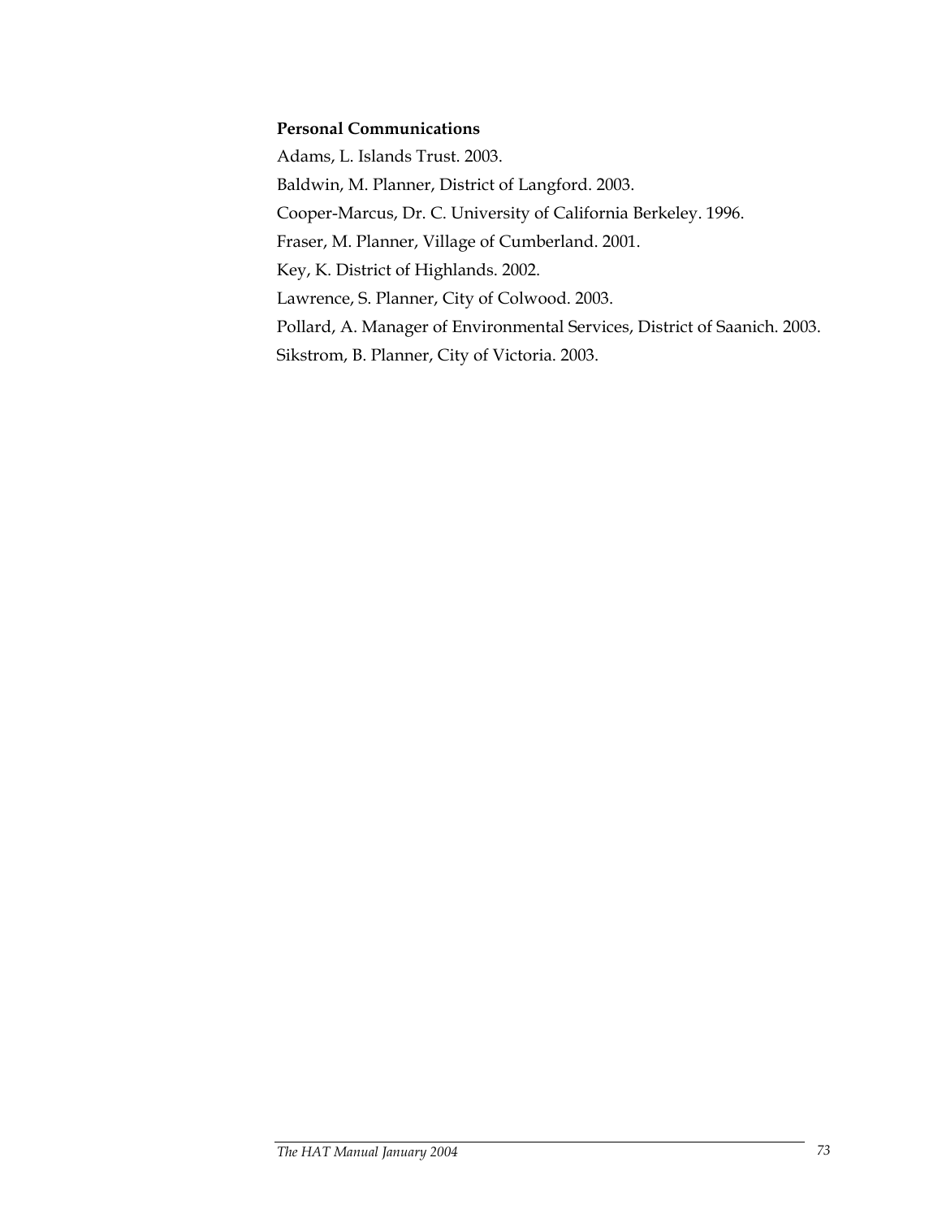**Personal Communications**

Adams, L. Islands Trust. 2003.

Baldwin, M. Planner, District of Langford. 2003.

Cooper-Marcus, Dr. C. University of California Berkeley. 1996.

Fraser, M. Planner, Village of Cumberland. 2001.

Key, K. District of Highlands. 2002.

Lawrence, S. Planner, City of Colwood. 2003.

Pollard, A. Manager of Environmental Services, District of Saanich. 2003.

Sikstrom, B. Planner, City of Victoria. 2003.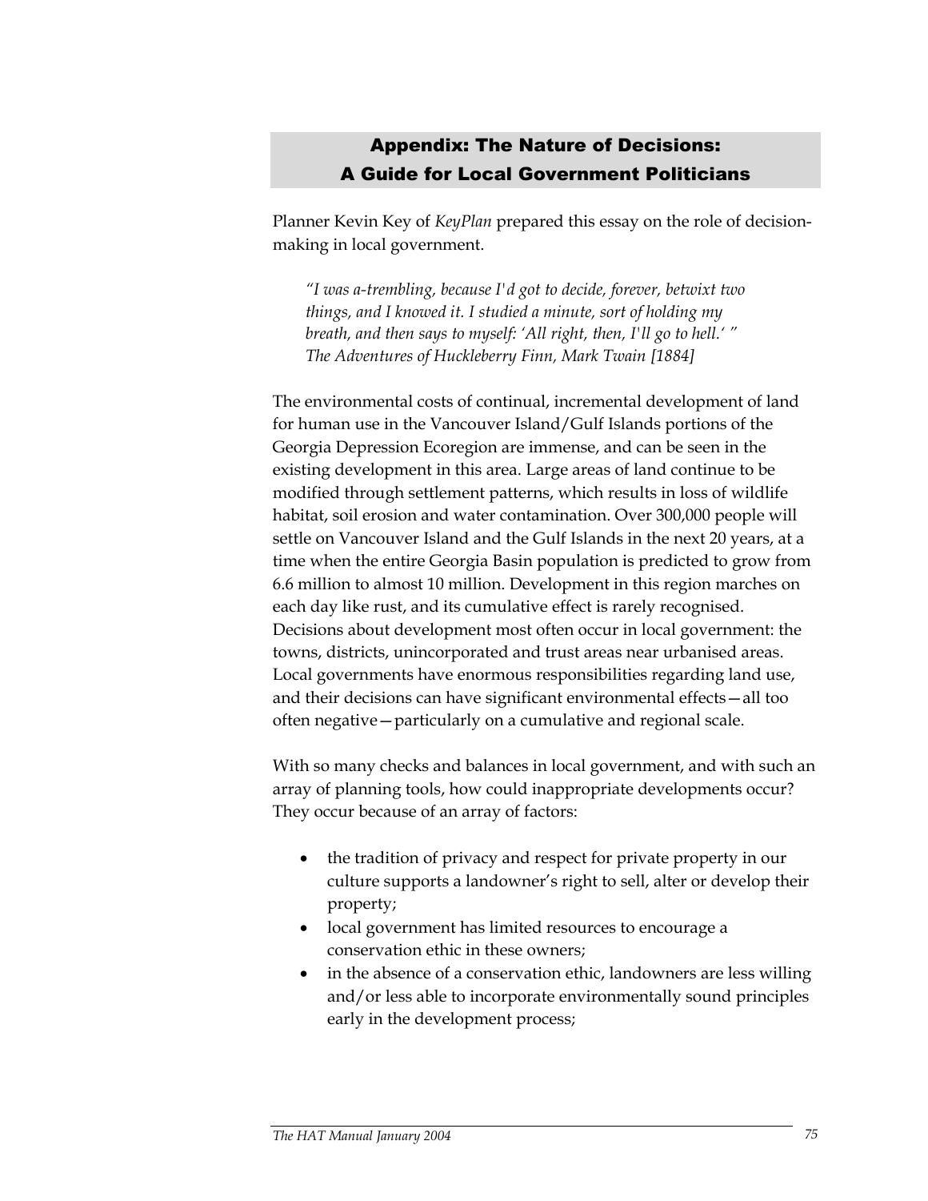## Appendix: The Nature of Decisions: A Guide for Local Government Politicians

Planner Kevin Key of *KeyPlan* prepared this essay on the role of decision-making in local government.

> *"I was a-trembling, because I'd got to decide, forever, betwixt two things, and I knowed it. I studied a minute, sort of holding my breath, and then says to myself: 'All right, then, I'll go to hell.' "*
> *The Adventures of Huckleberry Finn, Mark Twain [1884]*

The environmental costs of continual, incremental development of land for human use in the Vancouver Island/Gulf Islands portions of the Georgia Depression Ecoregion are immense, and can be seen in the existing development in this area. Large areas of land continue to be modified through settlement patterns, which results in loss of wildlife habitat, soil erosion and water contamination. Over 300,000 people will settle on Vancouver Island and the Gulf Islands in the next 20 years, at a time when the entire Georgia Basin population is predicted to grow from 6.6 million to almost 10 million. Development in this region marches on each day like rust, and its cumulative effect is rarely recognised. Decisions about development most often occur in local government: the towns, districts, unincorporated and trust areas near urbanised areas. Local governments have enormous responsibilities regarding land use, and their decisions can have significant environmental effects—all too often negative—particularly on a cumulative and regional scale.

With so many checks and balances in local government, and with such an array of planning tools, how could inappropriate developments occur? They occur because of an array of factors:

- the tradition of privacy and respect for private property in our culture supports a landowner's right to sell, alter or develop their property;
- local government has limited resources to encourage a conservation ethic in these owners;
- in the absence of a conservation ethic, landowners are less willing and/or less able to incorporate environmentally sound principles early in the development process;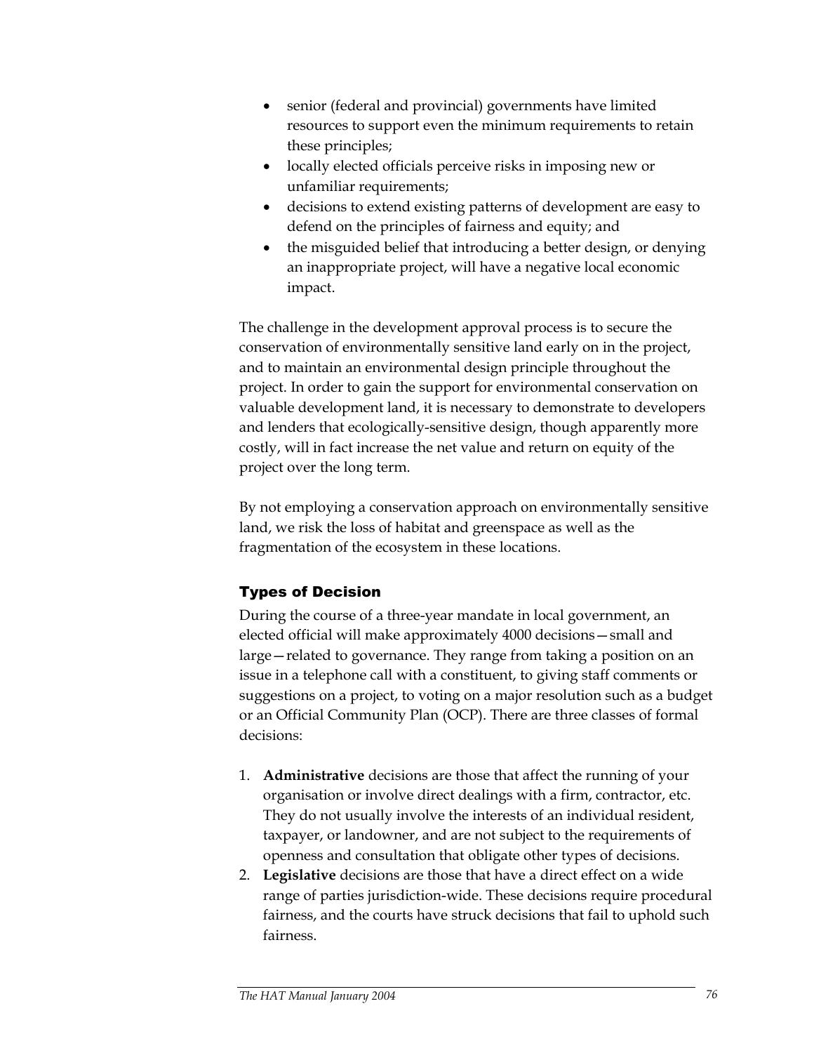- senior (federal and provincial) governments have limited resources to support even the minimum requirements to retain these principles;
- locally elected officials perceive risks in imposing new or unfamiliar requirements;
- decisions to extend existing patterns of development are easy to defend on the principles of fairness and equity; and
- the misguided belief that introducing a better design, or denying an inappropriate project, will have a negative local economic impact.

The challenge in the development approval process is to secure the conservation of environmentally sensitive land early on in the project, and to maintain an environmental design principle throughout the project. In order to gain the support for environmental conservation on valuable development land, it is necessary to demonstrate to developers and lenders that ecologically-sensitive design, though apparently more costly, will in fact increase the net value and return on equity of the project over the long term.

By not employing a conservation approach on environmentally sensitive land, we risk the loss of habitat and greenspace as well as the fragmentation of the ecosystem in these locations.

### Types of Decision

During the course of a three-year mandate in local government, an elected official will make approximately 4000 decisions—small and large—related to governance. They range from taking a position on an issue in a telephone call with a constituent, to giving staff comments or suggestions on a project, to voting on a major resolution such as a budget or an Official Community Plan (OCP). There are three classes of formal decisions:

1. **Administrative** decisions are those that affect the running of your organisation or involve direct dealings with a firm, contractor, etc. They do not usually involve the interests of an individual resident, taxpayer, or landowner, and are not subject to the requirements of openness and consultation that obligate other types of decisions.
2. **Legislative** decisions are those that have a direct effect on a wide range of parties jurisdiction-wide. These decisions require procedural fairness, and the courts have struck decisions that fail to uphold such fairness.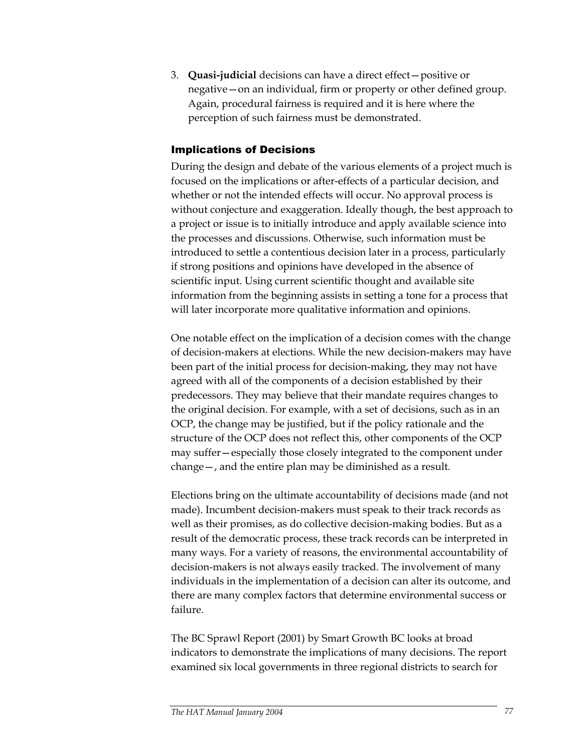3. **Quasi-judicial** decisions can have a direct effect—positive or negative—on an individual, firm or property or other defined group. Again, procedural fairness is required and it is here where the perception of such fairness must be demonstrated.

### Implications of Decisions

During the design and debate of the various elements of a project much is focused on the implications or after-effects of a particular decision, and whether or not the intended effects will occur. No approval process is without conjecture and exaggeration. Ideally though, the best approach to a project or issue is to initially introduce and apply available science into the processes and discussions. Otherwise, such information must be introduced to settle a contentious decision later in a process, particularly if strong positions and opinions have developed in the absence of scientific input. Using current scientific thought and available site information from the beginning assists in setting a tone for a process that will later incorporate more qualitative information and opinions.

One notable effect on the implication of a decision comes with the change of decision-makers at elections. While the new decision-makers may have been part of the initial process for decision-making, they may not have agreed with all of the components of a decision established by their predecessors. They may believe that their mandate requires changes to the original decision. For example, with a set of decisions, such as in an OCP, the change may be justified, but if the policy rationale and the structure of the OCP does not reflect this, other components of the OCP may suffer—especially those closely integrated to the component under change—, and the entire plan may be diminished as a result.

Elections bring on the ultimate accountability of decisions made (and not made). Incumbent decision-makers must speak to their track records as well as their promises, as do collective decision-making bodies. But as a result of the democratic process, these track records can be interpreted in many ways. For a variety of reasons, the environmental accountability of decision-makers is not always easily tracked. The involvement of many individuals in the implementation of a decision can alter its outcome, and there are many complex factors that determine environmental success or failure.

The BC Sprawl Report (2001) by Smart Growth BC looks at broad indicators to demonstrate the implications of many decisions. The report examined six local governments in three regional districts to search for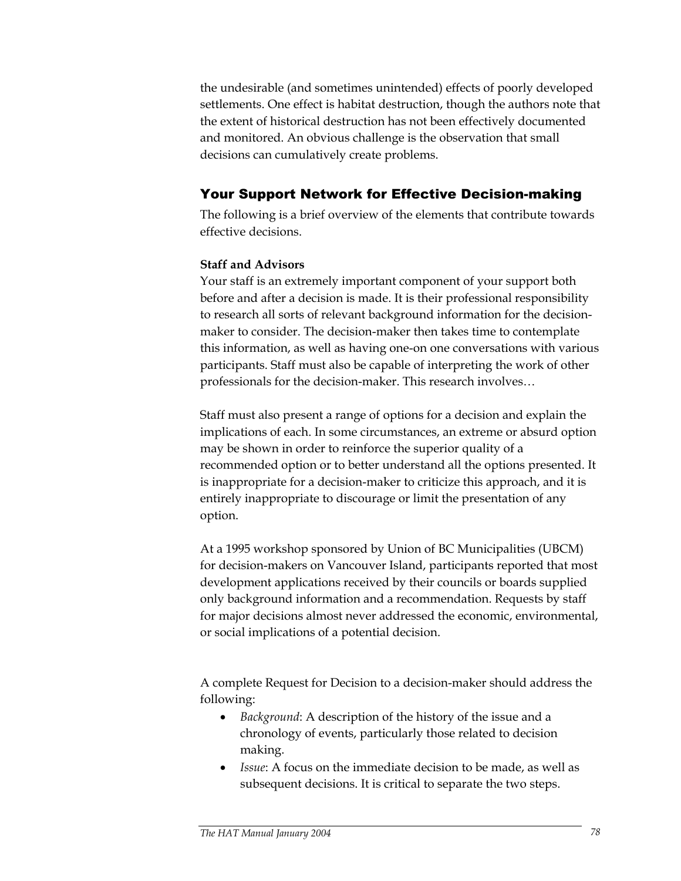the undesirable (and sometimes unintended) effects of poorly developed settlements. One effect is habitat destruction, though the authors note that the extent of historical destruction has not been effectively documented and monitored. An obvious challenge is the observation that small decisions can cumulatively create problems.

## Your Support Network for Effective Decision-making

The following is a brief overview of the elements that contribute towards effective decisions.

**Staff and Advisors**

Your staff is an extremely important component of your support both before and after a decision is made. It is their professional responsibility to research all sorts of relevant background information for the decision-maker to consider. The decision-maker then takes time to contemplate this information, as well as having one-on one conversations with various participants. Staff must also be capable of interpreting the work of other professionals for the decision-maker. This research involves…

Staff must also present a range of options for a decision and explain the implications of each. In some circumstances, an extreme or absurd option may be shown in order to reinforce the superior quality of a recommended option or to better understand all the options presented. It is inappropriate for a decision-maker to criticize this approach, and it is entirely inappropriate to discourage or limit the presentation of any option.

At a 1995 workshop sponsored by Union of BC Municipalities (UBCM) for decision-makers on Vancouver Island, participants reported that most development applications received by their councils or boards supplied only background information and a recommendation. Requests by staff for major decisions almost never addressed the economic, environmental, or social implications of a potential decision.

A complete Request for Decision to a decision-maker should address the following:

- *Background*: A description of the history of the issue and a chronology of events, particularly those related to decision making.
- *Issue*: A focus on the immediate decision to be made, as well as subsequent decisions. It is critical to separate the two steps.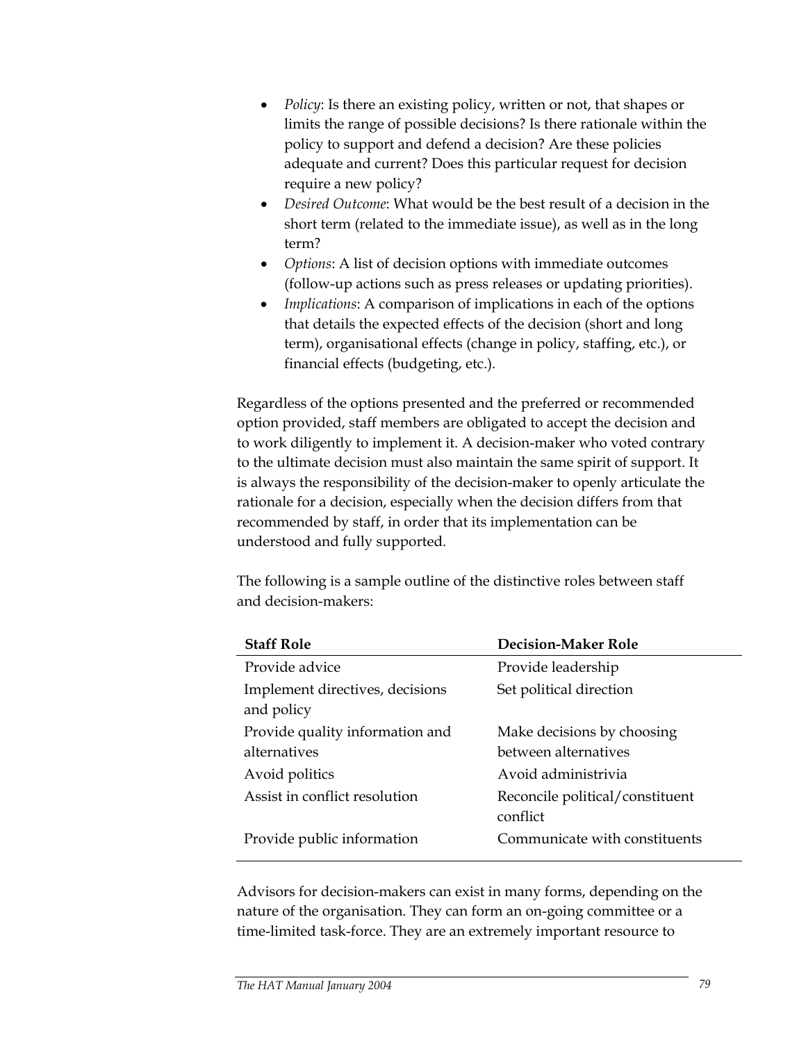- *Policy*: Is there an existing policy, written or not, that shapes or limits the range of possible decisions? Is there rationale within the policy to support and defend a decision? Are these policies adequate and current? Does this particular request for decision require a new policy?
- *Desired Outcome*: What would be the best result of a decision in the short term (related to the immediate issue), as well as in the long term?
- *Options*: A list of decision options with immediate outcomes (follow-up actions such as press releases or updating priorities).
- *Implications*: A comparison of implications in each of the options that details the expected effects of the decision (short and long term), organisational effects (change in policy, staffing, etc.), or financial effects (budgeting, etc.).

Regardless of the options presented and the preferred or recommended option provided, staff members are obligated to accept the decision and to work diligently to implement it. A decision-maker who voted contrary to the ultimate decision must also maintain the same spirit of support. It is always the responsibility of the decision-maker to openly articulate the rationale for a decision, especially when the decision differs from that recommended by staff, in order that its implementation can be understood and fully supported.

The following is a sample outline of the distinctive roles between staff and decision-makers:

| **Staff Role** | **Decision-Maker Role** |
|---|---|
| Provide advice | Provide leadership |
| Implement directives, decisions and policy | Set political direction |
| Provide quality information and alternatives | Make decisions by choosing between alternatives |
| Avoid politics | Avoid administrivia |
| Assist in conflict resolution | Reconcile political/constituent conflict |
| Provide public information | Communicate with constituents |

Advisors for decision-makers can exist in many forms, depending on the nature of the organisation. They can form an on-going committee or a time-limited task-force. They are an extremely important resource to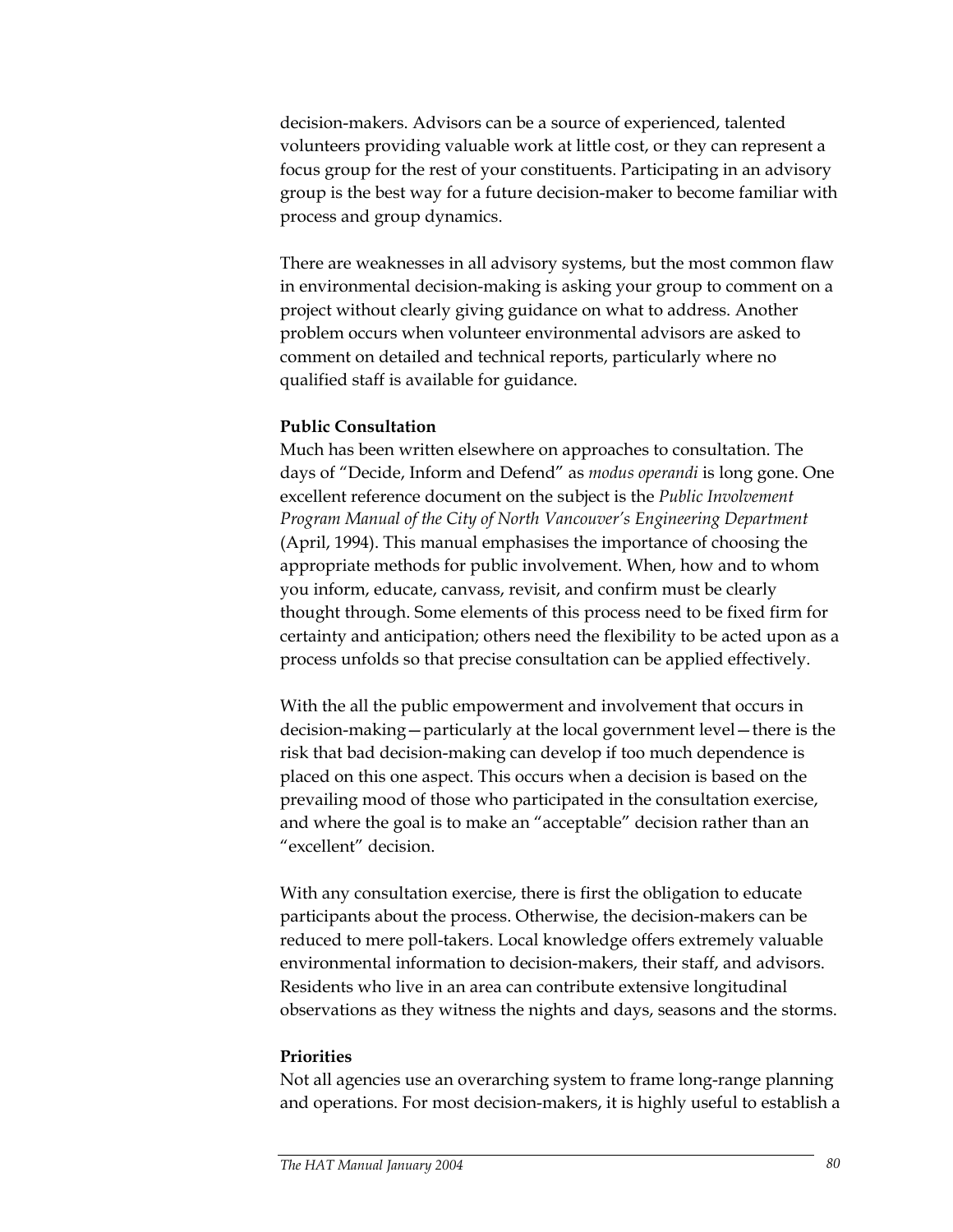decision-makers. Advisors can be a source of experienced, talented volunteers providing valuable work at little cost, or they can represent a focus group for the rest of your constituents. Participating in an advisory group is the best way for a future decision-maker to become familiar with process and group dynamics.

There are weaknesses in all advisory systems, but the most common flaw in environmental decision-making is asking your group to comment on a project without clearly giving guidance on what to address. Another problem occurs when volunteer environmental advisors are asked to comment on detailed and technical reports, particularly where no qualified staff is available for guidance.

**Public Consultation**

Much has been written elsewhere on approaches to consultation. The days of "Decide, Inform and Defend" as *modus operandi* is long gone. One excellent reference document on the subject is the *Public Involvement Program Manual of the City of North Vancouver's Engineering Department* (April, 1994). This manual emphasises the importance of choosing the appropriate methods for public involvement. When, how and to whom you inform, educate, canvass, revisit, and confirm must be clearly thought through. Some elements of this process need to be fixed firm for certainty and anticipation; others need the flexibility to be acted upon as a process unfolds so that precise consultation can be applied effectively.

With the all the public empowerment and involvement that occurs in decision-making—particularly at the local government level—there is the risk that bad decision-making can develop if too much dependence is placed on this one aspect. This occurs when a decision is based on the prevailing mood of those who participated in the consultation exercise, and where the goal is to make an "acceptable" decision rather than an "excellent" decision.

With any consultation exercise, there is first the obligation to educate participants about the process. Otherwise, the decision-makers can be reduced to mere poll-takers. Local knowledge offers extremely valuable environmental information to decision-makers, their staff, and advisors. Residents who live in an area can contribute extensive longitudinal observations as they witness the nights and days, seasons and the storms.

**Priorities**

Not all agencies use an overarching system to frame long-range planning and operations. For most decision-makers, it is highly useful to establish a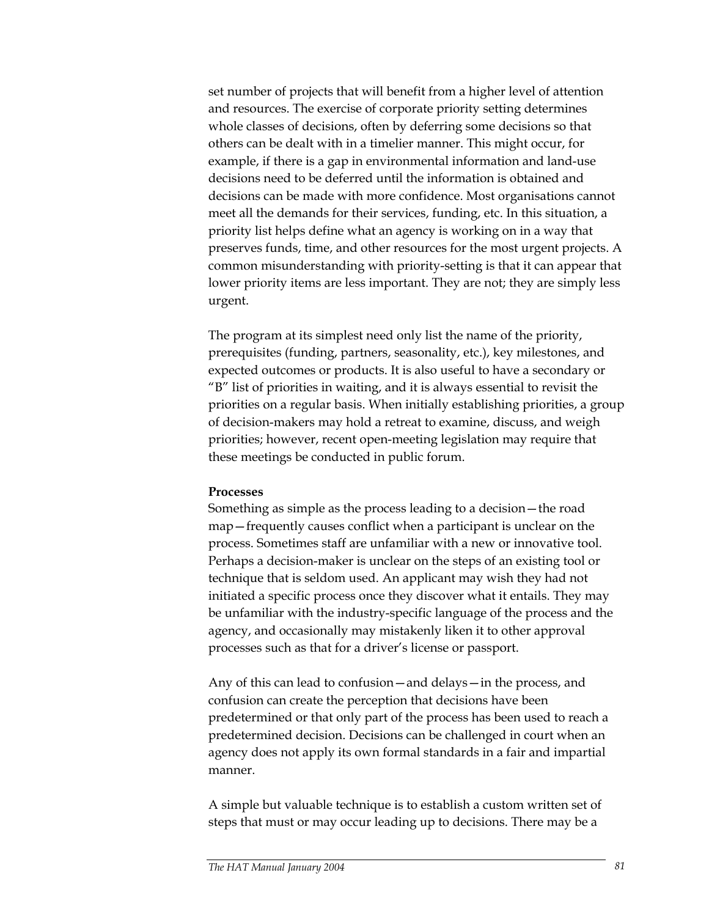set number of projects that will benefit from a higher level of attention and resources. The exercise of corporate priority setting determines whole classes of decisions, often by deferring some decisions so that others can be dealt with in a timelier manner. This might occur, for example, if there is a gap in environmental information and land-use decisions need to be deferred until the information is obtained and decisions can be made with more confidence. Most organisations cannot meet all the demands for their services, funding, etc. In this situation, a priority list helps define what an agency is working on in a way that preserves funds, time, and other resources for the most urgent projects. A common misunderstanding with priority-setting is that it can appear that lower priority items are less important. They are not; they are simply less urgent.

The program at its simplest need only list the name of the priority, prerequisites (funding, partners, seasonality, etc.), key milestones, and expected outcomes or products. It is also useful to have a secondary or "B" list of priorities in waiting, and it is always essential to revisit the priorities on a regular basis. When initially establishing priorities, a group of decision-makers may hold a retreat to examine, discuss, and weigh priorities; however, recent open-meeting legislation may require that these meetings be conducted in public forum.

**Processes**

Something as simple as the process leading to a decision—the road map—frequently causes conflict when a participant is unclear on the process. Sometimes staff are unfamiliar with a new or innovative tool. Perhaps a decision-maker is unclear on the steps of an existing tool or technique that is seldom used. An applicant may wish they had not initiated a specific process once they discover what it entails. They may be unfamiliar with the industry-specific language of the process and the agency, and occasionally may mistakenly liken it to other approval processes such as that for a driver's license or passport.

Any of this can lead to confusion—and delays—in the process, and confusion can create the perception that decisions have been predetermined or that only part of the process has been used to reach a predetermined decision. Decisions can be challenged in court when an agency does not apply its own formal standards in a fair and impartial manner.

A simple but valuable technique is to establish a custom written set of steps that must or may occur leading up to decisions. There may be a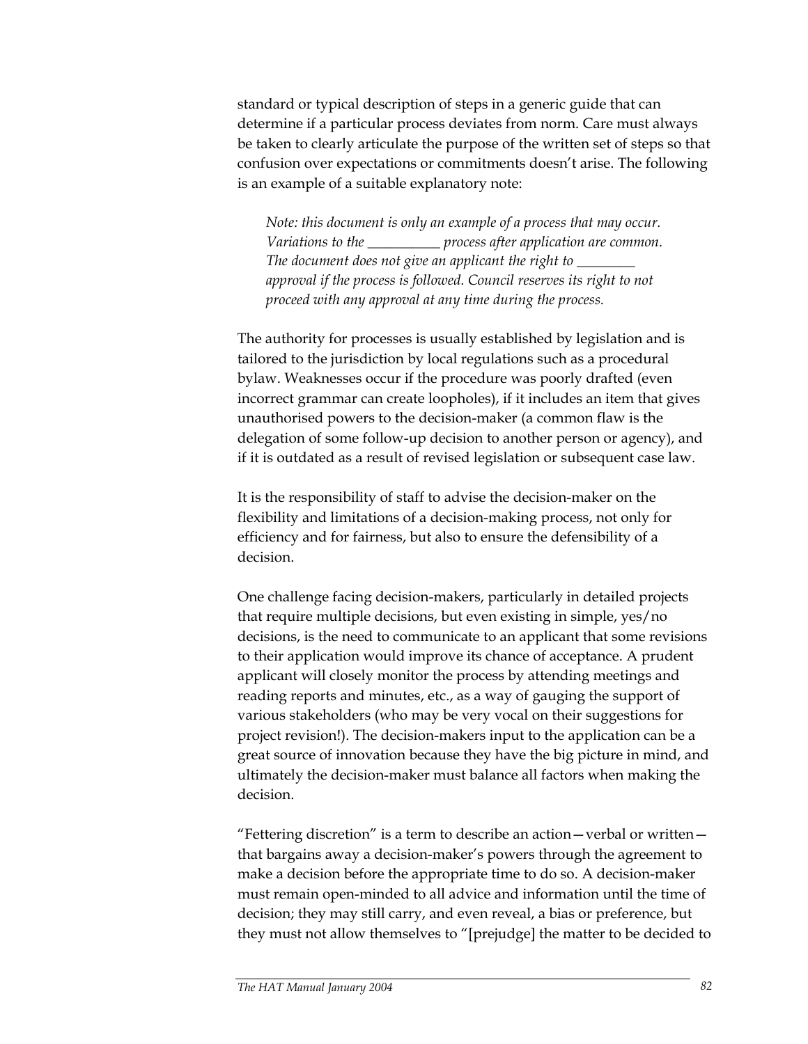standard or typical description of steps in a generic guide that can determine if a particular process deviates from norm. Care must always be taken to clearly articulate the purpose of the written set of steps so that confusion over expectations or commitments doesn't arise. The following is an example of a suitable explanatory note:

> *Note: this document is only an example of a process that may occur. Variations to the __________ process after application are common. The document does not give an applicant the right to ________ approval if the process is followed. Council reserves its right to not proceed with any approval at any time during the process.*

The authority for processes is usually established by legislation and is tailored to the jurisdiction by local regulations such as a procedural bylaw. Weaknesses occur if the procedure was poorly drafted (even incorrect grammar can create loopholes), if it includes an item that gives unauthorised powers to the decision-maker (a common flaw is the delegation of some follow-up decision to another person or agency), and if it is outdated as a result of revised legislation or subsequent case law.

It is the responsibility of staff to advise the decision-maker on the flexibility and limitations of a decision-making process, not only for efficiency and for fairness, but also to ensure the defensibility of a decision.

One challenge facing decision-makers, particularly in detailed projects that require multiple decisions, but even existing in simple, yes/no decisions, is the need to communicate to an applicant that some revisions to their application would improve its chance of acceptance. A prudent applicant will closely monitor the process by attending meetings and reading reports and minutes, etc., as a way of gauging the support of various stakeholders (who may be very vocal on their suggestions for project revision!). The decision-makers input to the application can be a great source of innovation because they have the big picture in mind, and ultimately the decision-maker must balance all factors when making the decision.

"Fettering discretion" is a term to describe an action—verbal or written—that bargains away a decision-maker's powers through the agreement to make a decision before the appropriate time to do so. A decision-maker must remain open-minded to all advice and information until the time of decision; they may still carry, and even reveal, a bias or preference, but they must not allow themselves to "[prejudge] the matter to be decided to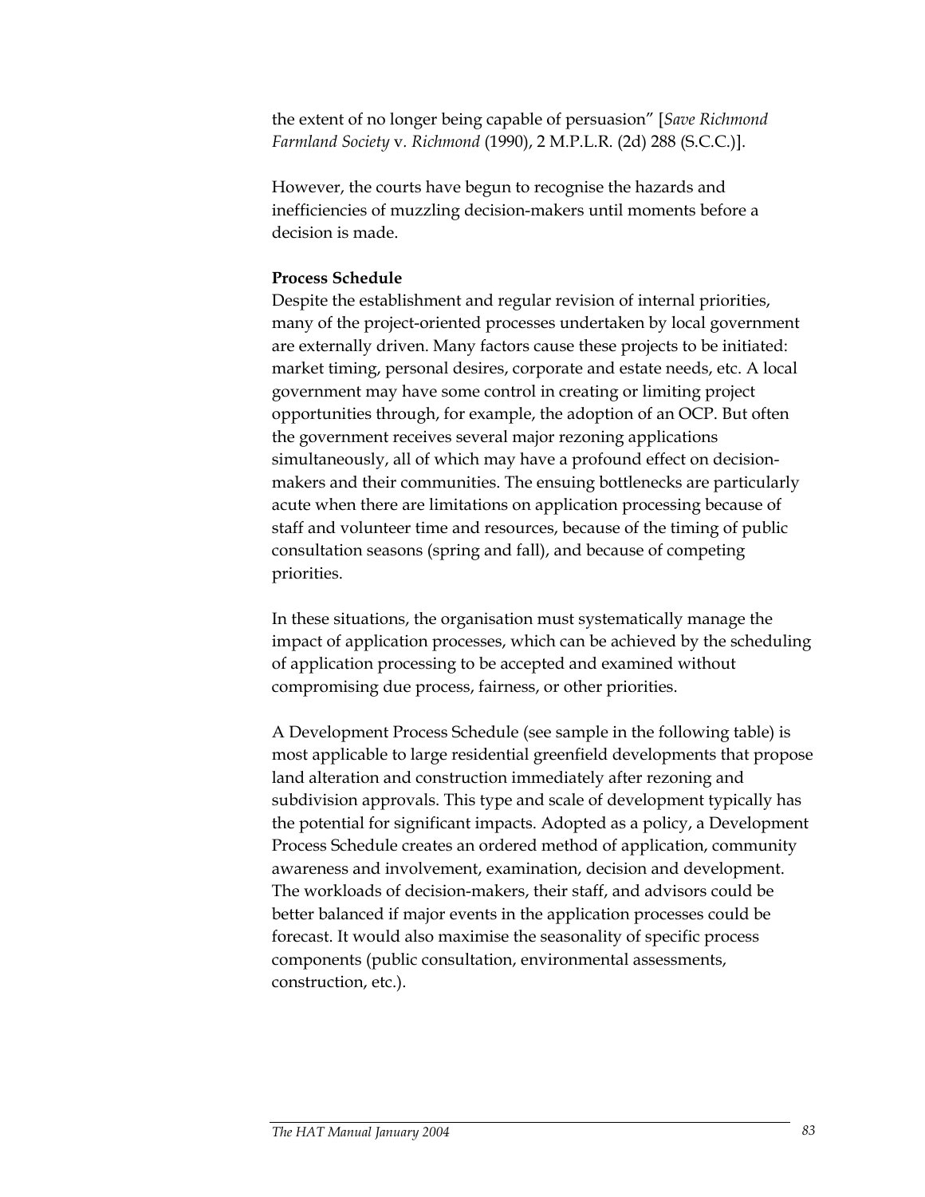the extent of no longer being capable of persuasion" [*Save Richmond Farmland Society* v. *Richmond* (1990), 2 M.P.L.R. (2d) 288 (S.C.C.)].

However, the courts have begun to recognise the hazards and inefficiencies of muzzling decision-makers until moments before a decision is made.

**Process Schedule**

Despite the establishment and regular revision of internal priorities, many of the project-oriented processes undertaken by local government are externally driven. Many factors cause these projects to be initiated: market timing, personal desires, corporate and estate needs, etc. A local government may have some control in creating or limiting project opportunities through, for example, the adoption of an OCP. But often the government receives several major rezoning applications simultaneously, all of which may have a profound effect on decision-makers and their communities. The ensuing bottlenecks are particularly acute when there are limitations on application processing because of staff and volunteer time and resources, because of the timing of public consultation seasons (spring and fall), and because of competing priorities.

In these situations, the organisation must systematically manage the impact of application processes, which can be achieved by the scheduling of application processing to be accepted and examined without compromising due process, fairness, or other priorities.

A Development Process Schedule (see sample in the following table) is most applicable to large residential greenfield developments that propose land alteration and construction immediately after rezoning and subdivision approvals. This type and scale of development typically has the potential for significant impacts. Adopted as a policy, a Development Process Schedule creates an ordered method of application, community awareness and involvement, examination, decision and development. The workloads of decision-makers, their staff, and advisors could be better balanced if major events in the application processes could be forecast. It would also maximise the seasonality of specific process components (public consultation, environmental assessments, construction, etc.).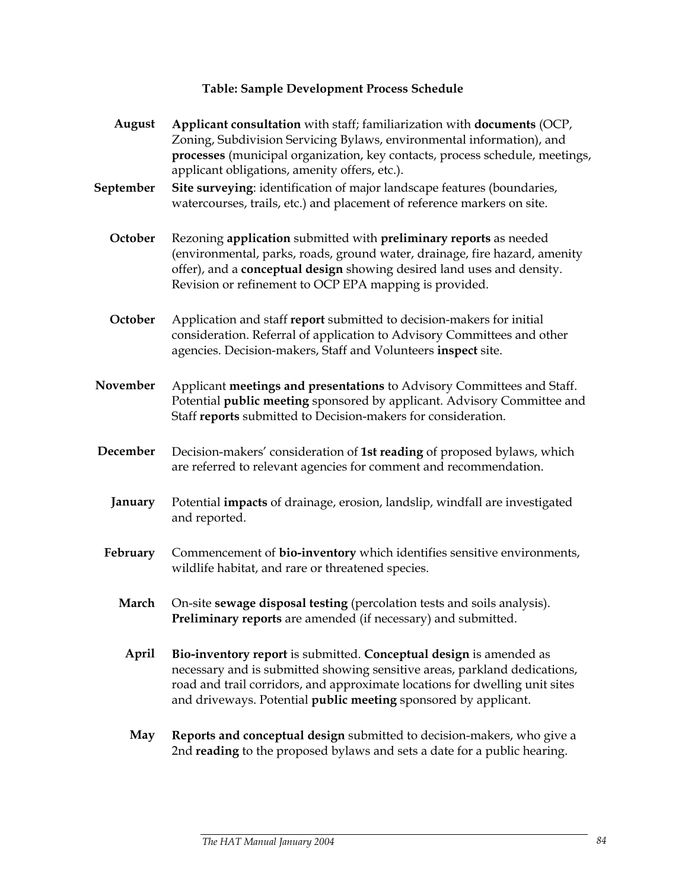### Table: Sample Development Process Schedule

| | |
|---|---|
| **August** | **Applicant consultation** with staff; familiarization with **documents** (OCP, Zoning, Subdivision Servicing Bylaws, environmental information), and **processes** (municipal organization, key contacts, process schedule, meetings, applicant obligations, amenity offers, etc.). |
| **September** | **Site surveying**: identification of major landscape features (boundaries, watercourses, trails, etc.) and placement of reference markers on site. |
| **October** | Rezoning **application** submitted with **preliminary reports** as needed (environmental, parks, roads, ground water, drainage, fire hazard, amenity offer), and a **conceptual design** showing desired land uses and density. Revision or refinement to OCP EPA mapping is provided. |
| **October** | Application and staff **report** submitted to decision-makers for initial consideration. Referral of application to Advisory Committees and other agencies. Decision-makers, Staff and Volunteers **inspect** site. |
| **November** | Applicant **meetings and presentations** to Advisory Committees and Staff. Potential **public meeting** sponsored by applicant. Advisory Committee and Staff **reports** submitted to Decision-makers for consideration. |
| **December** | Decision-makers' consideration of **1st reading** of proposed bylaws, which are referred to relevant agencies for comment and recommendation. |
| **January** | Potential **impacts** of drainage, erosion, landslip, windfall are investigated and reported. |
| **February** | Commencement of **bio-inventory** which identifies sensitive environments, wildlife habitat, and rare or threatened species. |
| **March** | On-site **sewage disposal testing** (percolation tests and soils analysis). **Preliminary reports** are amended (if necessary) and submitted. |
| **April** | **Bio-inventory report** is submitted. **Conceptual design** is amended as necessary and is submitted showing sensitive areas, parkland dedications, road and trail corridors, and approximate locations for dwelling unit sites and driveways. Potential **public meeting** sponsored by applicant. |
| **May** | **Reports and conceptual design** submitted to decision-makers, who give a 2nd **reading** to the proposed bylaws and sets a date for a public hearing. |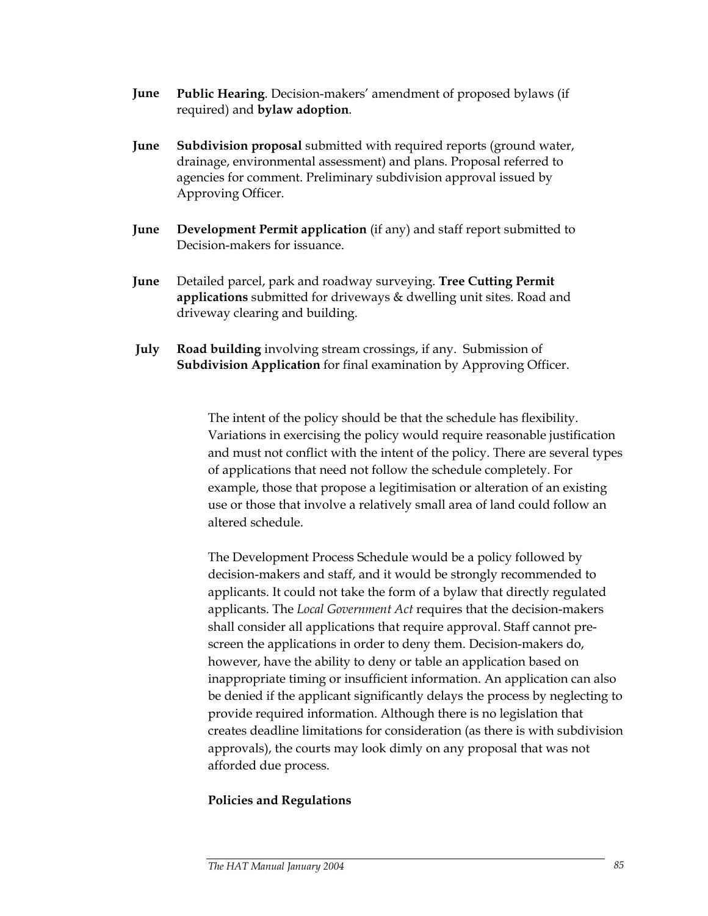**June** **Public Hearing**. Decision-makers' amendment of proposed bylaws (if required) and **bylaw adoption**.

**June** **Subdivision proposal** submitted with required reports (ground water, drainage, environmental assessment) and plans. Proposal referred to agencies for comment. Preliminary subdivision approval issued by Approving Officer.

**June** **Development Permit application** (if any) and staff report submitted to Decision-makers for issuance.

**June** Detailed parcel, park and roadway surveying. **Tree Cutting Permit applications** submitted for driveways & dwelling unit sites. Road and driveway clearing and building.

**July** **Road building** involving stream crossings, if any. Submission of **Subdivision Application** for final examination by Approving Officer.

The intent of the policy should be that the schedule has flexibility. Variations in exercising the policy would require reasonable justification and must not conflict with the intent of the policy. There are several types of applications that need not follow the schedule completely. For example, those that propose a legitimisation or alteration of an existing use or those that involve a relatively small area of land could follow an altered schedule.

The Development Process Schedule would be a policy followed by decision-makers and staff, and it would be strongly recommended to applicants. It could not take the form of a bylaw that directly regulated applicants. The *Local Government Act* requires that the decision-makers shall consider all applications that require approval. Staff cannot pre-screen the applications in order to deny them. Decision-makers do, however, have the ability to deny or table an application based on inappropriate timing or insufficient information. An application can also be denied if the applicant significantly delays the process by neglecting to provide required information. Although there is no legislation that creates deadline limitations for consideration (as there is with subdivision approvals), the courts may look dimly on any proposal that was not afforded due process.

**Policies and Regulations**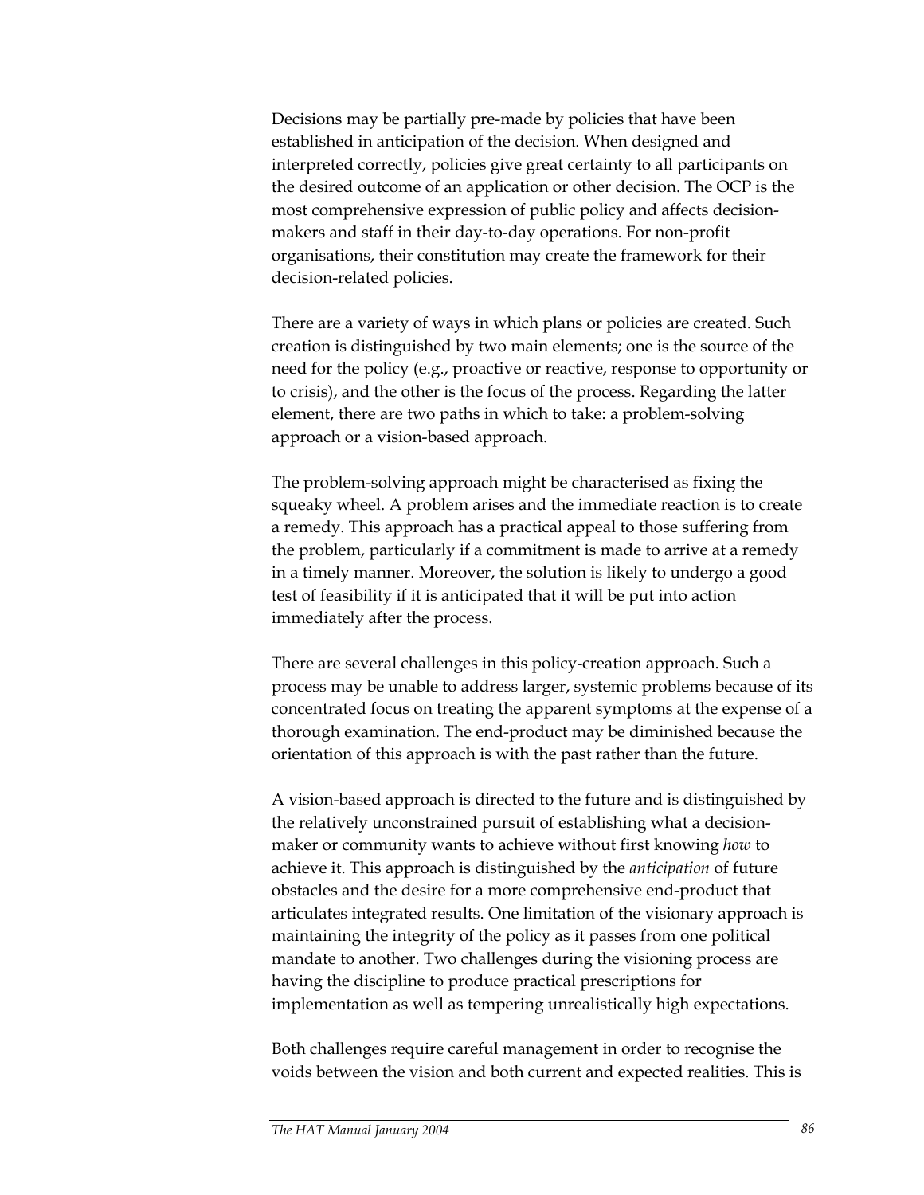Decisions may be partially pre-made by policies that have been established in anticipation of the decision. When designed and interpreted correctly, policies give great certainty to all participants on the desired outcome of an application or other decision. The OCP is the most comprehensive expression of public policy and affects decision-makers and staff in their day-to-day operations. For non-profit organisations, their constitution may create the framework for their decision-related policies.

There are a variety of ways in which plans or policies are created. Such creation is distinguished by two main elements; one is the source of the need for the policy (e.g., proactive or reactive, response to opportunity or to crisis), and the other is the focus of the process. Regarding the latter element, there are two paths in which to take: a problem-solving approach or a vision-based approach.

The problem-solving approach might be characterised as fixing the squeaky wheel. A problem arises and the immediate reaction is to create a remedy. This approach has a practical appeal to those suffering from the problem, particularly if a commitment is made to arrive at a remedy in a timely manner. Moreover, the solution is likely to undergo a good test of feasibility if it is anticipated that it will be put into action immediately after the process.

There are several challenges in this policy-creation approach. Such a process may be unable to address larger, systemic problems because of its concentrated focus on treating the apparent symptoms at the expense of a thorough examination. The end-product may be diminished because the orientation of this approach is with the past rather than the future.

A vision-based approach is directed to the future and is distinguished by the relatively unconstrained pursuit of establishing what a decision-maker or community wants to achieve without first knowing *how* to achieve it. This approach is distinguished by the *anticipation* of future obstacles and the desire for a more comprehensive end-product that articulates integrated results. One limitation of the visionary approach is maintaining the integrity of the policy as it passes from one political mandate to another. Two challenges during the visioning process are having the discipline to produce practical prescriptions for implementation as well as tempering unrealistically high expectations.

Both challenges require careful management in order to recognise the voids between the vision and both current and expected realities. This is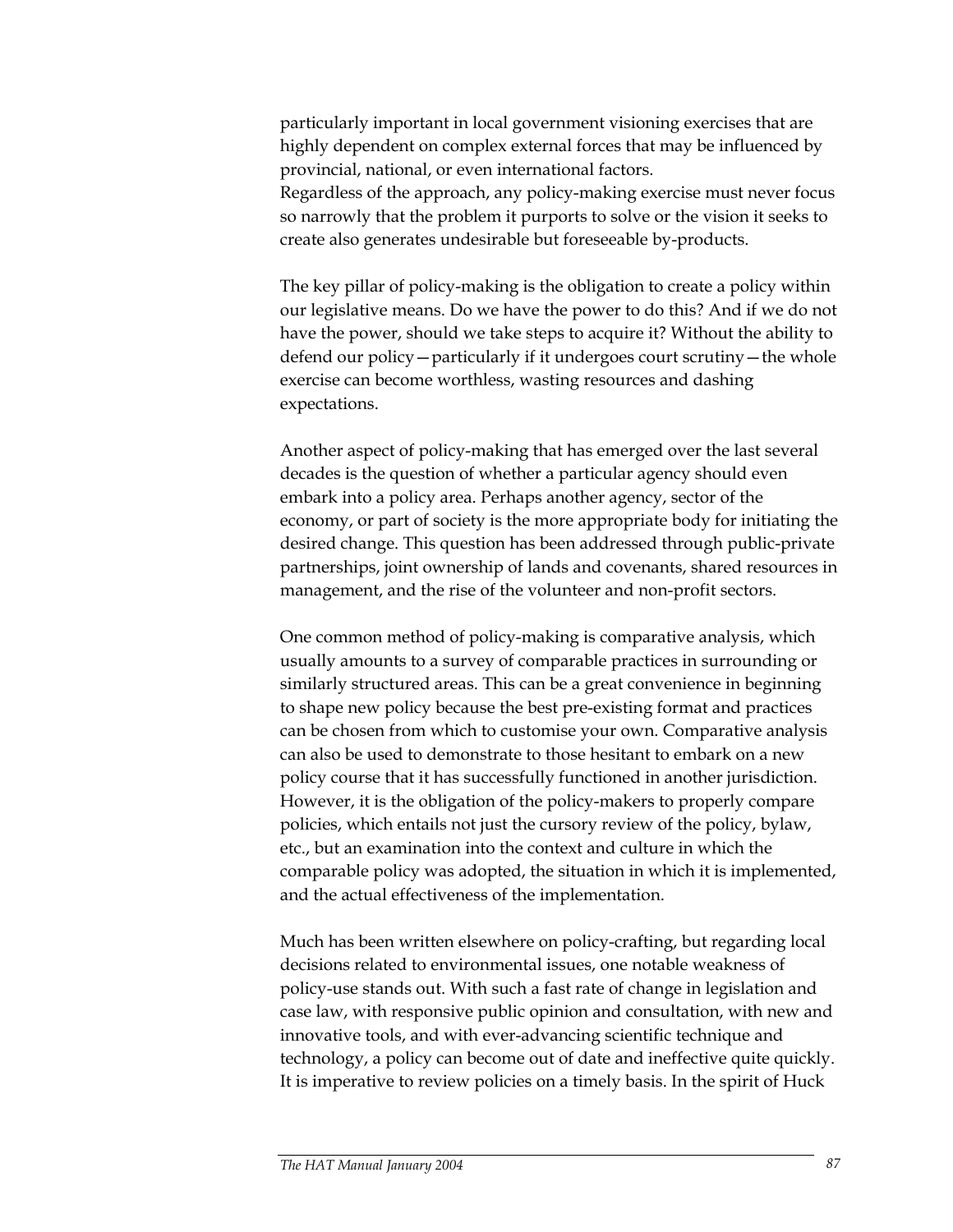particularly important in local government visioning exercises that are highly dependent on complex external forces that may be influenced by provincial, national, or even international factors.
Regardless of the approach, any policy-making exercise must never focus so narrowly that the problem it purports to solve or the vision it seeks to create also generates undesirable but foreseeable by-products.

The key pillar of policy-making is the obligation to create a policy within our legislative means. Do we have the power to do this? And if we do not have the power, should we take steps to acquire it? Without the ability to defend our policy—particularly if it undergoes court scrutiny—the whole exercise can become worthless, wasting resources and dashing expectations.

Another aspect of policy-making that has emerged over the last several decades is the question of whether a particular agency should even embark into a policy area. Perhaps another agency, sector of the economy, or part of society is the more appropriate body for initiating the desired change. This question has been addressed through public-private partnerships, joint ownership of lands and covenants, shared resources in management, and the rise of the volunteer and non-profit sectors.

One common method of policy-making is comparative analysis, which usually amounts to a survey of comparable practices in surrounding or similarly structured areas. This can be a great convenience in beginning to shape new policy because the best pre-existing format and practices can be chosen from which to customise your own. Comparative analysis can also be used to demonstrate to those hesitant to embark on a new policy course that it has successfully functioned in another jurisdiction. However, it is the obligation of the policy-makers to properly compare policies, which entails not just the cursory review of the policy, bylaw, etc., but an examination into the context and culture in which the comparable policy was adopted, the situation in which it is implemented, and the actual effectiveness of the implementation.

Much has been written elsewhere on policy-crafting, but regarding local decisions related to environmental issues, one notable weakness of policy-use stands out. With such a fast rate of change in legislation and case law, with responsive public opinion and consultation, with new and innovative tools, and with ever-advancing scientific technique and technology, a policy can become out of date and ineffective quite quickly. It is imperative to review policies on a timely basis. In the spirit of Huck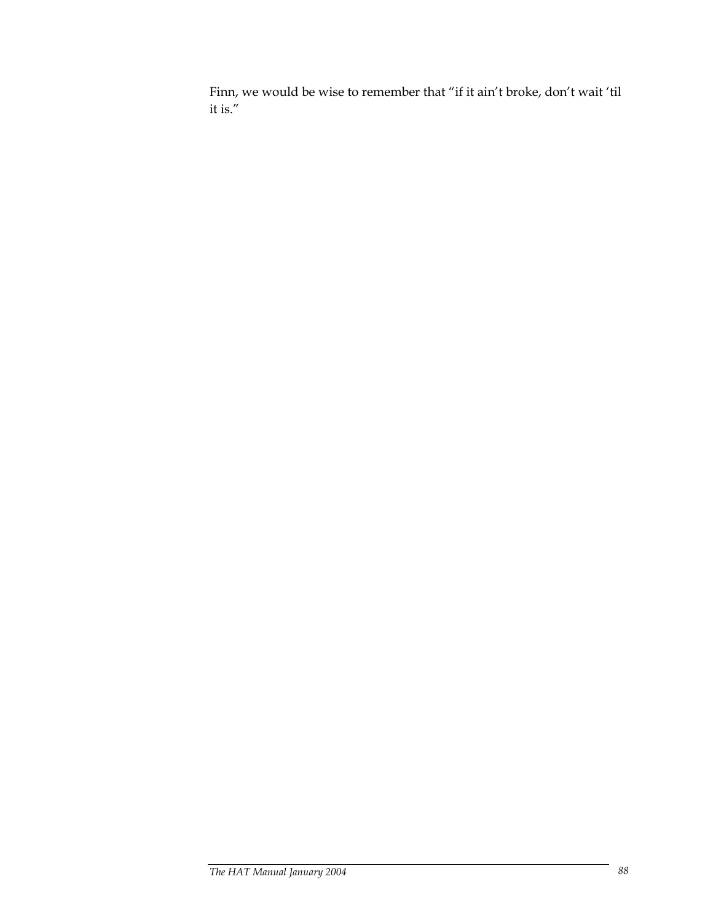Finn, we would be wise to remember that "if it ain't broke, don't wait 'til it is."